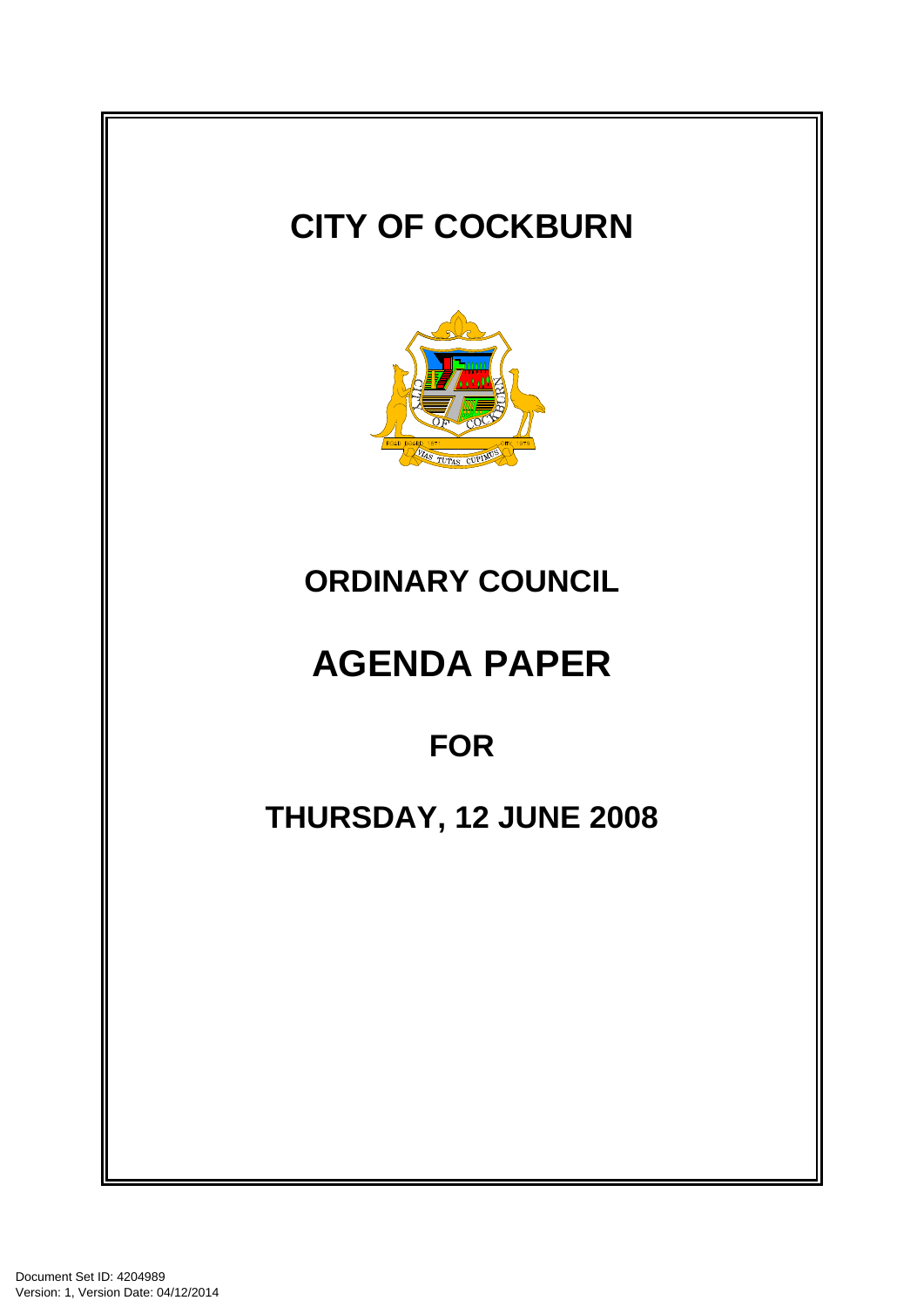# CITY OF COCKBURN

## ORDINARY COUNCIL

# AGENDA PAPER

## FOR

## THURSDAY, 12 JUNE 2008

Document Set ID: 4204989
Version: 1, Version Date: 04/12/2014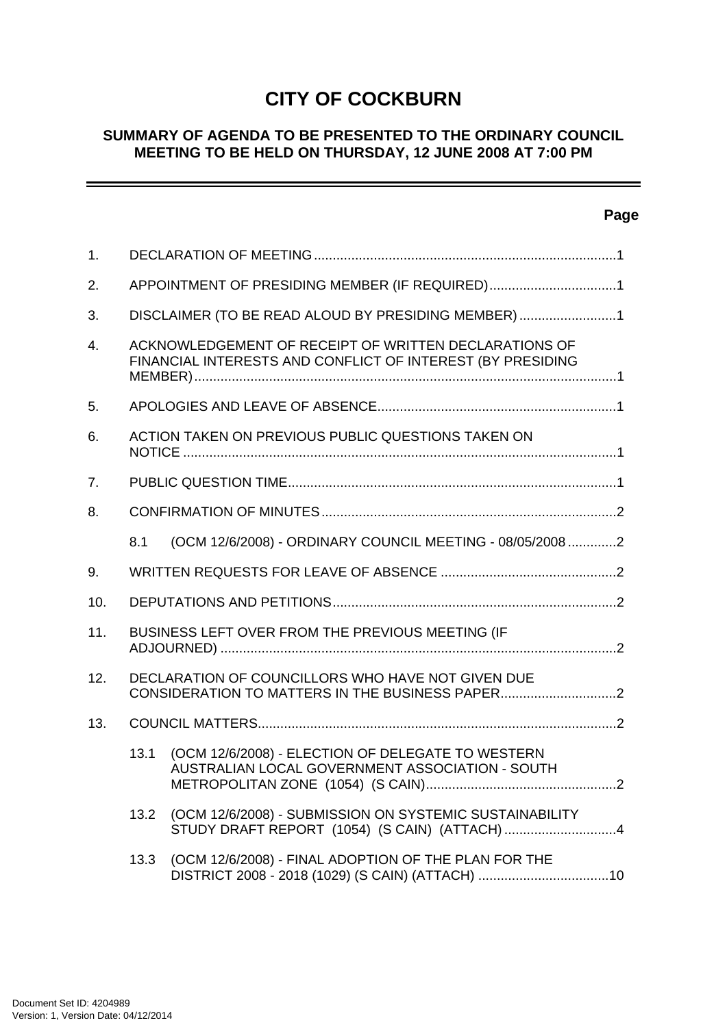# CITY OF COCKBURN

## SUMMARY OF AGENDA TO BE PRESENTED TO THE ORDINARY COUNCIL MEETING TO BE HELD ON THURSDAY, 12 JUNE 2008 AT 7:00 PM

---

**Page**

1. DECLARATION OF MEETING ....................................................................................1

2. APPOINTMENT OF PRESIDING MEMBER (IF REQUIRED)..................................1

3. DISCLAIMER (TO BE READ ALOUD BY PRESIDING MEMBER)..........................1

4. ACKNOWLEDGEMENT OF RECEIPT OF WRITTEN DECLARATIONS OF FINANCIAL INTERESTS AND CONFLICT OF INTEREST (BY PRESIDING MEMBER)..................................................................................................................1

5. APOLOGIES AND LEAVE OF ABSENCE................................................................1

6. ACTION TAKEN ON PREVIOUS PUBLIC QUESTIONS TAKEN ON NOTICE ......................................................................................................................1

7. PUBLIC QUESTION TIME.........................................................................................1

8. CONFIRMATION OF MINUTES................................................................................2

   8.1 (OCM 12/6/2008) - ORDINARY COUNCIL MEETING - 08/05/2008 .............2

9. WRITTEN REQUESTS FOR LEAVE OF ABSENCE ...............................................2

10. DEPUTATIONS AND PETITIONS............................................................................2

11. BUSINESS LEFT OVER FROM THE PREVIOUS MEETING (IF ADJOURNED) ..........................................................................................................2

12. DECLARATION OF COUNCILLORS WHO HAVE NOT GIVEN DUE CONSIDERATION TO MATTERS IN THE BUSINESS PAPER...............................2

13. COUNCIL MATTERS.................................................................................................2

   13.1 (OCM 12/6/2008) - ELECTION OF DELEGATE TO WESTERN AUSTRALIAN LOCAL GOVERNMENT ASSOCIATION - SOUTH METROPOLITAN ZONE (1054) (S CAIN)...................................................2

   13.2 (OCM 12/6/2008) - SUBMISSION ON SYSTEMIC SUSTAINABILITY STUDY DRAFT REPORT (1054) (S CAIN) (ATTACH) ..............................4

   13.3 (OCM 12/6/2008) - FINAL ADOPTION OF THE PLAN FOR THE DISTRICT 2008 - 2018 (1029) (S CAIN) (ATTACH) ...................................10

Document Set ID: 4204989
Version: 1, Version Date: 04/12/2014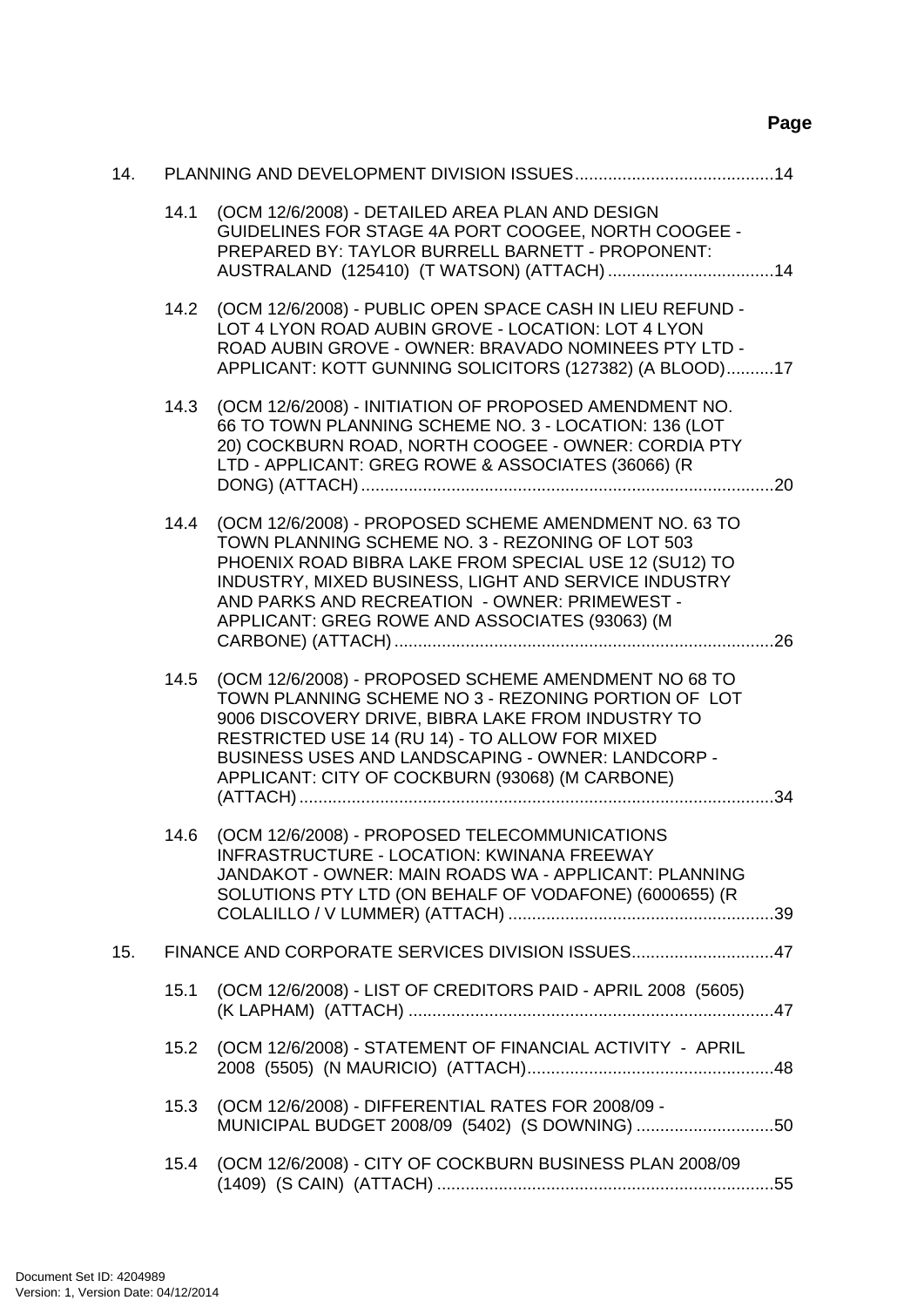**Page**

14. PLANNING AND DEVELOPMENT DIVISION ISSUES..........................................14

14.1 (OCM 12/6/2008) - DETAILED AREA PLAN AND DESIGN GUIDELINES FOR STAGE 4A PORT COOGEE, NORTH COOGEE - PREPARED BY: TAYLOR BURRELL BARNETT - PROPONENT: AUSTRALAND (125410) (T WATSON) (ATTACH) ..................................14

14.2 (OCM 12/6/2008) - PUBLIC OPEN SPACE CASH IN LIEU REFUND - LOT 4 LYON ROAD AUBIN GROVE - LOCATION: LOT 4 LYON ROAD AUBIN GROVE - OWNER: BRAVADO NOMINEES PTY LTD - APPLICANT: KOTT GUNNING SOLICITORS (127382) (A BLOOD)..........17

14.3 (OCM 12/6/2008) - INITIATION OF PROPOSED AMENDMENT NO. 66 TO TOWN PLANNING SCHEME NO. 3 - LOCATION: 136 (LOT 20) COCKBURN ROAD, NORTH COOGEE - OWNER: CORDIA PTY LTD - APPLICANT: GREG ROWE & ASSOCIATES (36066) (R DONG) (ATTACH) .......................................................................................20

14.4 (OCM 12/6/2008) - PROPOSED SCHEME AMENDMENT NO. 63 TO TOWN PLANNING SCHEME NO. 3 - REZONING OF LOT 503 PHOENIX ROAD BIBRA LAKE FROM SPECIAL USE 12 (SU12) TO INDUSTRY, MIXED BUSINESS, LIGHT AND SERVICE INDUSTRY AND PARKS AND RECREATION - OWNER: PRIMEWEST - APPLICANT: GREG ROWE AND ASSOCIATES (93063) (M CARBONE) (ATTACH)................................................................................26

14.5 (OCM 12/6/2008) - PROPOSED SCHEME AMENDMENT NO 68 TO TOWN PLANNING SCHEME NO 3 - REZONING PORTION OF LOT 9006 DISCOVERY DRIVE, BIBRA LAKE FROM INDUSTRY TO RESTRICTED USE 14 (RU 14) - TO ALLOW FOR MIXED BUSINESS USES AND LANDSCAPING - OWNER: LANDCORP - APPLICANT: CITY OF COCKBURN (93068) (M CARBONE) (ATTACH)...................................................................................................34

14.6 (OCM 12/6/2008) - PROPOSED TELECOMMUNICATIONS INFRASTRUCTURE - LOCATION: KWINANA FREEWAY JANDAKOT - OWNER: MAIN ROADS WA - APPLICANT: PLANNING SOLUTIONS PTY LTD (ON BEHALF OF VODAFONE) (6000655) (R COLALILLO / V LUMMER) (ATTACH) ........................................................39

15. FINANCE AND CORPORATE SERVICES DIVISION ISSUES..............................47

15.1 (OCM 12/6/2008) - LIST OF CREDITORS PAID - APRIL 2008 (5605) (K LAPHAM) (ATTACH) ............................................................................47

15.2 (OCM 12/6/2008) - STATEMENT OF FINANCIAL ACTIVITY - APRIL 2008 (5505) (N MAURICIO) (ATTACH)....................................................48

15.3 (OCM 12/6/2008) - DIFFERENTIAL RATES FOR 2008/09 - MUNICIPAL BUDGET 2008/09 (5402) (S DOWNING) .............................50

15.4 (OCM 12/6/2008) - CITY OF COCKBURN BUSINESS PLAN 2008/09 (1409) (S CAIN) (ATTACH) .......................................................................55

Document Set ID: 4204989
Version: 1, Version Date: 04/12/2014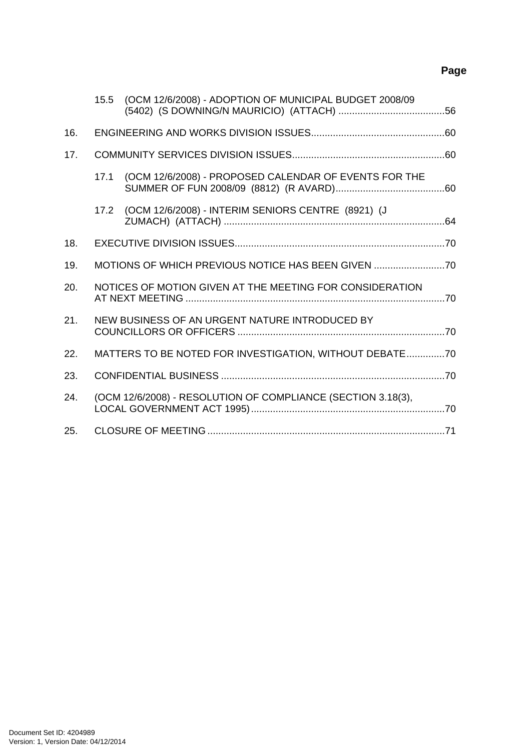**Page**

15.5 (OCM 12/6/2008) - ADOPTION OF MUNICIPAL BUDGET 2008/09 (5402) (S DOWNING/N MAURICIO) (ATTACH) .......................................56

16. ENGINEERING AND WORKS DIVISION ISSUES.................................................60

17. COMMUNITY SERVICES DIVISION ISSUES........................................................60

17.1 (OCM 12/6/2008) - PROPOSED CALENDAR OF EVENTS FOR THE SUMMER OF FUN 2008/09 (8812) (R AVARD)........................................60

17.2 (OCM 12/6/2008) - INTERIM SENIORS CENTRE (8921) (J ZUMACH) (ATTACH) .................................................................................64

18. EXECUTIVE DIVISION ISSUES.............................................................................70

19. MOTIONS OF WHICH PREVIOUS NOTICE HAS BEEN GIVEN ..........................70

20. NOTICES OF MOTION GIVEN AT THE MEETING FOR CONSIDERATION AT NEXT MEETING ...............................................................................................70

21. NEW BUSINESS OF AN URGENT NATURE INTRODUCED BY COUNCILLORS OR OFFICERS ............................................................................70

22. MATTERS TO BE NOTED FOR INVESTIGATION, WITHOUT DEBATE..............70

23. CONFIDENTIAL BUSINESS ..................................................................................70

24. (OCM 12/6/2008) - RESOLUTION OF COMPLIANCE (SECTION 3.18(3), LOCAL GOVERNMENT ACT 1995).......................................................................70

25. CLOSURE OF MEETING .......................................................................................71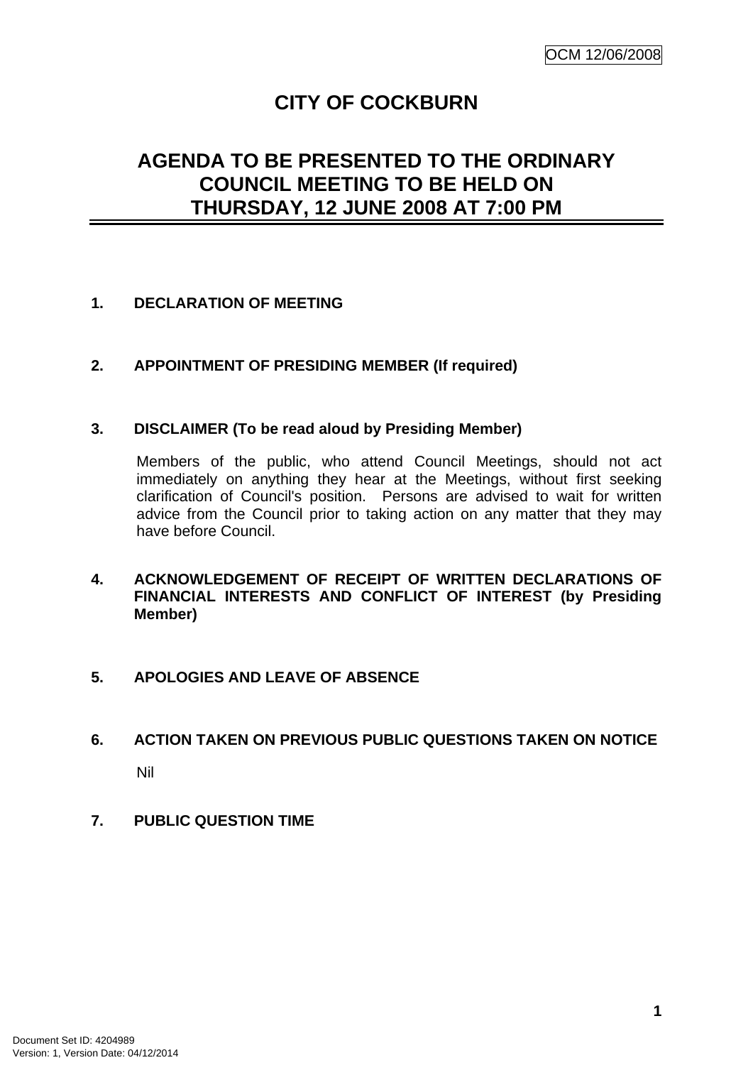# CITY OF COCKBURN

## AGENDA TO BE PRESENTED TO THE ORDINARY COUNCIL MEETING TO BE HELD ON THURSDAY, 12 JUNE 2008 AT 7:00 PM

**1. DECLARATION OF MEETING**

**2. APPOINTMENT OF PRESIDING MEMBER (If required)**

**3. DISCLAIMER (To be read aloud by Presiding Member)**

Members of the public, who attend Council Meetings, should not act immediately on anything they hear at the Meetings, without first seeking clarification of Council's position. Persons are advised to wait for written advice from the Council prior to taking action on any matter that they may have before Council.

**4. ACKNOWLEDGEMENT OF RECEIPT OF WRITTEN DECLARATIONS OF FINANCIAL INTERESTS AND CONFLICT OF INTEREST (by Presiding Member)**

**5. APOLOGIES AND LEAVE OF ABSENCE**

**6. ACTION TAKEN ON PREVIOUS PUBLIC QUESTIONS TAKEN ON NOTICE**

Nil

**7. PUBLIC QUESTION TIME**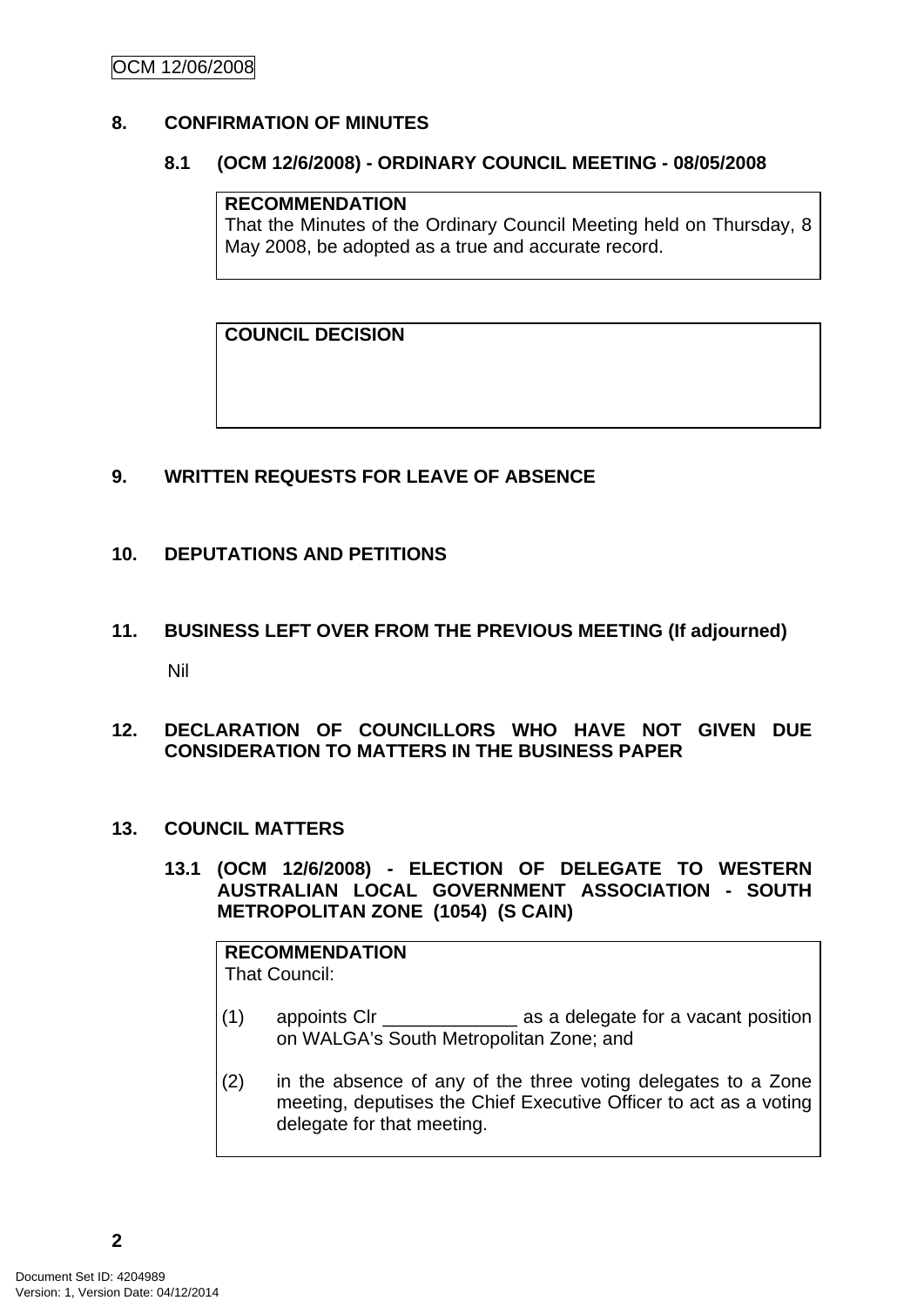## 8. CONFIRMATION OF MINUTES

### 8.1 (OCM 12/6/2008) - ORDINARY COUNCIL MEETING - 08/05/2008

**RECOMMENDATION**
That the Minutes of the Ordinary Council Meeting held on Thursday, 8 May 2008, be adopted as a true and accurate record.

**COUNCIL DECISION**

## 9. WRITTEN REQUESTS FOR LEAVE OF ABSENCE

## 10. DEPUTATIONS AND PETITIONS

## 11. BUSINESS LEFT OVER FROM THE PREVIOUS MEETING (If adjourned)

Nil

## 12. DECLARATION OF COUNCILLORS WHO HAVE NOT GIVEN DUE CONSIDERATION TO MATTERS IN THE BUSINESS PAPER

## 13. COUNCIL MATTERS

### 13.1 (OCM 12/6/2008) - ELECTION OF DELEGATE TO WESTERN AUSTRALIAN LOCAL GOVERNMENT ASSOCIATION - SOUTH METROPOLITAN ZONE (1054) (S CAIN)

**RECOMMENDATION**
That Council:

(1) appoints Clr _____________ as a delegate for a vacant position on WALGA's South Metropolitan Zone; and

(2) in the absence of any of the three voting delegates to a Zone meeting, deputises the Chief Executive Officer to act as a voting delegate for that meeting.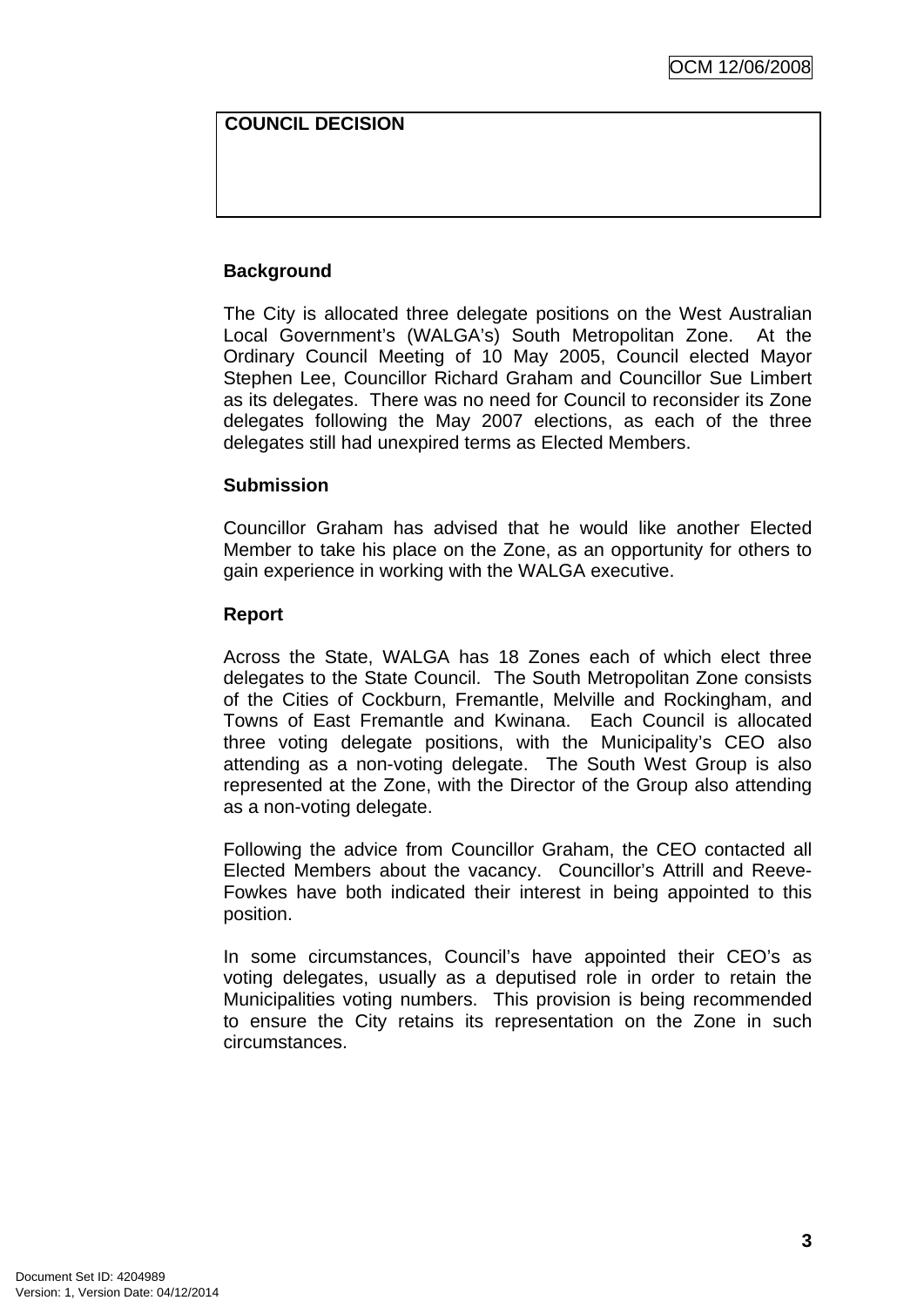| COUNCIL DECISION |
| --- |
| |

**Background**

The City is allocated three delegate positions on the West Australian Local Government's (WALGA's) South Metropolitan Zone. At the Ordinary Council Meeting of 10 May 2005, Council elected Mayor Stephen Lee, Councillor Richard Graham and Councillor Sue Limbert as its delegates. There was no need for Council to reconsider its Zone delegates following the May 2007 elections, as each of the three delegates still had unexpired terms as Elected Members.

**Submission**

Councillor Graham has advised that he would like another Elected Member to take his place on the Zone, as an opportunity for others to gain experience in working with the WALGA executive.

**Report**

Across the State, WALGA has 18 Zones each of which elect three delegates to the State Council. The South Metropolitan Zone consists of the Cities of Cockburn, Fremantle, Melville and Rockingham, and Towns of East Fremantle and Kwinana. Each Council is allocated three voting delegate positions, with the Municipality's CEO also attending as a non-voting delegate. The South West Group is also represented at the Zone, with the Director of the Group also attending as a non-voting delegate.

Following the advice from Councillor Graham, the CEO contacted all Elected Members about the vacancy. Councillor's Attrill and Reeve-Fowkes have both indicated their interest in being appointed to this position.

In some circumstances, Council's have appointed their CEO's as voting delegates, usually as a deputised role in order to retain the Municipalities voting numbers. This provision is being recommended to ensure the City retains its representation on the Zone in such circumstances.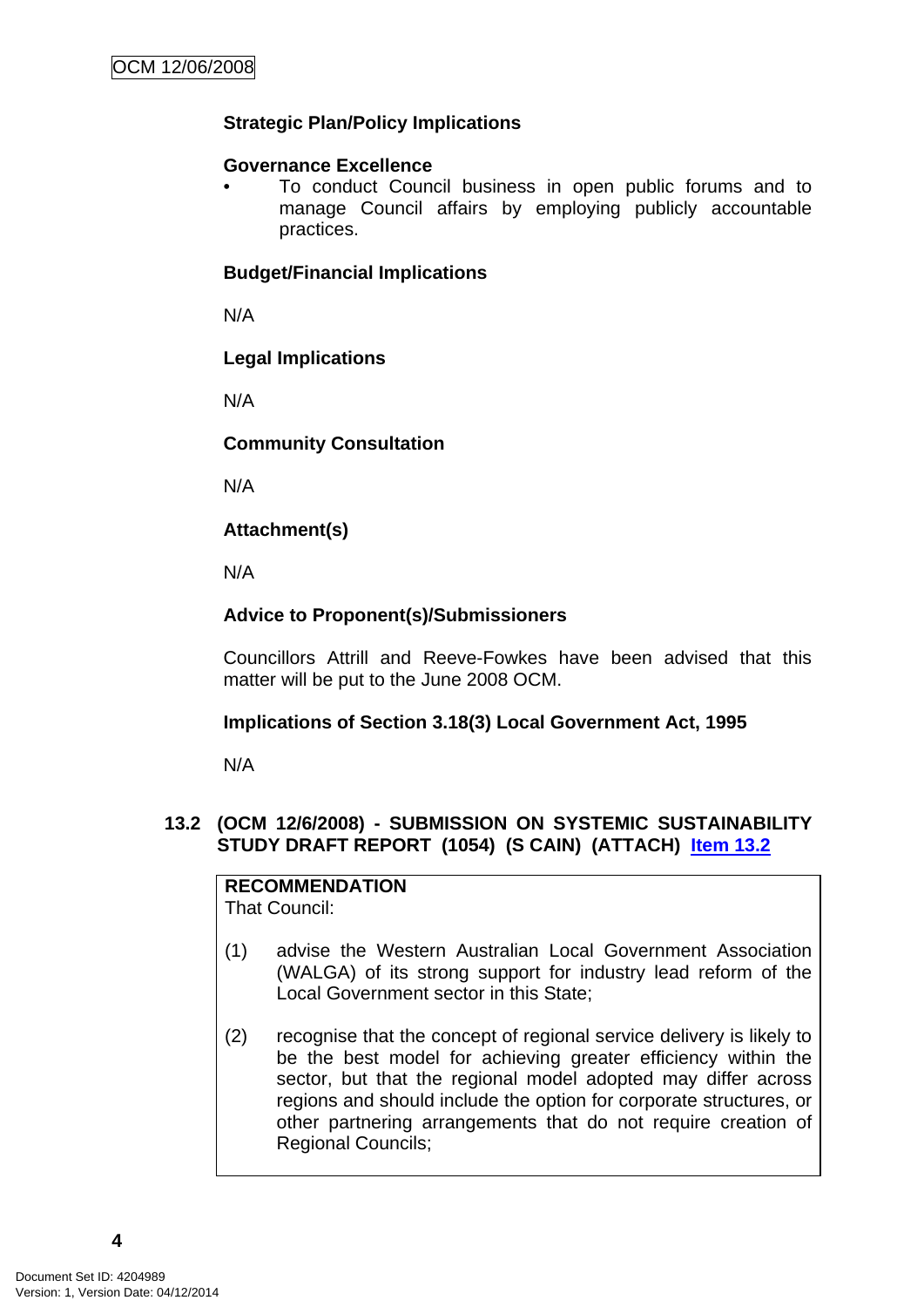**Strategic Plan/Policy Implications**

**Governance Excellence**

- To conduct Council business in open public forums and to manage Council affairs by employing publicly accountable practices.

**Budget/Financial Implications**

N/A

**Legal Implications**

N/A

**Community Consultation**

N/A

**Attachment(s)**

N/A

**Advice to Proponent(s)/Submissioners**

Councillors Attrill and Reeve-Fowkes have been advised that this matter will be put to the June 2008 OCM.

**Implications of Section 3.18(3) Local Government Act, 1995**

N/A

## 13.2 (OCM 12/6/2008) - SUBMISSION ON SYSTEMIC SUSTAINABILITY STUDY DRAFT REPORT (1054) (S CAIN) (ATTACH) Item 13.2

**RECOMMENDATION**

That Council:

(1) advise the Western Australian Local Government Association (WALGA) of its strong support for industry lead reform of the Local Government sector in this State;

(2) recognise that the concept of regional service delivery is likely to be the best model for achieving greater efficiency within the sector, but that the regional model adopted may differ across regions and should include the option for corporate structures, or other partnering arrangements that do not require creation of Regional Councils;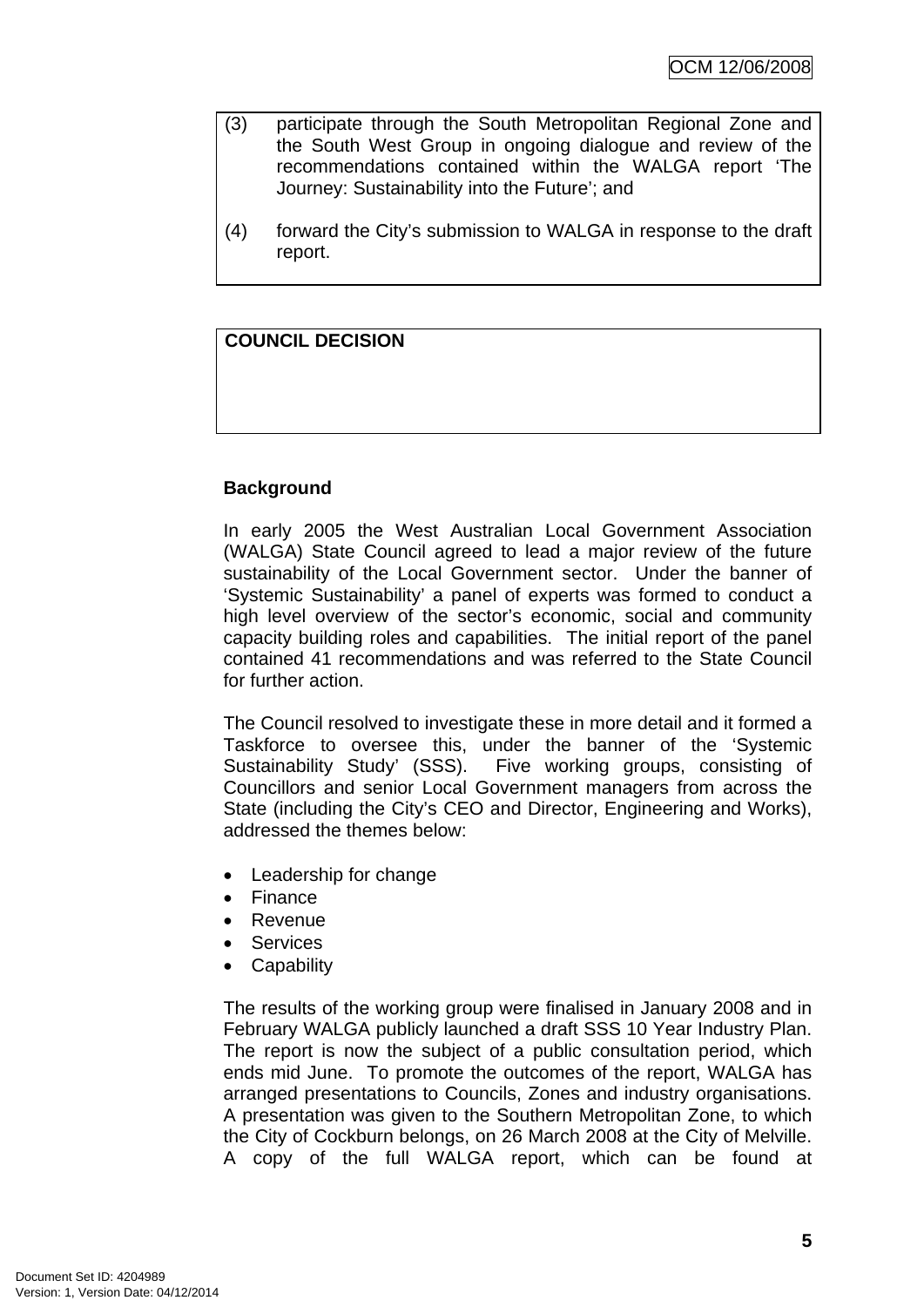(3) participate through the South Metropolitan Regional Zone and the South West Group in ongoing dialogue and review of the recommendations contained within the WALGA report 'The Journey: Sustainability into the Future'; and

(4) forward the City's submission to WALGA in response to the draft report.

**COUNCIL DECISION**

**Background**

In early 2005 the West Australian Local Government Association (WALGA) State Council agreed to lead a major review of the future sustainability of the Local Government sector. Under the banner of 'Systemic Sustainability' a panel of experts was formed to conduct a high level overview of the sector's economic, social and community capacity building roles and capabilities. The initial report of the panel contained 41 recommendations and was referred to the State Council for further action.

The Council resolved to investigate these in more detail and it formed a Taskforce to oversee this, under the banner of the 'Systemic Sustainability Study' (SSS). Five working groups, consisting of Councillors and senior Local Government managers from across the State (including the City's CEO and Director, Engineering and Works), addressed the themes below:

- Leadership for change
- Finance
- Revenue
- Services
- Capability

The results of the working group were finalised in January 2008 and in February WALGA publicly launched a draft SSS 10 Year Industry Plan. The report is now the subject of a public consultation period, which ends mid June. To promote the outcomes of the report, WALGA has arranged presentations to Councils, Zones and industry organisations. A presentation was given to the Southern Metropolitan Zone, to which the City of Cockburn belongs, on 26 March 2008 at the City of Melville. A copy of the full WALGA report, which can be found at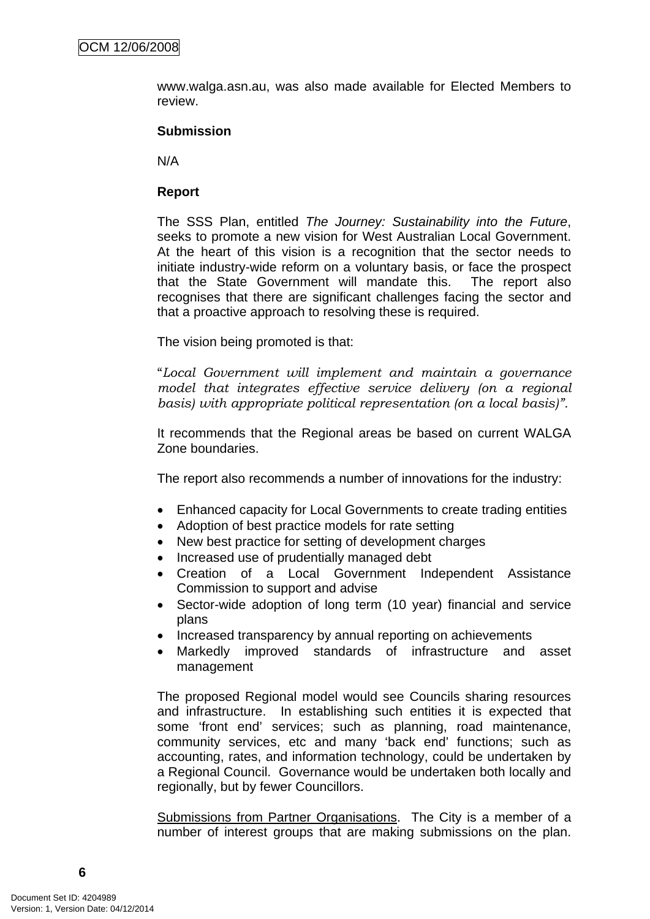www.walga.asn.au, was also made available for Elected Members to review.

**Submission**

N/A

**Report**

The SSS Plan, entitled *The Journey: Sustainability into the Future*, seeks to promote a new vision for West Australian Local Government. At the heart of this vision is a recognition that the sector needs to initiate industry-wide reform on a voluntary basis, or face the prospect that the State Government will mandate this. The report also recognises that there are significant challenges facing the sector and that a proactive approach to resolving these is required.

The vision being promoted is that:

"*Local Government will implement and maintain a governance model that integrates effective service delivery (on a regional basis) with appropriate political representation (on a local basis)".*

It recommends that the Regional areas be based on current WALGA Zone boundaries.

The report also recommends a number of innovations for the industry:

- Enhanced capacity for Local Governments to create trading entities
- Adoption of best practice models for rate setting
- New best practice for setting of development charges
- Increased use of prudentially managed debt
- Creation of a Local Government Independent Assistance Commission to support and advise
- Sector-wide adoption of long term (10 year) financial and service plans
- Increased transparency by annual reporting on achievements
- Markedly improved standards of infrastructure and asset management

The proposed Regional model would see Councils sharing resources and infrastructure. In establishing such entities it is expected that some 'front end' services; such as planning, road maintenance, community services, etc and many 'back end' functions; such as accounting, rates, and information technology, could be undertaken by a Regional Council. Governance would be undertaken both locally and regionally, but by fewer Councillors.

Submissions from Partner Organisations. The City is a member of a number of interest groups that are making submissions on the plan.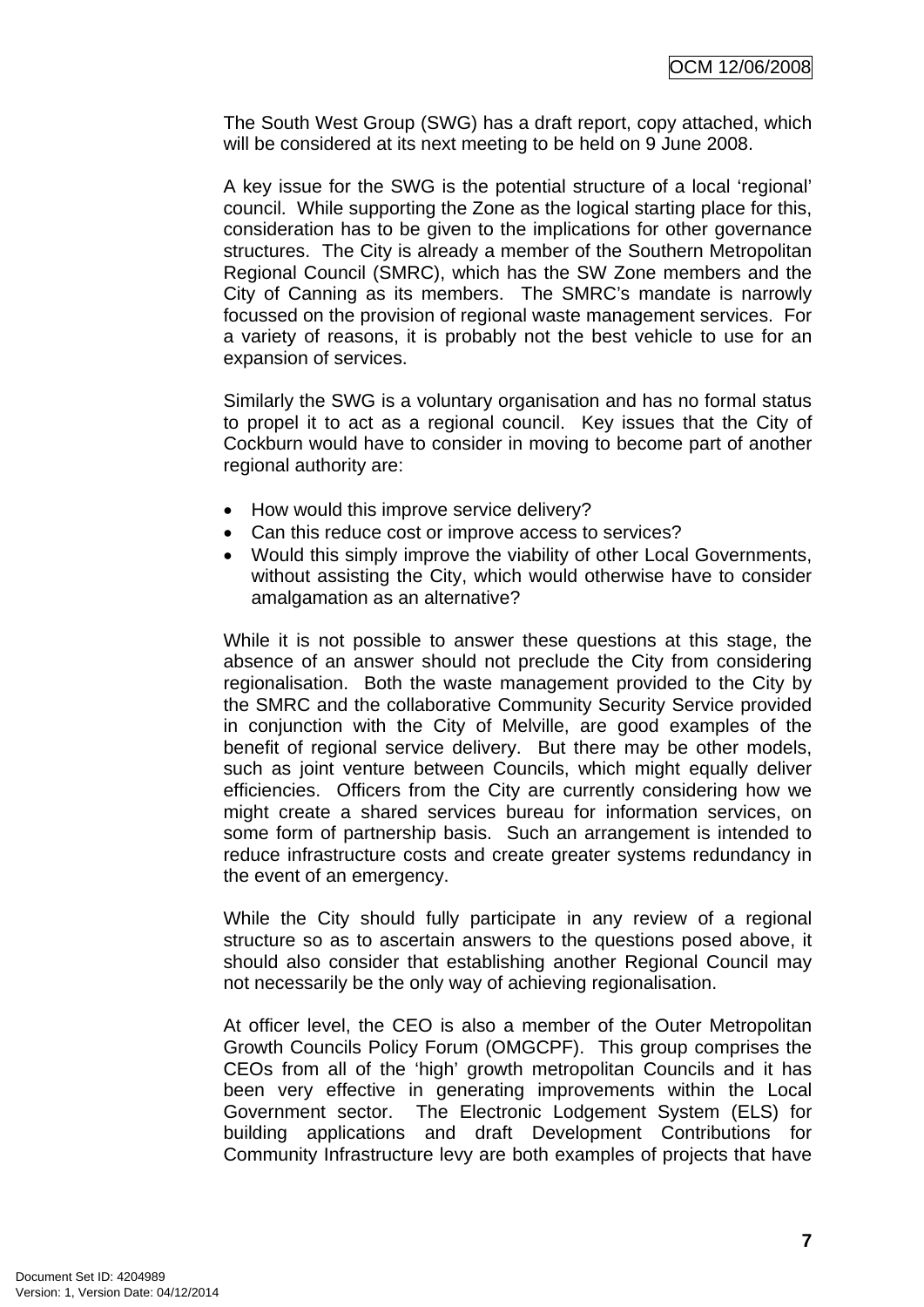The South West Group (SWG) has a draft report, copy attached, which will be considered at its next meeting to be held on 9 June 2008.

A key issue for the SWG is the potential structure of a local 'regional' council. While supporting the Zone as the logical starting place for this, consideration has to be given to the implications for other governance structures. The City is already a member of the Southern Metropolitan Regional Council (SMRC), which has the SW Zone members and the City of Canning as its members. The SMRC's mandate is narrowly focussed on the provision of regional waste management services. For a variety of reasons, it is probably not the best vehicle to use for an expansion of services.

Similarly the SWG is a voluntary organisation and has no formal status to propel it to act as a regional council. Key issues that the City of Cockburn would have to consider in moving to become part of another regional authority are:

- How would this improve service delivery?
- Can this reduce cost or improve access to services?
- Would this simply improve the viability of other Local Governments, without assisting the City, which would otherwise have to consider amalgamation as an alternative?

While it is not possible to answer these questions at this stage, the absence of an answer should not preclude the City from considering regionalisation. Both the waste management provided to the City by the SMRC and the collaborative Community Security Service provided in conjunction with the City of Melville, are good examples of the benefit of regional service delivery. But there may be other models, such as joint venture between Councils, which might equally deliver efficiencies. Officers from the City are currently considering how we might create a shared services bureau for information services, on some form of partnership basis. Such an arrangement is intended to reduce infrastructure costs and create greater systems redundancy in the event of an emergency.

While the City should fully participate in any review of a regional structure so as to ascertain answers to the questions posed above, it should also consider that establishing another Regional Council may not necessarily be the only way of achieving regionalisation.

At officer level, the CEO is also a member of the Outer Metropolitan Growth Councils Policy Forum (OMGCPF). This group comprises the CEOs from all of the 'high' growth metropolitan Councils and it has been very effective in generating improvements within the Local Government sector. The Electronic Lodgement System (ELS) for building applications and draft Development Contributions for Community Infrastructure levy are both examples of projects that have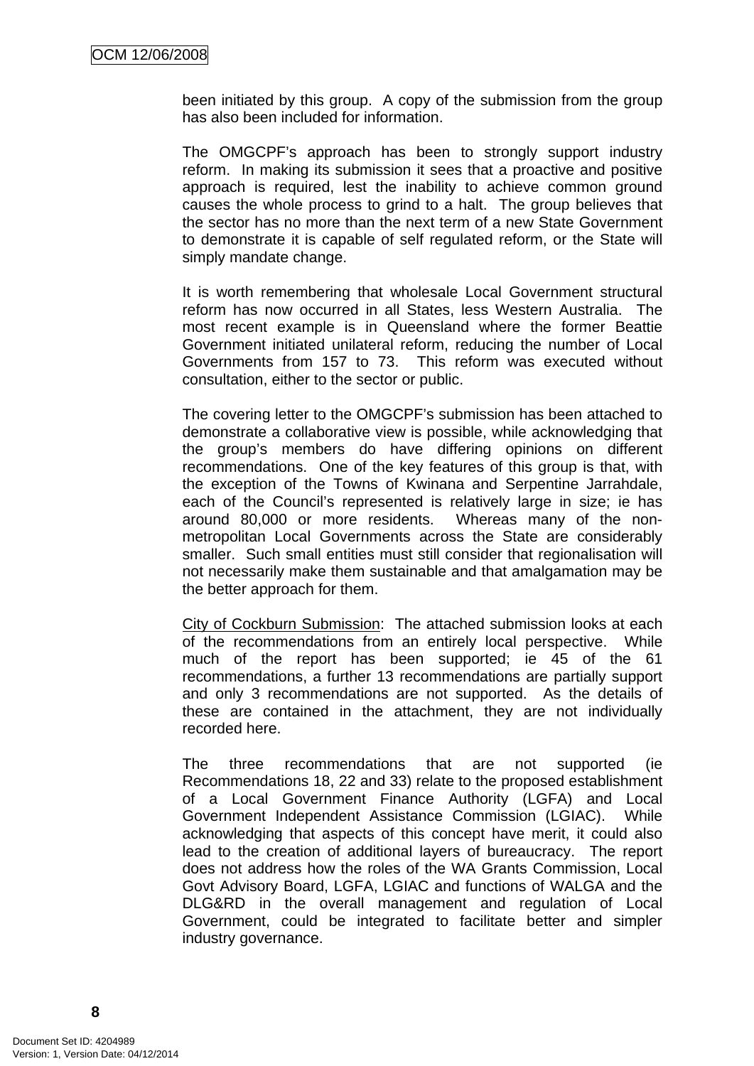been initiated by this group. A copy of the submission from the group has also been included for information.

The OMGCPF's approach has been to strongly support industry reform. In making its submission it sees that a proactive and positive approach is required, lest the inability to achieve common ground causes the whole process to grind to a halt. The group believes that the sector has no more than the next term of a new State Government to demonstrate it is capable of self regulated reform, or the State will simply mandate change.

It is worth remembering that wholesale Local Government structural reform has now occurred in all States, less Western Australia. The most recent example is in Queensland where the former Beattie Government initiated unilateral reform, reducing the number of Local Governments from 157 to 73. This reform was executed without consultation, either to the sector or public.

The covering letter to the OMGCPF's submission has been attached to demonstrate a collaborative view is possible, while acknowledging that the group's members do have differing opinions on different recommendations. One of the key features of this group is that, with the exception of the Towns of Kwinana and Serpentine Jarrahdale, each of the Council's represented is relatively large in size; ie has around 80,000 or more residents. Whereas many of the non-metropolitan Local Governments across the State are considerably smaller. Such small entities must still consider that regionalisation will not necessarily make them sustainable and that amalgamation may be the better approach for them.

City of Cockburn Submission: The attached submission looks at each of the recommendations from an entirely local perspective. While much of the report has been supported; ie 45 of the 61 recommendations, a further 13 recommendations are partially support and only 3 recommendations are not supported. As the details of these are contained in the attachment, they are not individually recorded here.

The three recommendations that are not supported (ie Recommendations 18, 22 and 33) relate to the proposed establishment of a Local Government Finance Authority (LGFA) and Local Government Independent Assistance Commission (LGIAC). While acknowledging that aspects of this concept have merit, it could also lead to the creation of additional layers of bureaucracy. The report does not address how the roles of the WA Grants Commission, Local Govt Advisory Board, LGFA, LGIAC and functions of WALGA and the DLG&RD in the overall management and regulation of Local Government, could be integrated to facilitate better and simpler industry governance.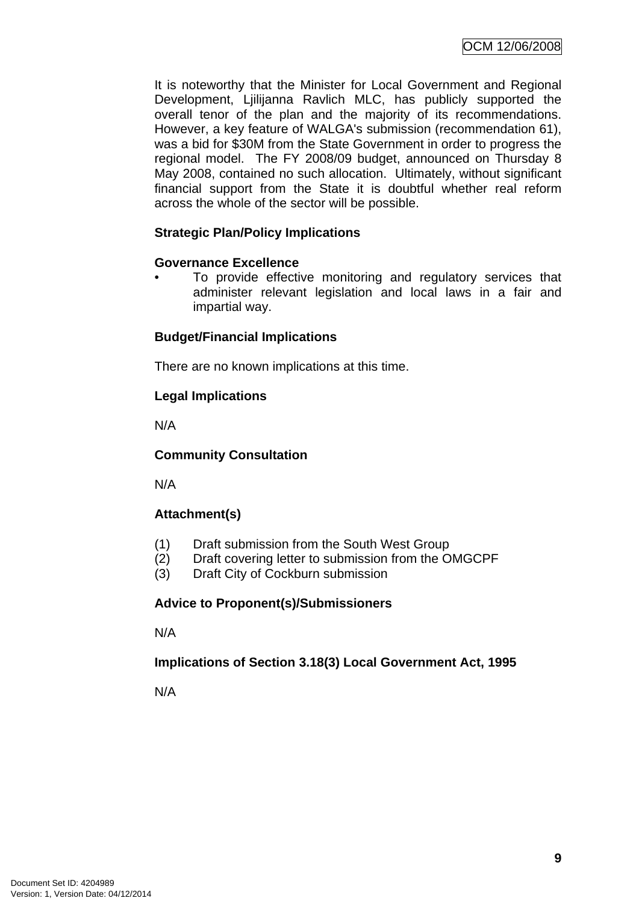It is noteworthy that the Minister for Local Government and Regional Development, Ljilijanna Ravlich MLC, has publicly supported the overall tenor of the plan and the majority of its recommendations. However, a key feature of WALGA's submission (recommendation 61), was a bid for $30M from the State Government in order to progress the regional model. The FY 2008/09 budget, announced on Thursday 8 May 2008, contained no such allocation. Ultimately, without significant financial support from the State it is doubtful whether real reform across the whole of the sector will be possible.

**Strategic Plan/Policy Implications**

**Governance Excellence**

- To provide effective monitoring and regulatory services that administer relevant legislation and local laws in a fair and impartial way.

**Budget/Financial Implications**

There are no known implications at this time.

**Legal Implications**

N/A

**Community Consultation**

N/A

**Attachment(s)**

(1) Draft submission from the South West Group
(2) Draft covering letter to submission from the OMGCPF
(3) Draft City of Cockburn submission

**Advice to Proponent(s)/Submissioners**

N/A

**Implications of Section 3.18(3) Local Government Act, 1995**

N/A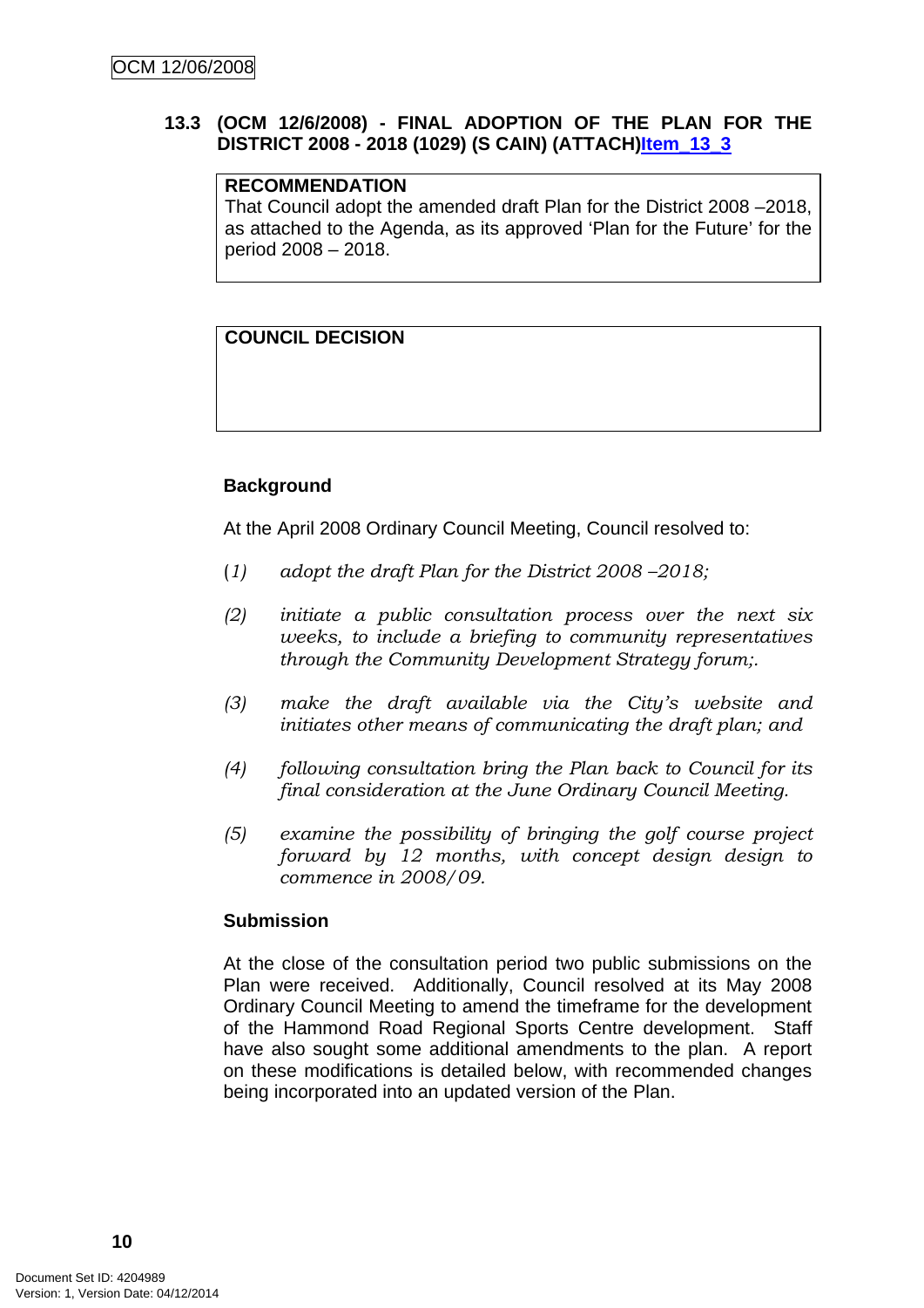**13.3 (OCM 12/6/2008) - FINAL ADOPTION OF THE PLAN FOR THE DISTRICT 2008 - 2018 (1029) (S CAIN) (ATTACH)Item_13_3**

**RECOMMENDATION**
That Council adopt the amended draft Plan for the District 2008 –2018, as attached to the Agenda, as its approved 'Plan for the Future' for the period 2008 – 2018.

**COUNCIL DECISION**

**Background**

At the April 2008 Ordinary Council Meeting, Council resolved to:

(1) *adopt the draft Plan for the District 2008 –2018;*

(2) *initiate a public consultation process over the next six weeks, to include a briefing to community representatives through the Community Development Strategy forum;.*

(3) *make the draft available via the City's website and initiates other means of communicating the draft plan; and*

(4) *following consultation bring the Plan back to Council for its final consideration at the June Ordinary Council Meeting.*

(5) *examine the possibility of bringing the golf course project forward by 12 months, with concept design design to commence in 2008/09.*

**Submission**

At the close of the consultation period two public submissions on the Plan were received. Additionally, Council resolved at its May 2008 Ordinary Council Meeting to amend the timeframe for the development of the Hammond Road Regional Sports Centre development. Staff have also sought some additional amendments to the plan. A report on these modifications is detailed below, with recommended changes being incorporated into an updated version of the Plan.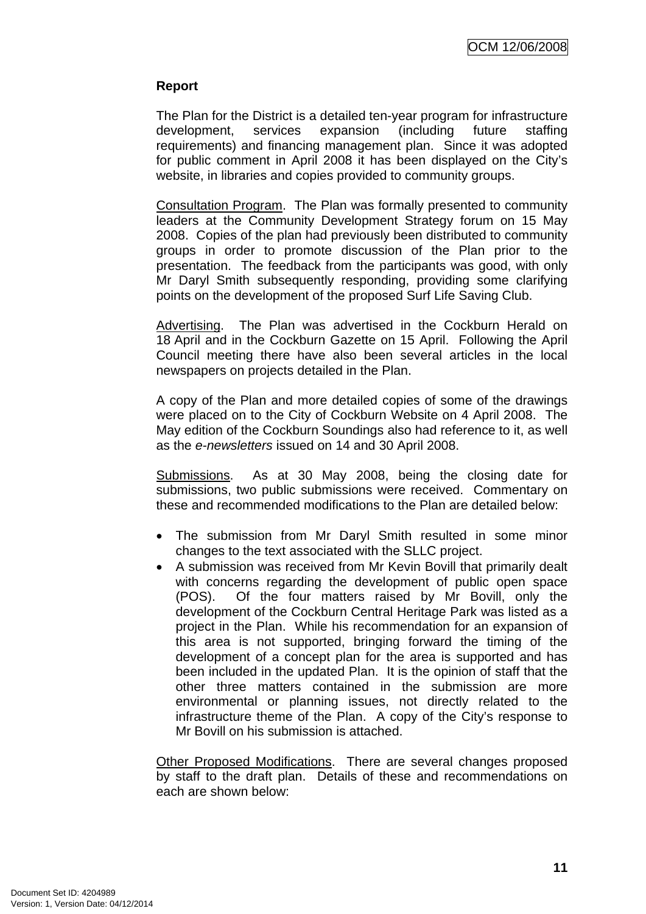**Report**

The Plan for the District is a detailed ten-year program for infrastructure development, services expansion (including future staffing requirements) and financing management plan. Since it was adopted for public comment in April 2008 it has been displayed on the City's website, in libraries and copies provided to community groups.

Consultation Program. The Plan was formally presented to community leaders at the Community Development Strategy forum on 15 May 2008. Copies of the plan had previously been distributed to community groups in order to promote discussion of the Plan prior to the presentation. The feedback from the participants was good, with only Mr Daryl Smith subsequently responding, providing some clarifying points on the development of the proposed Surf Life Saving Club.

Advertising. The Plan was advertised in the Cockburn Herald on 18 April and in the Cockburn Gazette on 15 April. Following the April Council meeting there have also been several articles in the local newspapers on projects detailed in the Plan.

A copy of the Plan and more detailed copies of some of the drawings were placed on to the City of Cockburn Website on 4 April 2008. The May edition of the Cockburn Soundings also had reference to it, as well as the *e-newsletters* issued on 14 and 30 April 2008.

Submissions. As at 30 May 2008, being the closing date for submissions, two public submissions were received. Commentary on these and recommended modifications to the Plan are detailed below:

- The submission from Mr Daryl Smith resulted in some minor changes to the text associated with the SLLC project.
- A submission was received from Mr Kevin Bovill that primarily dealt with concerns regarding the development of public open space (POS). Of the four matters raised by Mr Bovill, only the development of the Cockburn Central Heritage Park was listed as a project in the Plan. While his recommendation for an expansion of this area is not supported, bringing forward the timing of the development of a concept plan for the area is supported and has been included in the updated Plan. It is the opinion of staff that the other three matters contained in the submission are more environmental or planning issues, not directly related to the infrastructure theme of the Plan. A copy of the City's response to Mr Bovill on his submission is attached.

Other Proposed Modifications. There are several changes proposed by staff to the draft plan. Details of these and recommendations on each are shown below: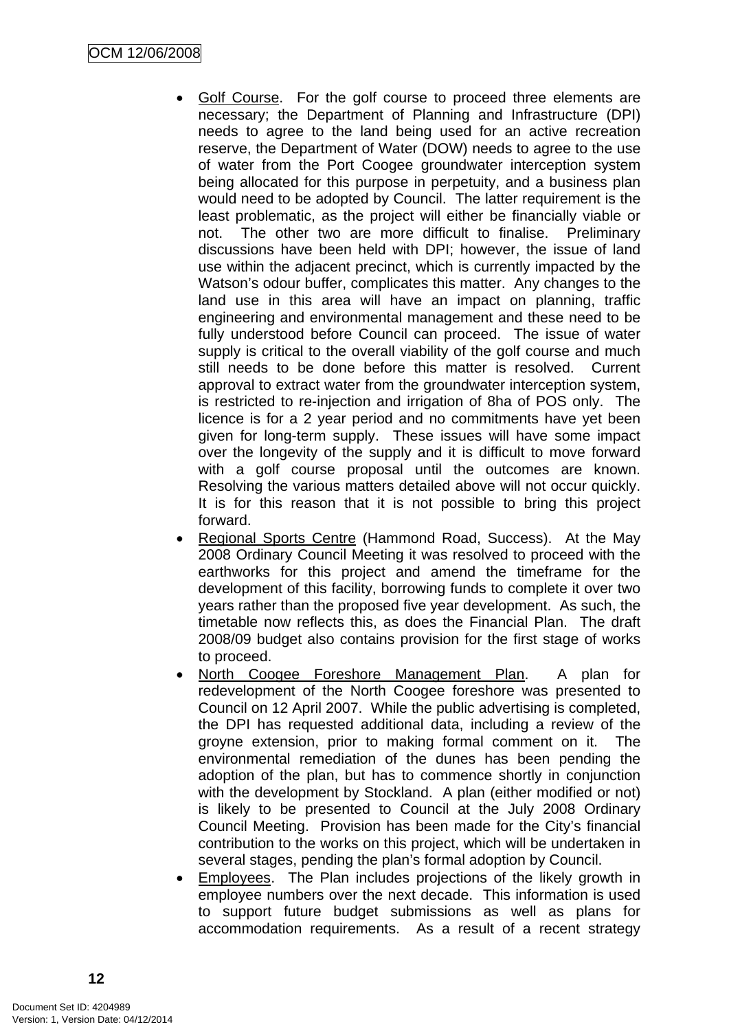- Golf Course. For the golf course to proceed three elements are necessary; the Department of Planning and Infrastructure (DPI) needs to agree to the land being used for an active recreation reserve, the Department of Water (DOW) needs to agree to the use of water from the Port Coogee groundwater interception system being allocated for this purpose in perpetuity, and a business plan would need to be adopted by Council. The latter requirement is the least problematic, as the project will either be financially viable or not. The other two are more difficult to finalise. Preliminary discussions have been held with DPI; however, the issue of land use within the adjacent precinct, which is currently impacted by the Watson's odour buffer, complicates this matter. Any changes to the land use in this area will have an impact on planning, traffic engineering and environmental management and these need to be fully understood before Council can proceed. The issue of water supply is critical to the overall viability of the golf course and much still needs to be done before this matter is resolved. Current approval to extract water from the groundwater interception system, is restricted to re-injection and irrigation of 8ha of POS only. The licence is for a 2 year period and no commitments have yet been given for long-term supply. These issues will have some impact over the longevity of the supply and it is difficult to move forward with a golf course proposal until the outcomes are known. Resolving the various matters detailed above will not occur quickly. It is for this reason that it is not possible to bring this project forward.
- Regional Sports Centre (Hammond Road, Success). At the May 2008 Ordinary Council Meeting it was resolved to proceed with the earthworks for this project and amend the timeframe for the development of this facility, borrowing funds to complete it over two years rather than the proposed five year development. As such, the timetable now reflects this, as does the Financial Plan. The draft 2008/09 budget also contains provision for the first stage of works to proceed.
- North Coogee Foreshore Management Plan. A plan for redevelopment of the North Coogee foreshore was presented to Council on 12 April 2007. While the public advertising is completed, the DPI has requested additional data, including a review of the groyne extension, prior to making formal comment on it. The environmental remediation of the dunes has been pending the adoption of the plan, but has to commence shortly in conjunction with the development by Stockland. A plan (either modified or not) is likely to be presented to Council at the July 2008 Ordinary Council Meeting. Provision has been made for the City's financial contribution to the works on this project, which will be undertaken in several stages, pending the plan's formal adoption by Council.
- Employees. The Plan includes projections of the likely growth in employee numbers over the next decade. This information is used to support future budget submissions as well as plans for accommodation requirements. As a result of a recent strategy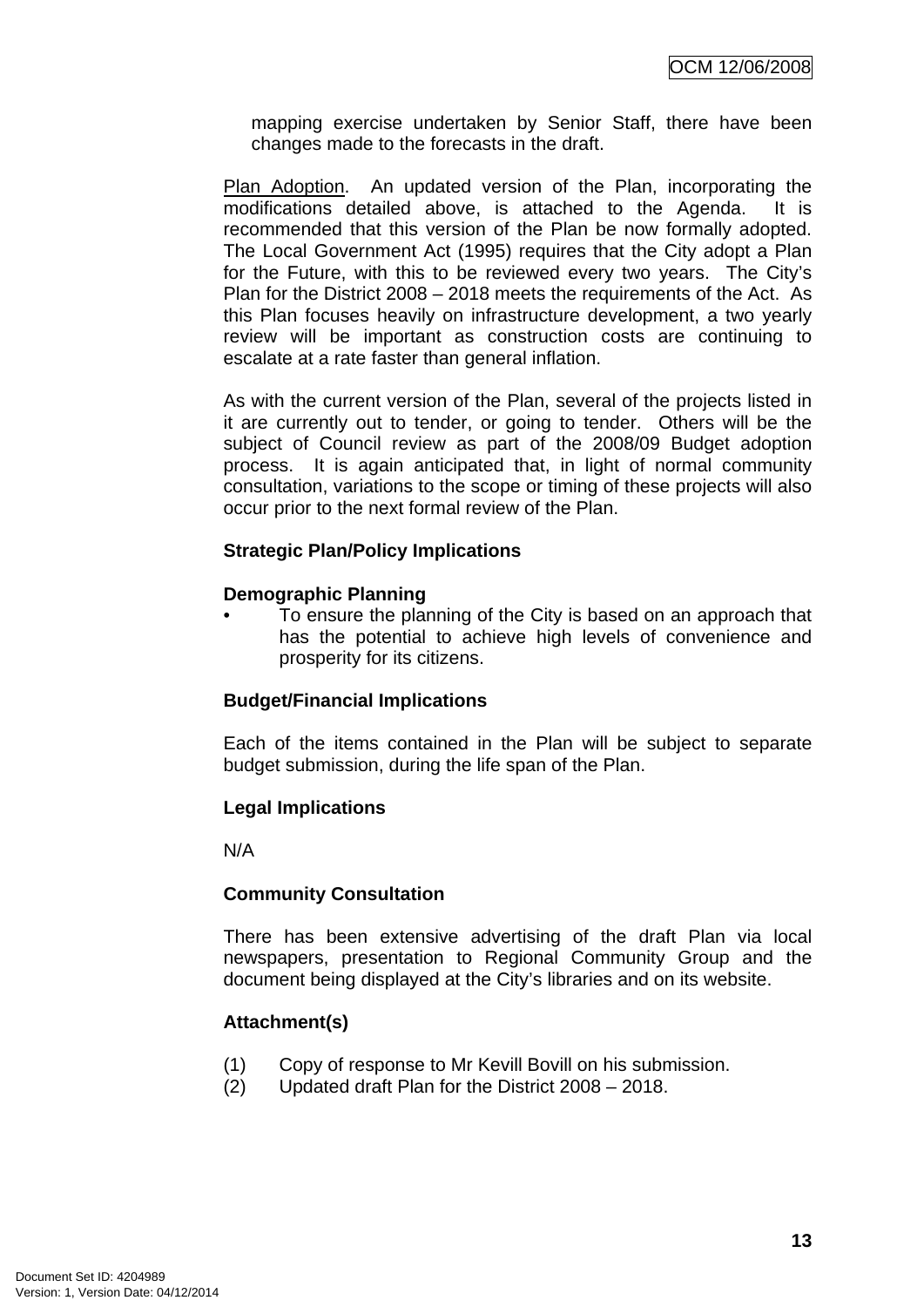mapping exercise undertaken by Senior Staff, there have been changes made to the forecasts in the draft.

Plan Adoption. An updated version of the Plan, incorporating the modifications detailed above, is attached to the Agenda. It is recommended that this version of the Plan be now formally adopted. The Local Government Act (1995) requires that the City adopt a Plan for the Future, with this to be reviewed every two years. The City's Plan for the District 2008 – 2018 meets the requirements of the Act. As this Plan focuses heavily on infrastructure development, a two yearly review will be important as construction costs are continuing to escalate at a rate faster than general inflation.

As with the current version of the Plan, several of the projects listed in it are currently out to tender, or going to tender. Others will be the subject of Council review as part of the 2008/09 Budget adoption process. It is again anticipated that, in light of normal community consultation, variations to the scope or timing of these projects will also occur prior to the next formal review of the Plan.

**Strategic Plan/Policy Implications**

**Demographic Planning**

- To ensure the planning of the City is based on an approach that has the potential to achieve high levels of convenience and prosperity for its citizens.

**Budget/Financial Implications**

Each of the items contained in the Plan will be subject to separate budget submission, during the life span of the Plan.

**Legal Implications**

N/A

**Community Consultation**

There has been extensive advertising of the draft Plan via local newspapers, presentation to Regional Community Group and the document being displayed at the City's libraries and on its website.

**Attachment(s)**

(1) Copy of response to Mr Kevill Bovill on his submission.
(2) Updated draft Plan for the District 2008 – 2018.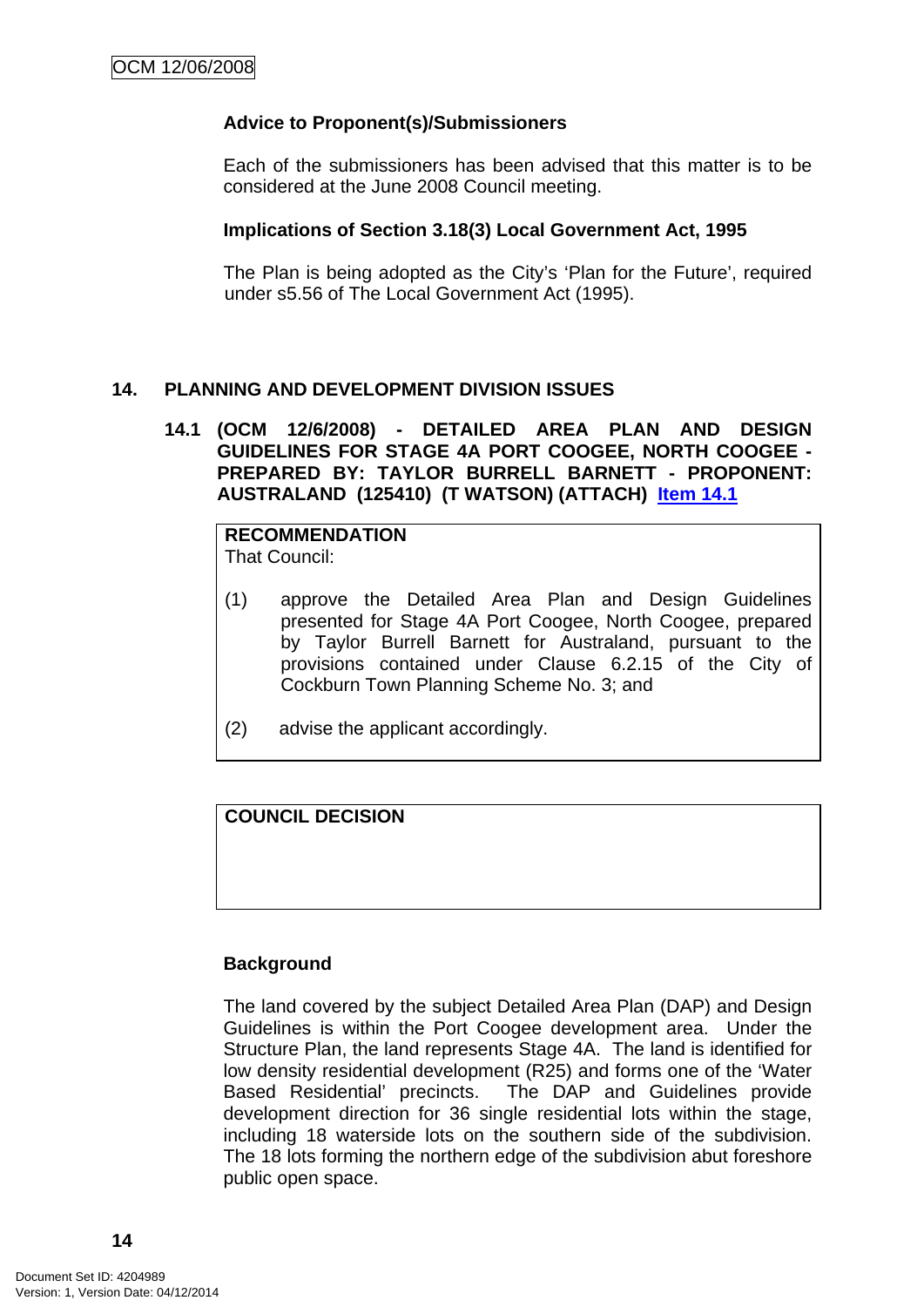**Advice to Proponent(s)/Submissioners**

Each of the submissioners has been advised that this matter is to be considered at the June 2008 Council meeting.

**Implications of Section 3.18(3) Local Government Act, 1995**

The Plan is being adopted as the City's 'Plan for the Future', required under s5.56 of The Local Government Act (1995).

## 14. PLANNING AND DEVELOPMENT DIVISION ISSUES

### 14.1 (OCM 12/6/2008) - DETAILED AREA PLAN AND DESIGN GUIDELINES FOR STAGE 4A PORT COOGEE, NORTH COOGEE - PREPARED BY: TAYLOR BURRELL BARNETT - PROPONENT: AUSTRALAND (125410) (T WATSON) (ATTACH) Item 14.1

**RECOMMENDATION**

That Council:

(1) approve the Detailed Area Plan and Design Guidelines presented for Stage 4A Port Coogee, North Coogee, prepared by Taylor Burrell Barnett for Australand, pursuant to the provisions contained under Clause 6.2.15 of the City of Cockburn Town Planning Scheme No. 3; and

(2) advise the applicant accordingly.

**COUNCIL DECISION**

**Background**

The land covered by the subject Detailed Area Plan (DAP) and Design Guidelines is within the Port Coogee development area. Under the Structure Plan, the land represents Stage 4A. The land is identified for low density residential development (R25) and forms one of the 'Water Based Residential' precincts. The DAP and Guidelines provide development direction for 36 single residential lots within the stage, including 18 waterside lots on the southern side of the subdivision. The 18 lots forming the northern edge of the subdivision abut foreshore public open space.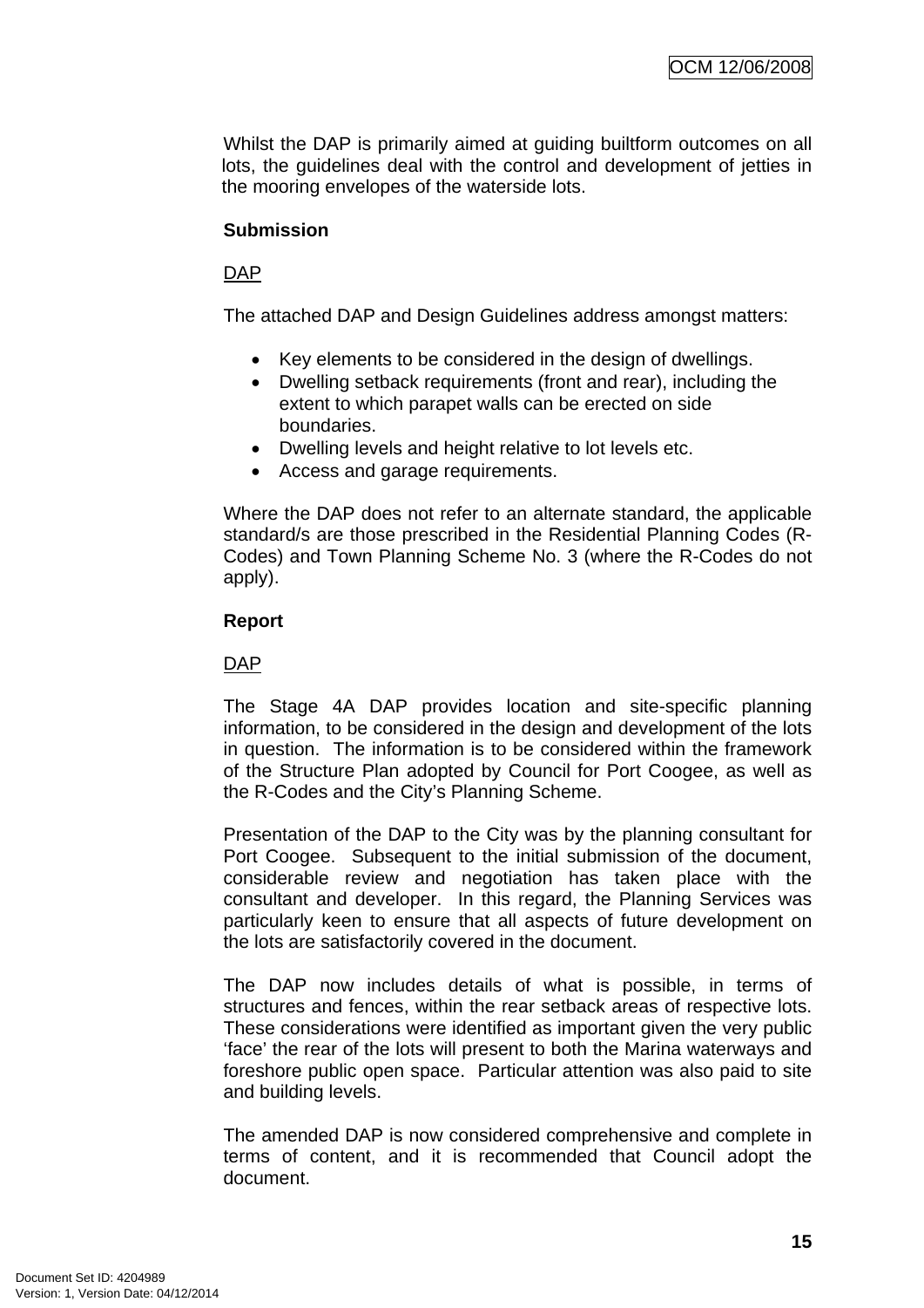Whilst the DAP is primarily aimed at guiding builtform outcomes on all lots, the guidelines deal with the control and development of jetties in the mooring envelopes of the waterside lots.

**Submission**

DAP

The attached DAP and Design Guidelines address amongst matters:

- Key elements to be considered in the design of dwellings.
- Dwelling setback requirements (front and rear), including the extent to which parapet walls can be erected on side boundaries.
- Dwelling levels and height relative to lot levels etc.
- Access and garage requirements.

Where the DAP does not refer to an alternate standard, the applicable standard/s are those prescribed in the Residential Planning Codes (R-Codes) and Town Planning Scheme No. 3 (where the R-Codes do not apply).

**Report**

DAP

The Stage 4A DAP provides location and site-specific planning information, to be considered in the design and development of the lots in question. The information is to be considered within the framework of the Structure Plan adopted by Council for Port Coogee, as well as the R-Codes and the City's Planning Scheme.

Presentation of the DAP to the City was by the planning consultant for Port Coogee. Subsequent to the initial submission of the document, considerable review and negotiation has taken place with the consultant and developer. In this regard, the Planning Services was particularly keen to ensure that all aspects of future development on the lots are satisfactorily covered in the document.

The DAP now includes details of what is possible, in terms of structures and fences, within the rear setback areas of respective lots. These considerations were identified as important given the very public 'face' the rear of the lots will present to both the Marina waterways and foreshore public open space. Particular attention was also paid to site and building levels.

The amended DAP is now considered comprehensive and complete in terms of content, and it is recommended that Council adopt the document.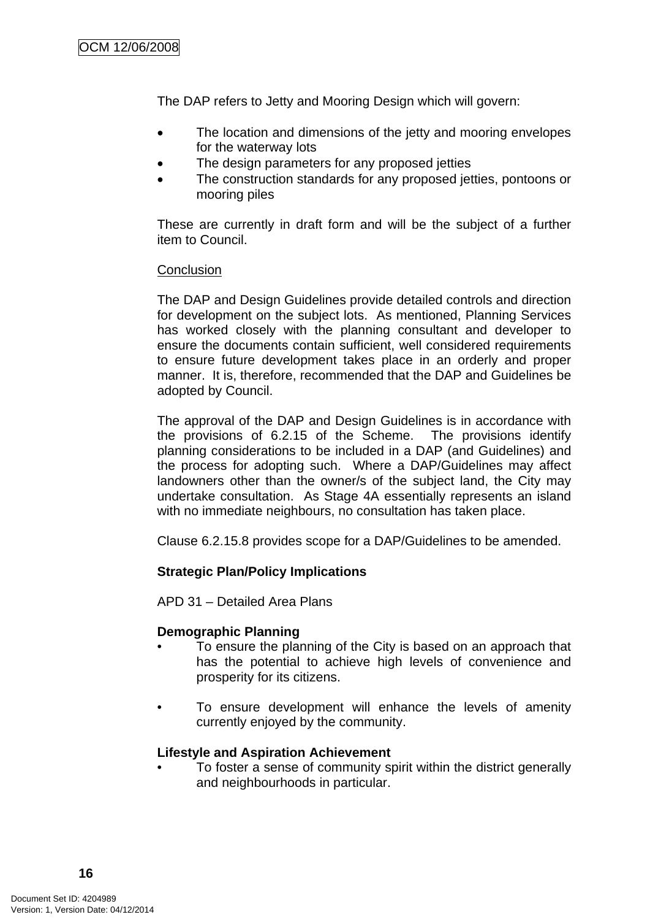The DAP refers to Jetty and Mooring Design which will govern:

- The location and dimensions of the jetty and mooring envelopes for the waterway lots
- The design parameters for any proposed jetties
- The construction standards for any proposed jetties, pontoons or mooring piles

These are currently in draft form and will be the subject of a further item to Council.

Conclusion

The DAP and Design Guidelines provide detailed controls and direction for development on the subject lots. As mentioned, Planning Services has worked closely with the planning consultant and developer to ensure the documents contain sufficient, well considered requirements to ensure future development takes place in an orderly and proper manner. It is, therefore, recommended that the DAP and Guidelines be adopted by Council.

The approval of the DAP and Design Guidelines is in accordance with the provisions of 6.2.15 of the Scheme. The provisions identify planning considerations to be included in a DAP (and Guidelines) and the process for adopting such. Where a DAP/Guidelines may affect landowners other than the owner/s of the subject land, the City may undertake consultation. As Stage 4A essentially represents an island with no immediate neighbours, no consultation has taken place.

Clause 6.2.15.8 provides scope for a DAP/Guidelines to be amended.

**Strategic Plan/Policy Implications**

APD 31 – Detailed Area Plans

**Demographic Planning**

- To ensure the planning of the City is based on an approach that has the potential to achieve high levels of convenience and prosperity for its citizens.

- To ensure development will enhance the levels of amenity currently enjoyed by the community.

**Lifestyle and Aspiration Achievement**

- To foster a sense of community spirit within the district generally and neighbourhoods in particular.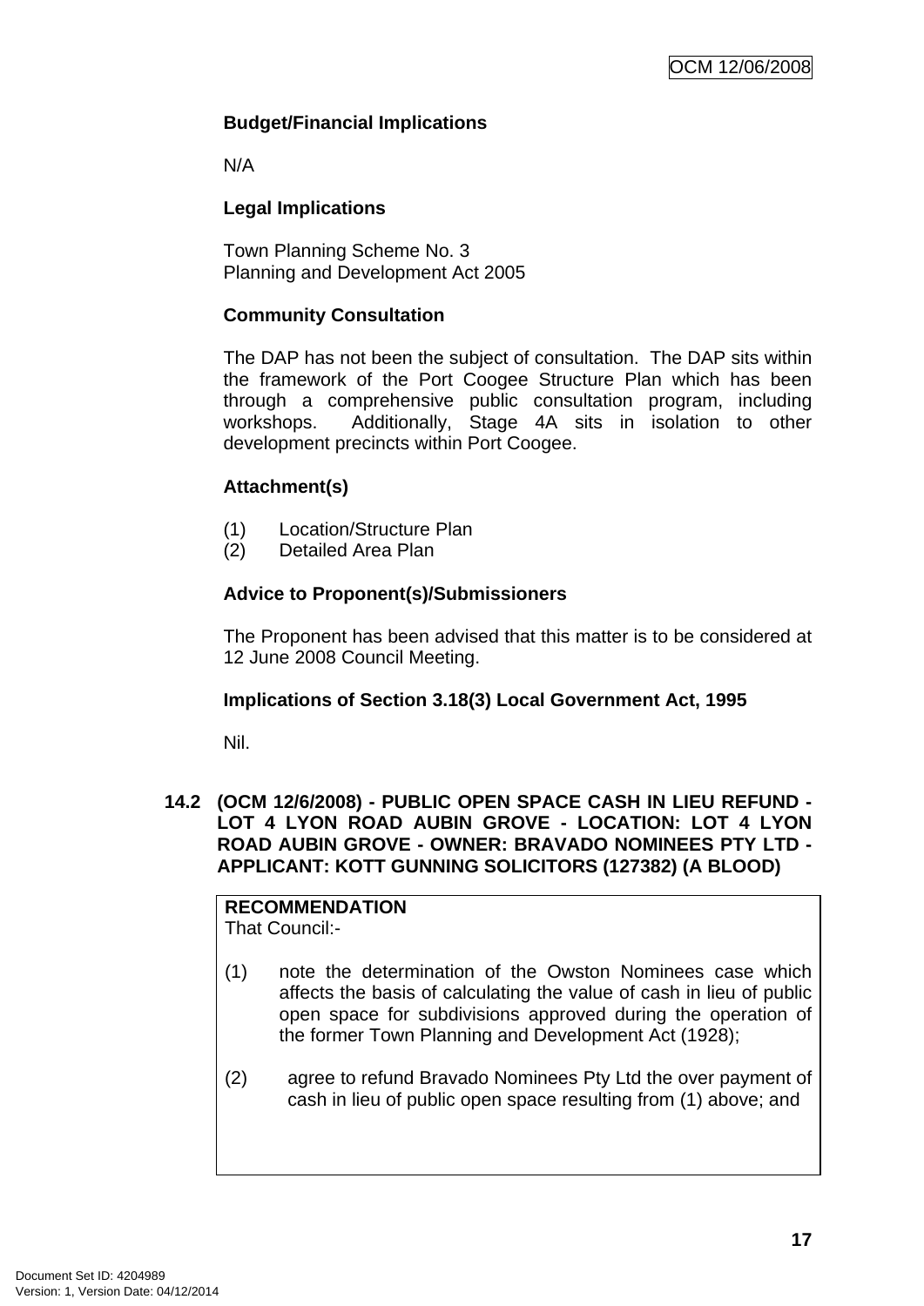**Budget/Financial Implications**

N/A

**Legal Implications**

Town Planning Scheme No. 3
Planning and Development Act 2005

**Community Consultation**

The DAP has not been the subject of consultation. The DAP sits within the framework of the Port Coogee Structure Plan which has been through a comprehensive public consultation program, including workshops. Additionally, Stage 4A sits in isolation to other development precincts within Port Coogee.

**Attachment(s)**

(1) Location/Structure Plan
(2) Detailed Area Plan

**Advice to Proponent(s)/Submissioners**

The Proponent has been advised that this matter is to be considered at 12 June 2008 Council Meeting.

**Implications of Section 3.18(3) Local Government Act, 1995**

Nil.

## 14.2 (OCM 12/6/2008) - PUBLIC OPEN SPACE CASH IN LIEU REFUND - LOT 4 LYON ROAD AUBIN GROVE - LOCATION: LOT 4 LYON ROAD AUBIN GROVE - OWNER: BRAVADO NOMINEES PTY LTD - APPLICANT: KOTT GUNNING SOLICITORS (127382) (A BLOOD)

**RECOMMENDATION**
That Council:-

(1) note the determination of the Owston Nominees case which affects the basis of calculating the value of cash in lieu of public open space for subdivisions approved during the operation of the former Town Planning and Development Act (1928);

(2) agree to refund Bravado Nominees Pty Ltd the over payment of cash in lieu of public open space resulting from (1) above; and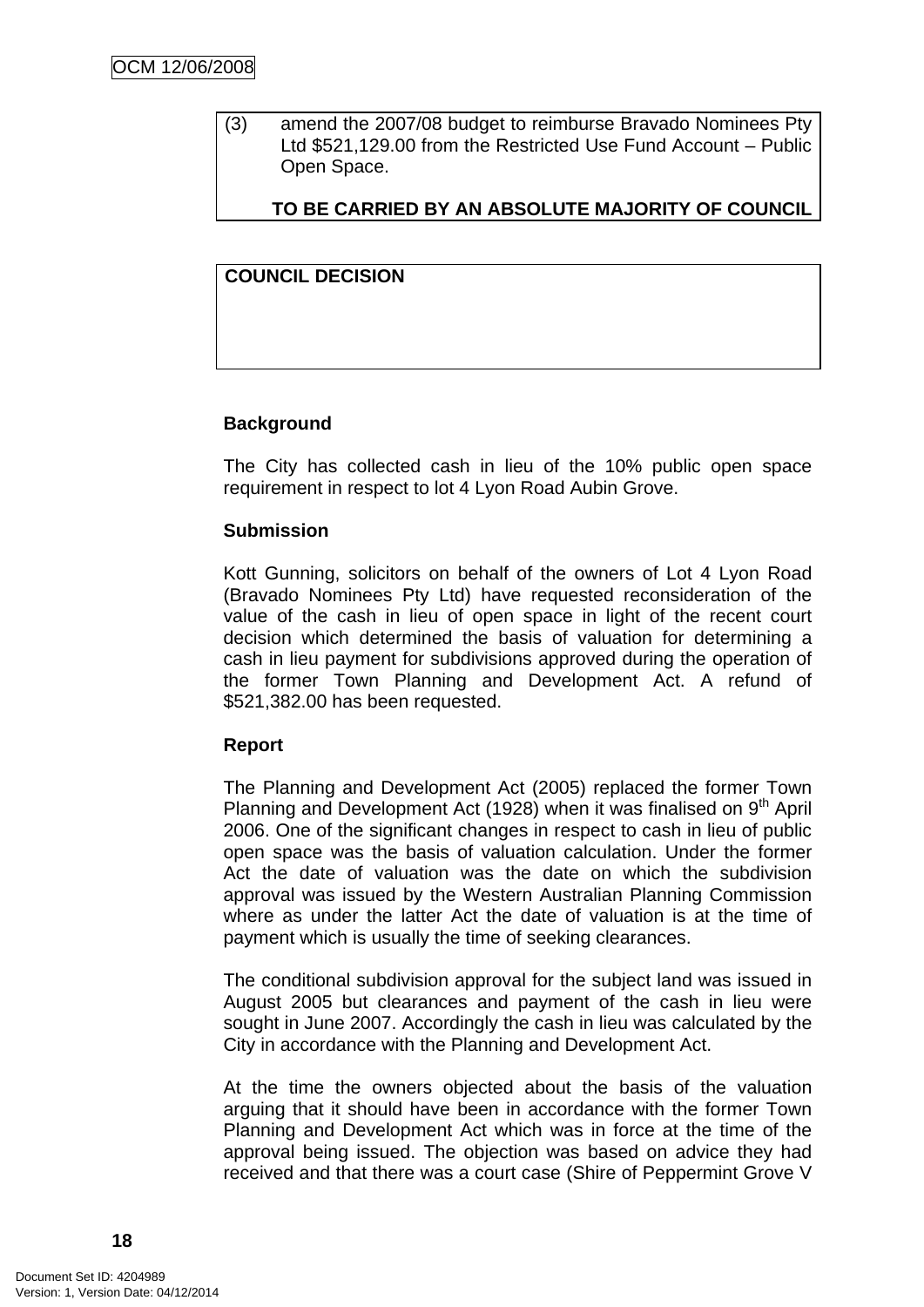(3) amend the 2007/08 budget to reimburse Bravado Nominees Pty Ltd $521,129.00 from the Restricted Use Fund Account – Public Open Space.

**TO BE CARRIED BY AN ABSOLUTE MAJORITY OF COUNCIL**

**COUNCIL DECISION**

**Background**

The City has collected cash in lieu of the 10% public open space requirement in respect to lot 4 Lyon Road Aubin Grove.

**Submission**

Kott Gunning, solicitors on behalf of the owners of Lot 4 Lyon Road (Bravado Nominees Pty Ltd) have requested reconsideration of the value of the cash in lieu of open space in light of the recent court decision which determined the basis of valuation for determining a cash in lieu payment for subdivisions approved during the operation of the former Town Planning and Development Act. A refund of $521,382.00 has been requested.

**Report**

The Planning and Development Act (2005) replaced the former Town Planning and Development Act (1928) when it was finalised on 9th April 2006. One of the significant changes in respect to cash in lieu of public open space was the basis of valuation calculation. Under the former Act the date of valuation was the date on which the subdivision approval was issued by the Western Australian Planning Commission where as under the latter Act the date of valuation is at the time of payment which is usually the time of seeking clearances.

The conditional subdivision approval for the subject land was issued in August 2005 but clearances and payment of the cash in lieu were sought in June 2007. Accordingly the cash in lieu was calculated by the City in accordance with the Planning and Development Act.

At the time the owners objected about the basis of the valuation arguing that it should have been in accordance with the former Town Planning and Development Act which was in force at the time of the approval being issued. The objection was based on advice they had received and that there was a court case (Shire of Peppermint Grove V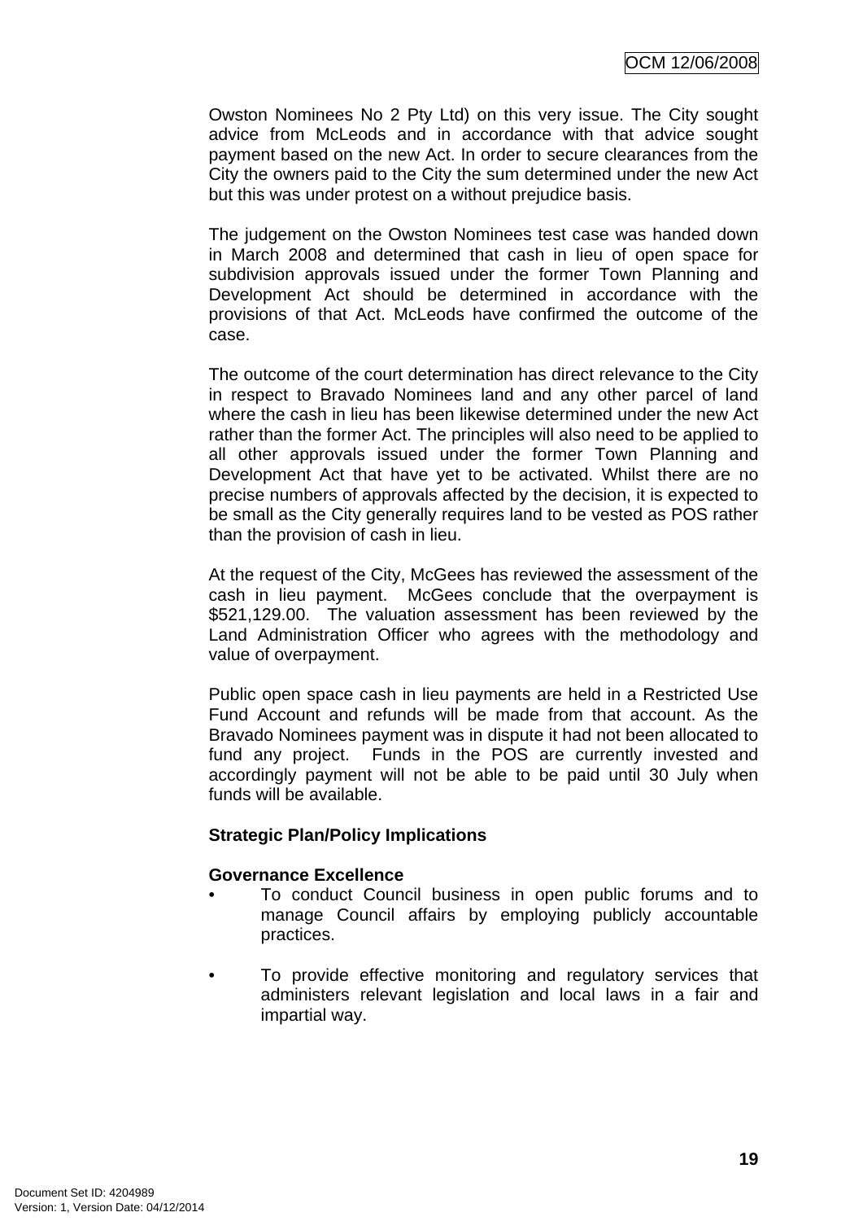Owston Nominees No 2 Pty Ltd) on this very issue. The City sought advice from McLeods and in accordance with that advice sought payment based on the new Act. In order to secure clearances from the City the owners paid to the City the sum determined under the new Act but this was under protest on a without prejudice basis.

The judgement on the Owston Nominees test case was handed down in March 2008 and determined that cash in lieu of open space for subdivision approvals issued under the former Town Planning and Development Act should be determined in accordance with the provisions of that Act. McLeods have confirmed the outcome of the case.

The outcome of the court determination has direct relevance to the City in respect to Bravado Nominees land and any other parcel of land where the cash in lieu has been likewise determined under the new Act rather than the former Act. The principles will also need to be applied to all other approvals issued under the former Town Planning and Development Act that have yet to be activated. Whilst there are no precise numbers of approvals affected by the decision, it is expected to be small as the City generally requires land to be vested as POS rather than the provision of cash in lieu.

At the request of the City, McGees has reviewed the assessment of the cash in lieu payment. McGees conclude that the overpayment is $521,129.00. The valuation assessment has been reviewed by the Land Administration Officer who agrees with the methodology and value of overpayment.

Public open space cash in lieu payments are held in a Restricted Use Fund Account and refunds will be made from that account. As the Bravado Nominees payment was in dispute it had not been allocated to fund any project. Funds in the POS are currently invested and accordingly payment will not be able to be paid until 30 July when funds will be available.

**Strategic Plan/Policy Implications**

**Governance Excellence**

- To conduct Council business in open public forums and to manage Council affairs by employing publicly accountable practices.

- To provide effective monitoring and regulatory services that administers relevant legislation and local laws in a fair and impartial way.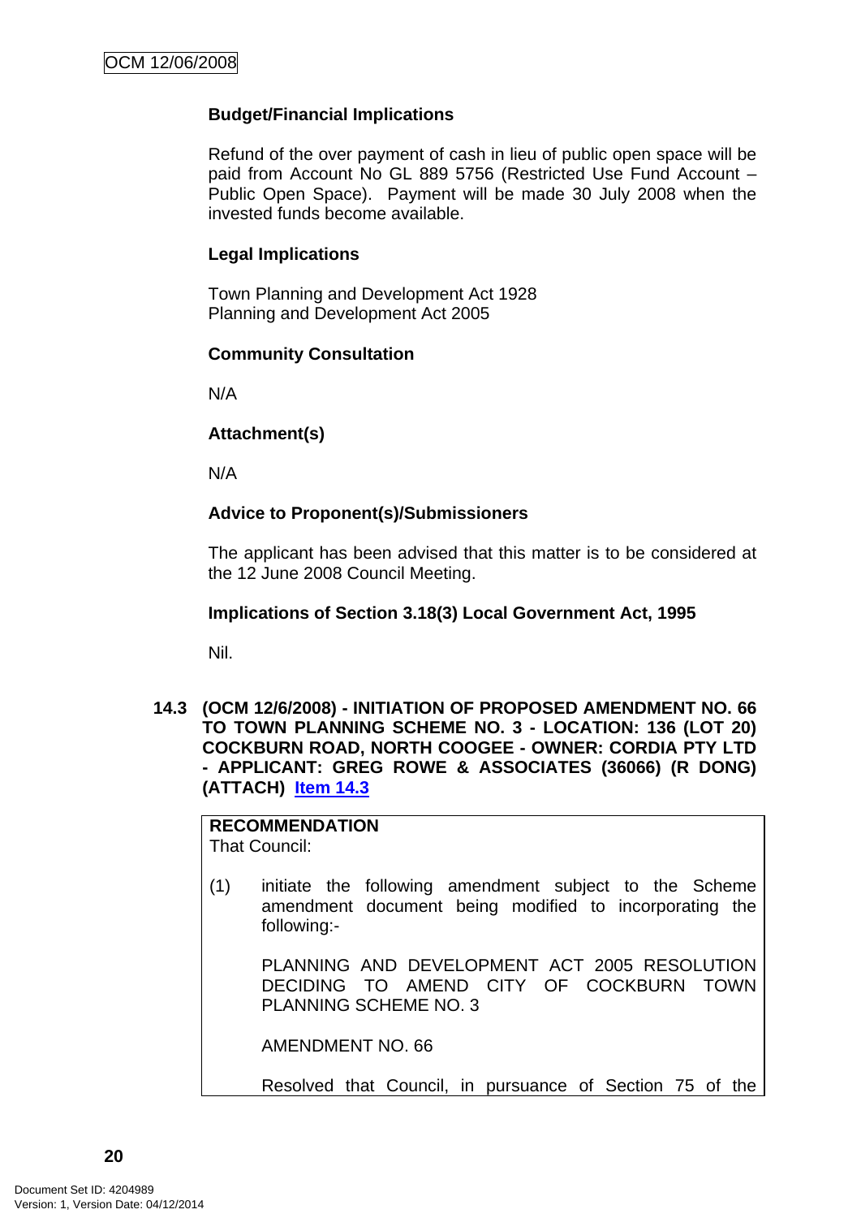**Budget/Financial Implications**

Refund of the over payment of cash in lieu of public open space will be paid from Account No GL 889 5756 (Restricted Use Fund Account – Public Open Space). Payment will be made 30 July 2008 when the invested funds become available.

**Legal Implications**

Town Planning and Development Act 1928
Planning and Development Act 2005

**Community Consultation**

N/A

**Attachment(s)**

N/A

**Advice to Proponent(s)/Submissioners**

The applicant has been advised that this matter is to be considered at the 12 June 2008 Council Meeting.

**Implications of Section 3.18(3) Local Government Act, 1995**

Nil.

### 14.3 (OCM 12/6/2008) - INITIATION OF PROPOSED AMENDMENT NO. 66 TO TOWN PLANNING SCHEME NO. 3 - LOCATION: 136 (LOT 20) COCKBURN ROAD, NORTH COOGEE - OWNER: CORDIA PTY LTD - APPLICANT: GREG ROWE & ASSOCIATES (36066) (R DONG) (ATTACH) Item 14.3

**RECOMMENDATION**
That Council:

(1) initiate the following amendment subject to the Scheme amendment document being modified to incorporating the following:-

PLANNING AND DEVELOPMENT ACT 2005 RESOLUTION DECIDING TO AMEND CITY OF COCKBURN TOWN PLANNING SCHEME NO. 3

AMENDMENT NO. 66

Resolved that Council, in pursuance of Section 75 of the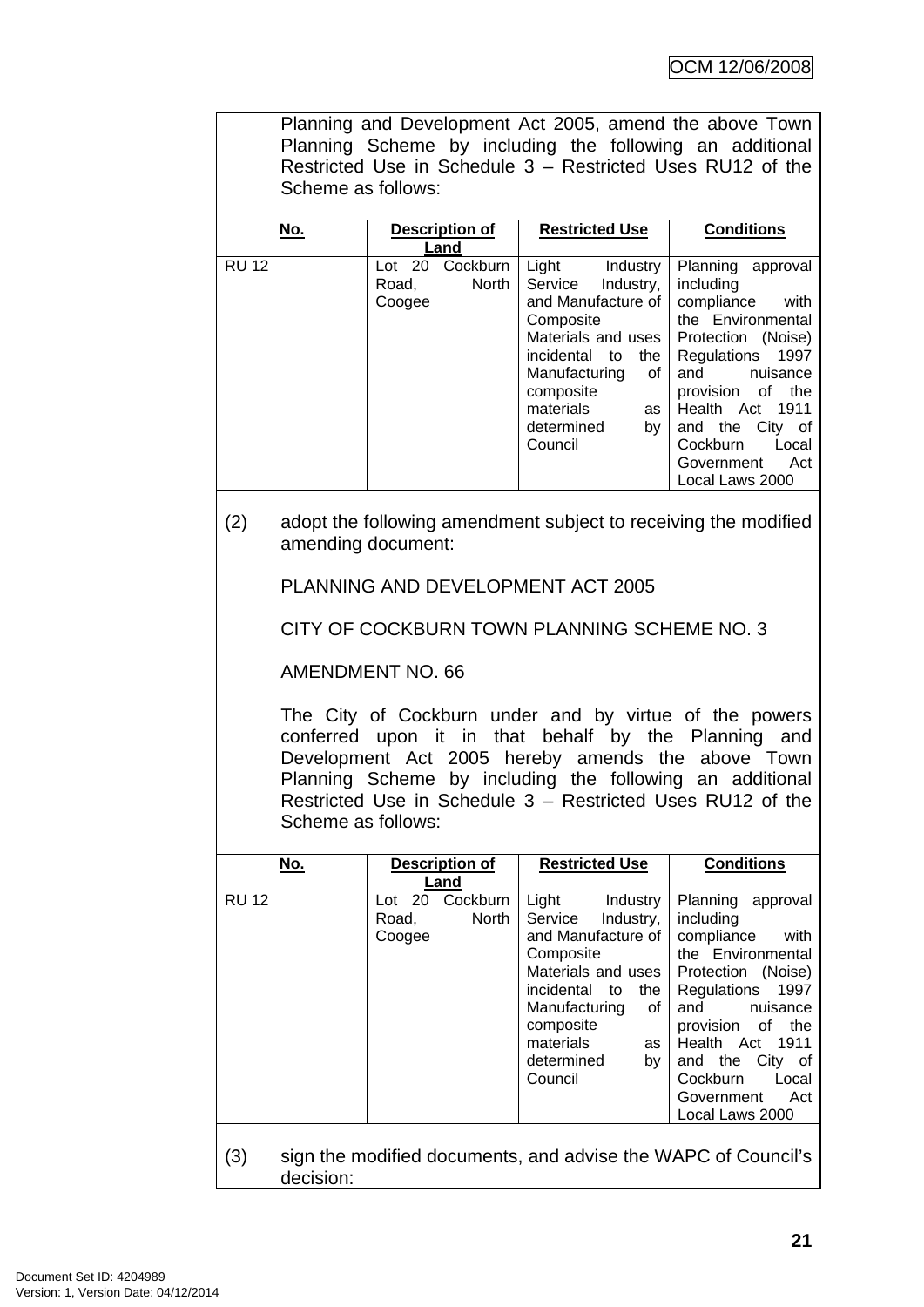Planning and Development Act 2005, amend the above Town Planning Scheme by including the following an additional Restricted Use in Schedule 3 – Restricted Uses RU12 of the Scheme as follows:

| No. | Description of Land | Restricted Use | Conditions |
|---|---|---|---|
| RU 12 | Lot 20 Cockburn Road, North Coogee | Light Industry Service Industry, and Manufacture of Composite Materials and uses incidental to the Manufacturing of composite materials as determined by Council | Planning approval including compliance with the Environmental Protection (Noise) Regulations 1997 and nuisance provision of the Health Act 1911 and the City of Cockburn Local Government Act Local Laws 2000 |

(2) adopt the following amendment subject to receiving the modified amending document:

PLANNING AND DEVELOPMENT ACT 2005

CITY OF COCKBURN TOWN PLANNING SCHEME NO. 3

AMENDMENT NO. 66

The City of Cockburn under and by virtue of the powers conferred upon it in that behalf by the Planning and Development Act 2005 hereby amends the above Town Planning Scheme by including the following an additional Restricted Use in Schedule 3 – Restricted Uses RU12 of the Scheme as follows:

| No. | Description of Land | Restricted Use | Conditions |
|---|---|---|---|
| RU 12 | Lot 20 Cockburn Road, North Coogee | Light Industry Service Industry, and Manufacture of Composite Materials and uses incidental to the Manufacturing of composite materials as determined by Council | Planning approval including compliance with the Environmental Protection (Noise) Regulations 1997 and nuisance provision of the Health Act 1911 and the City of Cockburn Local Government Act Local Laws 2000 |

(3) sign the modified documents, and advise the WAPC of Council's decision: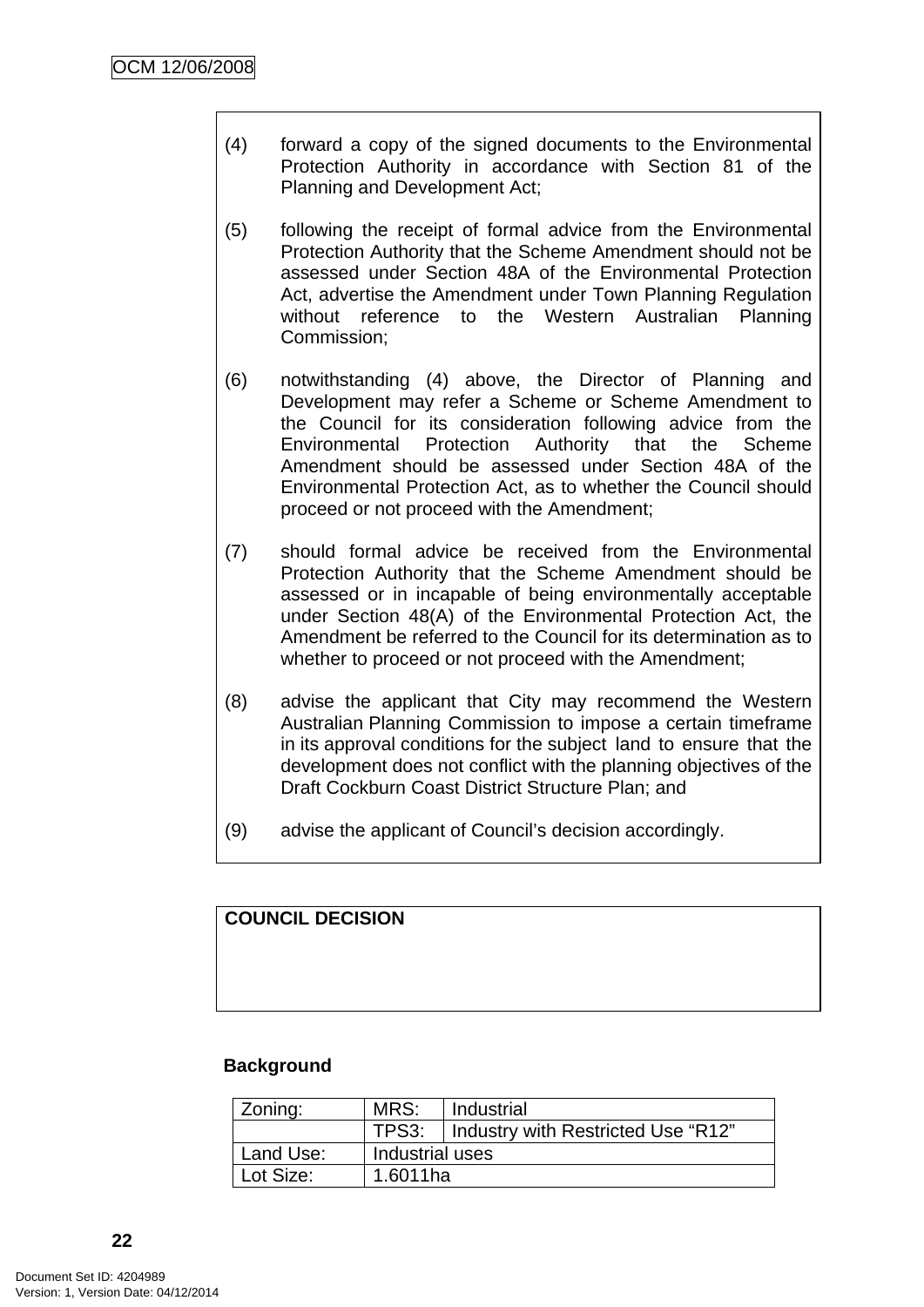(4) forward a copy of the signed documents to the Environmental Protection Authority in accordance with Section 81 of the Planning and Development Act;

(5) following the receipt of formal advice from the Environmental Protection Authority that the Scheme Amendment should not be assessed under Section 48A of the Environmental Protection Act, advertise the Amendment under Town Planning Regulation without reference to the Western Australian Planning Commission;

(6) notwithstanding (4) above, the Director of Planning and Development may refer a Scheme or Scheme Amendment to the Council for its consideration following advice from the Environmental Protection Authority that the Scheme Amendment should be assessed under Section 48A of the Environmental Protection Act, as to whether the Council should proceed or not proceed with the Amendment;

(7) should formal advice be received from the Environmental Protection Authority that the Scheme Amendment should be assessed or in incapable of being environmentally acceptable under Section 48(A) of the Environmental Protection Act, the Amendment be referred to the Council for its determination as to whether to proceed or not proceed with the Amendment;

(8) advise the applicant that City may recommend the Western Australian Planning Commission to impose a certain timeframe in its approval conditions for the subject land to ensure that the development does not conflict with the planning objectives of the Draft Cockburn Coast District Structure Plan; and

(9) advise the applicant of Council's decision accordingly.

**COUNCIL DECISION**

**Background**

| Zoning: | MRS: | Industrial |
|---|---|---|
| | TPS3: | Industry with Restricted Use "R12" |
| Land Use: | Industrial uses | |
| Lot Size: | 1.6011ha | |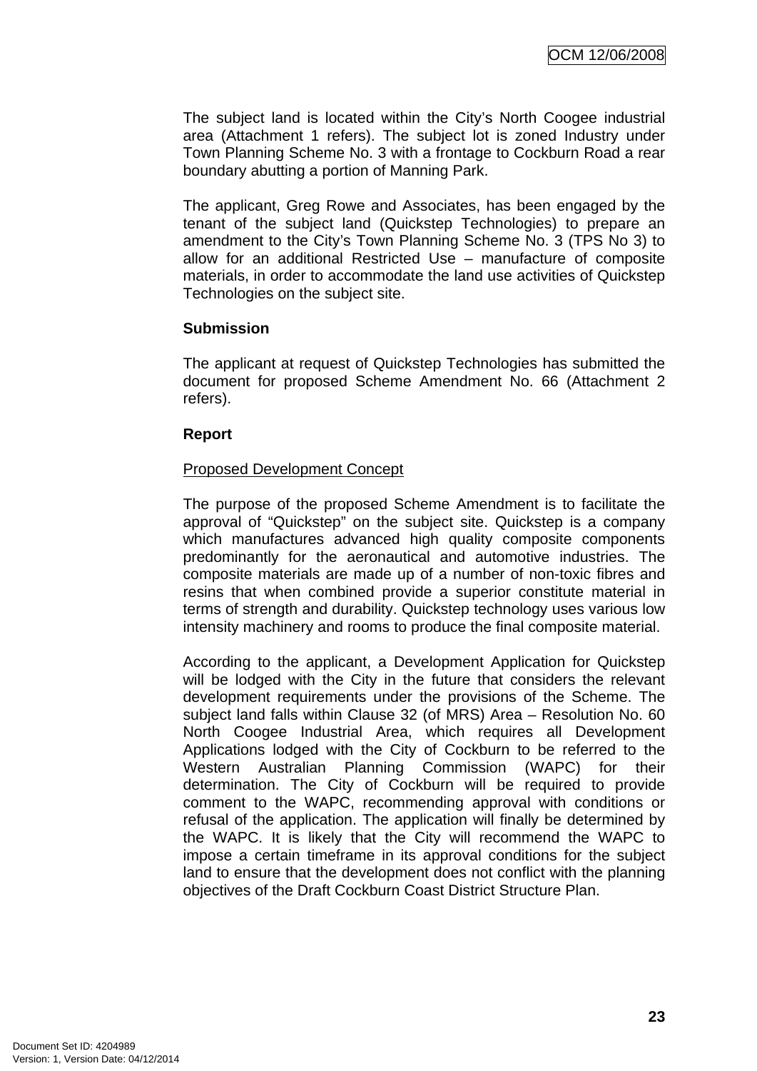The subject land is located within the City's North Coogee industrial area (Attachment 1 refers). The subject lot is zoned Industry under Town Planning Scheme No. 3 with a frontage to Cockburn Road a rear boundary abutting a portion of Manning Park.

The applicant, Greg Rowe and Associates, has been engaged by the tenant of the subject land (Quickstep Technologies) to prepare an amendment to the City's Town Planning Scheme No. 3 (TPS No 3) to allow for an additional Restricted Use – manufacture of composite materials, in order to accommodate the land use activities of Quickstep Technologies on the subject site.

**Submission**

The applicant at request of Quickstep Technologies has submitted the document for proposed Scheme Amendment No. 66 (Attachment 2 refers).

**Report**

Proposed Development Concept

The purpose of the proposed Scheme Amendment is to facilitate the approval of "Quickstep" on the subject site. Quickstep is a company which manufactures advanced high quality composite components predominantly for the aeronautical and automotive industries. The composite materials are made up of a number of non-toxic fibres and resins that when combined provide a superior constitute material in terms of strength and durability. Quickstep technology uses various low intensity machinery and rooms to produce the final composite material.

According to the applicant, a Development Application for Quickstep will be lodged with the City in the future that considers the relevant development requirements under the provisions of the Scheme. The subject land falls within Clause 32 (of MRS) Area – Resolution No. 60 North Coogee Industrial Area, which requires all Development Applications lodged with the City of Cockburn to be referred to the Western Australian Planning Commission (WAPC) for their determination. The City of Cockburn will be required to provide comment to the WAPC, recommending approval with conditions or refusal of the application. The application will finally be determined by the WAPC. It is likely that the City will recommend the WAPC to impose a certain timeframe in its approval conditions for the subject land to ensure that the development does not conflict with the planning objectives of the Draft Cockburn Coast District Structure Plan.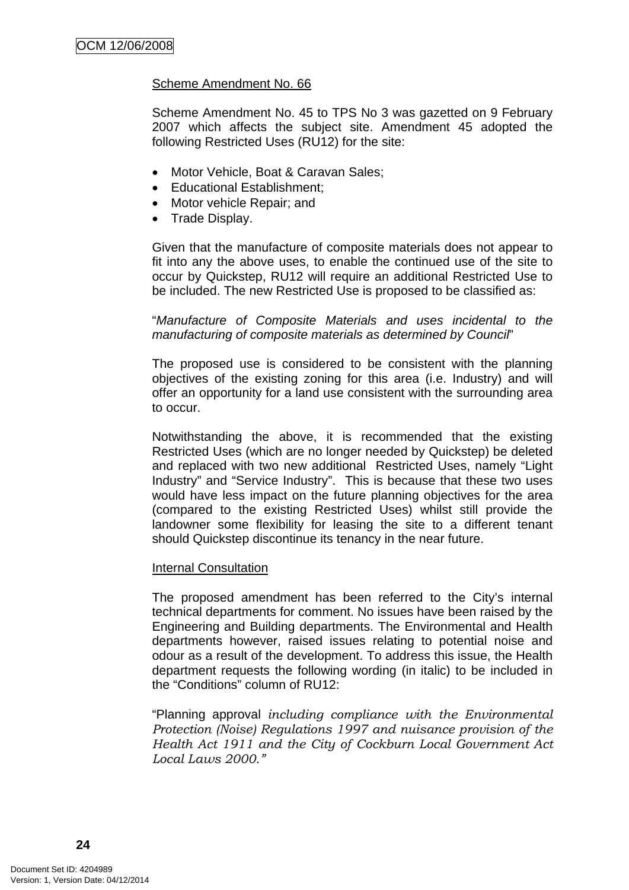Scheme Amendment No. 66

Scheme Amendment No. 45 to TPS No 3 was gazetted on 9 February 2007 which affects the subject site. Amendment 45 adopted the following Restricted Uses (RU12) for the site:

- Motor Vehicle, Boat & Caravan Sales;
- Educational Establishment;
- Motor vehicle Repair; and
- Trade Display.

Given that the manufacture of composite materials does not appear to fit into any the above uses, to enable the continued use of the site to occur by Quickstep, RU12 will require an additional Restricted Use to be included. The new Restricted Use is proposed to be classified as:

"*Manufacture of Composite Materials and uses incidental to the manufacturing of composite materials as determined by Council*"

The proposed use is considered to be consistent with the planning objectives of the existing zoning for this area (i.e. Industry) and will offer an opportunity for a land use consistent with the surrounding area to occur.

Notwithstanding the above, it is recommended that the existing Restricted Uses (which are no longer needed by Quickstep) be deleted and replaced with two new additional Restricted Uses, namely "Light Industry" and "Service Industry". This is because that these two uses would have less impact on the future planning objectives for the area (compared to the existing Restricted Uses) whilst still provide the landowner some flexibility for leasing the site to a different tenant should Quickstep discontinue its tenancy in the near future.

Internal Consultation

The proposed amendment has been referred to the City's internal technical departments for comment. No issues have been raised by the Engineering and Building departments. The Environmental and Health departments however, raised issues relating to potential noise and odour as a result of the development. To address this issue, the Health department requests the following wording (in italic) to be included in the "Conditions" column of RU12:

"Planning approval *including compliance with the Environmental Protection (Noise) Regulations 1997 and nuisance provision of the Health Act 1911 and the City of Cockburn Local Government Act Local Laws 2000."*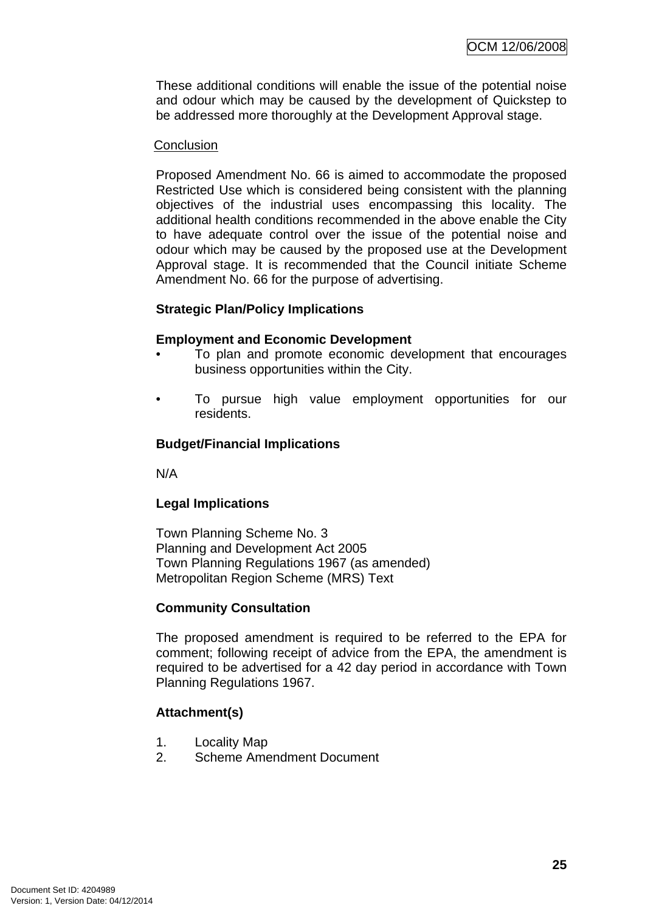These additional conditions will enable the issue of the potential noise and odour which may be caused by the development of Quickstep to be addressed more thoroughly at the Development Approval stage.

Conclusion

Proposed Amendment No. 66 is aimed to accommodate the proposed Restricted Use which is considered being consistent with the planning objectives of the industrial uses encompassing this locality. The additional health conditions recommended in the above enable the City to have adequate control over the issue of the potential noise and odour which may be caused by the proposed use at the Development Approval stage. It is recommended that the Council initiate Scheme Amendment No. 66 for the purpose of advertising.

**Strategic Plan/Policy Implications**

**Employment and Economic Development**

- To plan and promote economic development that encourages business opportunities within the City.
- To pursue high value employment opportunities for our residents.

**Budget/Financial Implications**

N/A

**Legal Implications**

Town Planning Scheme No. 3
Planning and Development Act 2005
Town Planning Regulations 1967 (as amended)
Metropolitan Region Scheme (MRS) Text

**Community Consultation**

The proposed amendment is required to be referred to the EPA for comment; following receipt of advice from the EPA, the amendment is required to be advertised for a 42 day period in accordance with Town Planning Regulations 1967.

**Attachment(s)**

1. Locality Map
2. Scheme Amendment Document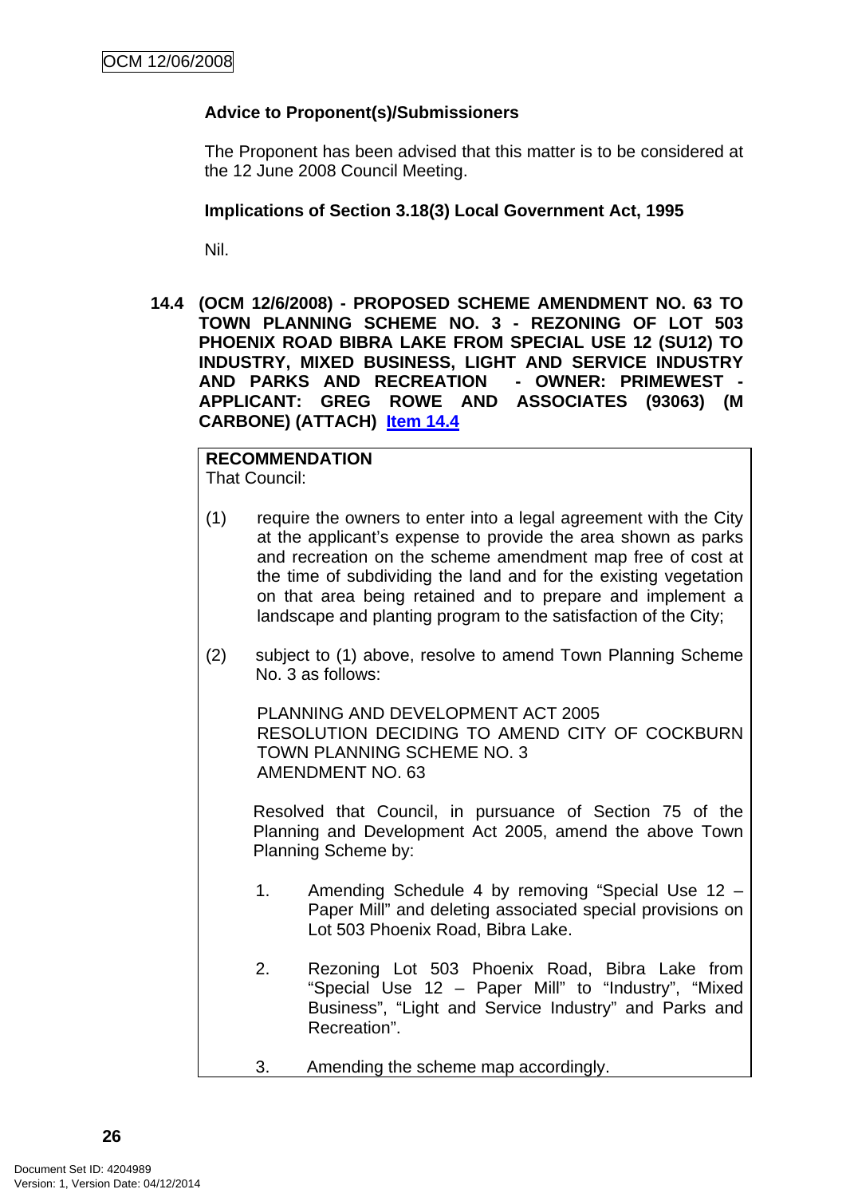**Advice to Proponent(s)/Submissioners**

The Proponent has been advised that this matter is to be considered at the 12 June 2008 Council Meeting.

**Implications of Section 3.18(3) Local Government Act, 1995**

Nil.

**14.4 (OCM 12/6/2008) - PROPOSED SCHEME AMENDMENT NO. 63 TO TOWN PLANNING SCHEME NO. 3 - REZONING OF LOT 503 PHOENIX ROAD BIBRA LAKE FROM SPECIAL USE 12 (SU12) TO INDUSTRY, MIXED BUSINESS, LIGHT AND SERVICE INDUSTRY AND PARKS AND RECREATION - OWNER: PRIMEWEST - APPLICANT: GREG ROWE AND ASSOCIATES (93063) (M CARBONE) (ATTACH) Item 14.4**

**RECOMMENDATION**
That Council:

(1) require the owners to enter into a legal agreement with the City at the applicant's expense to provide the area shown as parks and recreation on the scheme amendment map free of cost at the time of subdividing the land and for the existing vegetation on that area being retained and to prepare and implement a landscape and planting program to the satisfaction of the City;

(2) subject to (1) above, resolve to amend Town Planning Scheme No. 3 as follows:

PLANNING AND DEVELOPMENT ACT 2005
RESOLUTION DECIDING TO AMEND CITY OF COCKBURN TOWN PLANNING SCHEME NO. 3
AMENDMENT NO. 63

Resolved that Council, in pursuance of Section 75 of the Planning and Development Act 2005, amend the above Town Planning Scheme by:

1. Amending Schedule 4 by removing "Special Use 12 – Paper Mill" and deleting associated special provisions on Lot 503 Phoenix Road, Bibra Lake.

2. Rezoning Lot 503 Phoenix Road, Bibra Lake from "Special Use 12 – Paper Mill" to "Industry", "Mixed Business", "Light and Service Industry" and Parks and Recreation".

3. Amending the scheme map accordingly.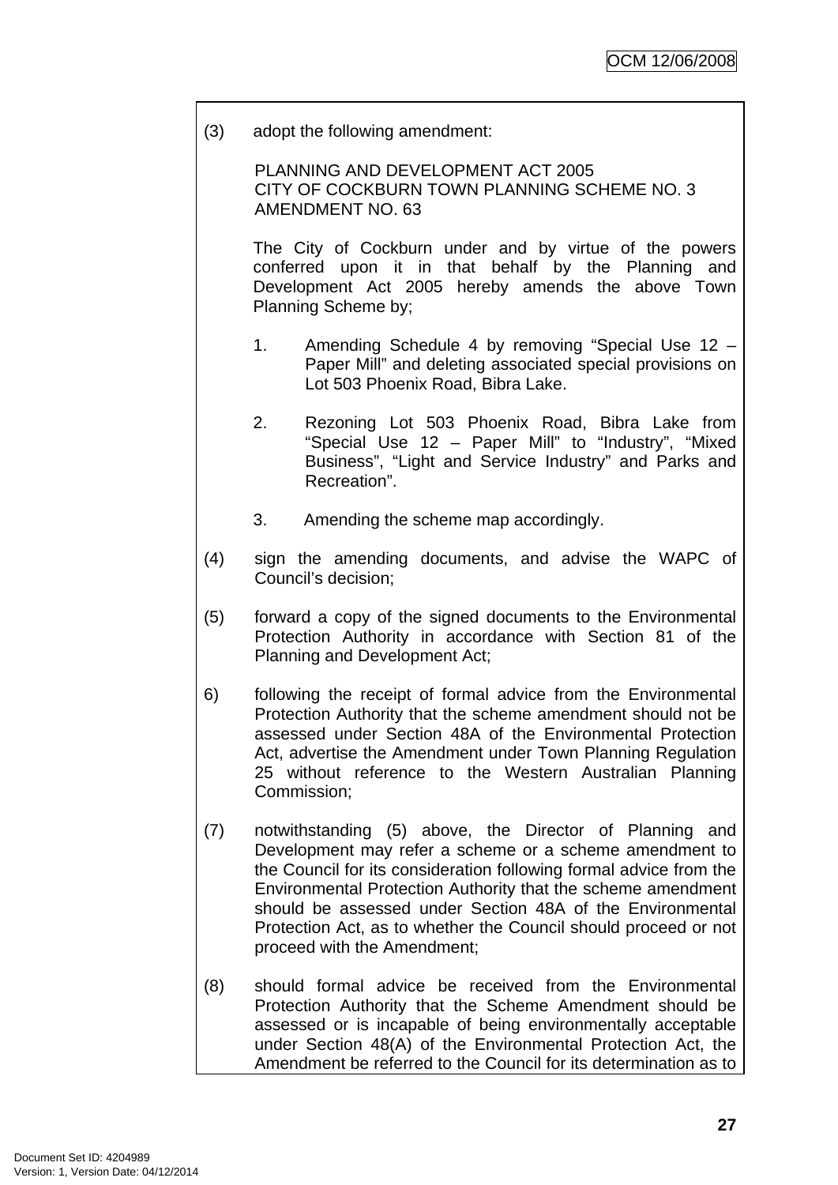(3) adopt the following amendment:

PLANNING AND DEVELOPMENT ACT 2005
CITY OF COCKBURN TOWN PLANNING SCHEME NO. 3
AMENDMENT NO. 63

The City of Cockburn under and by virtue of the powers conferred upon it in that behalf by the Planning and Development Act 2005 hereby amends the above Town Planning Scheme by;

1. Amending Schedule 4 by removing "Special Use 12 – Paper Mill" and deleting associated special provisions on Lot 503 Phoenix Road, Bibra Lake.

2. Rezoning Lot 503 Phoenix Road, Bibra Lake from "Special Use 12 – Paper Mill" to "Industry", "Mixed Business", "Light and Service Industry" and Parks and Recreation".

3. Amending the scheme map accordingly.

(4) sign the amending documents, and advise the WAPC of Council's decision;

(5) forward a copy of the signed documents to the Environmental Protection Authority in accordance with Section 81 of the Planning and Development Act;

6) following the receipt of formal advice from the Environmental Protection Authority that the scheme amendment should not be assessed under Section 48A of the Environmental Protection Act, advertise the Amendment under Town Planning Regulation 25 without reference to the Western Australian Planning Commission;

(7) notwithstanding (5) above, the Director of Planning and Development may refer a scheme or a scheme amendment to the Council for its consideration following formal advice from the Environmental Protection Authority that the scheme amendment should be assessed under Section 48A of the Environmental Protection Act, as to whether the Council should proceed or not proceed with the Amendment;

(8) should formal advice be received from the Environmental Protection Authority that the Scheme Amendment should be assessed or is incapable of being environmentally acceptable under Section 48(A) of the Environmental Protection Act, the Amendment be referred to the Council for its determination as to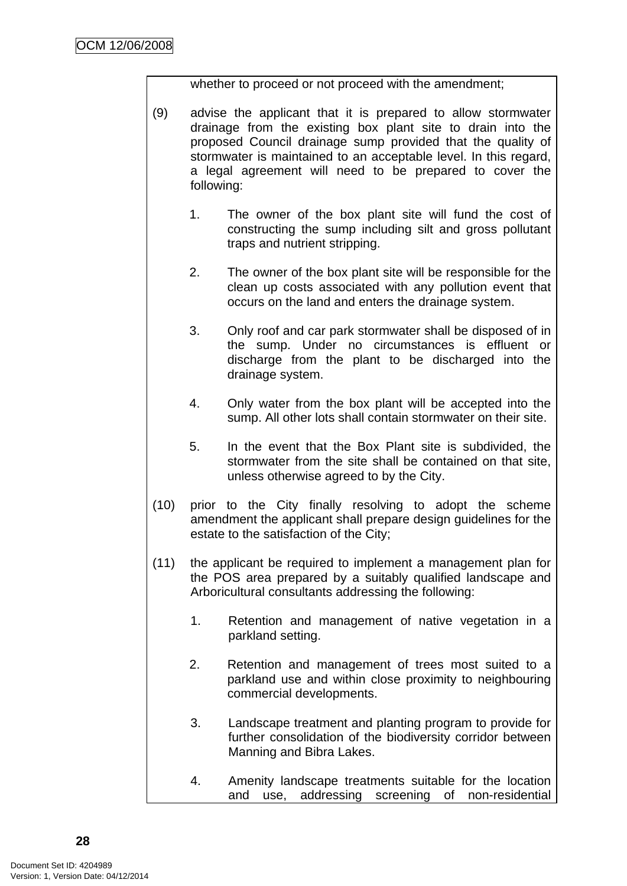whether to proceed or not proceed with the amendment;

(9) advise the applicant that it is prepared to allow stormwater drainage from the existing box plant site to drain into the proposed Council drainage sump provided that the quality of stormwater is maintained to an acceptable level. In this regard, a legal agreement will need to be prepared to cover the following:

1. The owner of the box plant site will fund the cost of constructing the sump including silt and gross pollutant traps and nutrient stripping.

2. The owner of the box plant site will be responsible for the clean up costs associated with any pollution event that occurs on the land and enters the drainage system.

3. Only roof and car park stormwater shall be disposed of in the sump. Under no circumstances is effluent or discharge from the plant to be discharged into the drainage system.

4. Only water from the box plant will be accepted into the sump. All other lots shall contain stormwater on their site.

5. In the event that the Box Plant site is subdivided, the stormwater from the site shall be contained on that site, unless otherwise agreed to by the City.

(10) prior to the City finally resolving to adopt the scheme amendment the applicant shall prepare design guidelines for the estate to the satisfaction of the City;

(11) the applicant be required to implement a management plan for the POS area prepared by a suitably qualified landscape and Arboricultural consultants addressing the following:

1. Retention and management of native vegetation in a parkland setting.

2. Retention and management of trees most suited to a parkland use and within close proximity to neighbouring commercial developments.

3. Landscape treatment and planting program to provide for further consolidation of the biodiversity corridor between Manning and Bibra Lakes.

4. Amenity landscape treatments suitable for the location and use, addressing screening of non-residential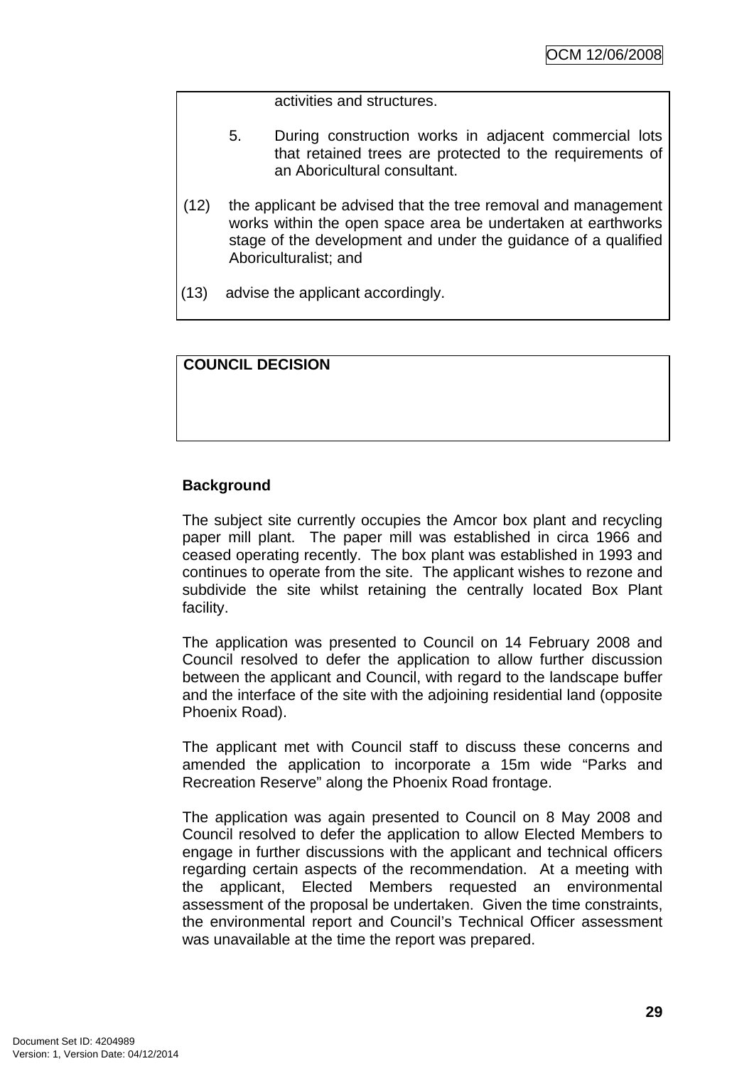activities and structures.

5. During construction works in adjacent commercial lots that retained trees are protected to the requirements of an Aboricultural consultant.

(12) the applicant be advised that the tree removal and management works within the open space area be undertaken at earthworks stage of the development and under the guidance of a qualified Aboriculturalist; and

(13) advise the applicant accordingly.

**COUNCIL DECISION**

**Background**

The subject site currently occupies the Amcor box plant and recycling paper mill plant. The paper mill was established in circa 1966 and ceased operating recently. The box plant was established in 1993 and continues to operate from the site. The applicant wishes to rezone and subdivide the site whilst retaining the centrally located Box Plant facility.

The application was presented to Council on 14 February 2008 and Council resolved to defer the application to allow further discussion between the applicant and Council, with regard to the landscape buffer and the interface of the site with the adjoining residential land (opposite Phoenix Road).

The applicant met with Council staff to discuss these concerns and amended the application to incorporate a 15m wide "Parks and Recreation Reserve" along the Phoenix Road frontage.

The application was again presented to Council on 8 May 2008 and Council resolved to defer the application to allow Elected Members to engage in further discussions with the applicant and technical officers regarding certain aspects of the recommendation. At a meeting with the applicant, Elected Members requested an environmental assessment of the proposal be undertaken. Given the time constraints, the environmental report and Council's Technical Officer assessment was unavailable at the time the report was prepared.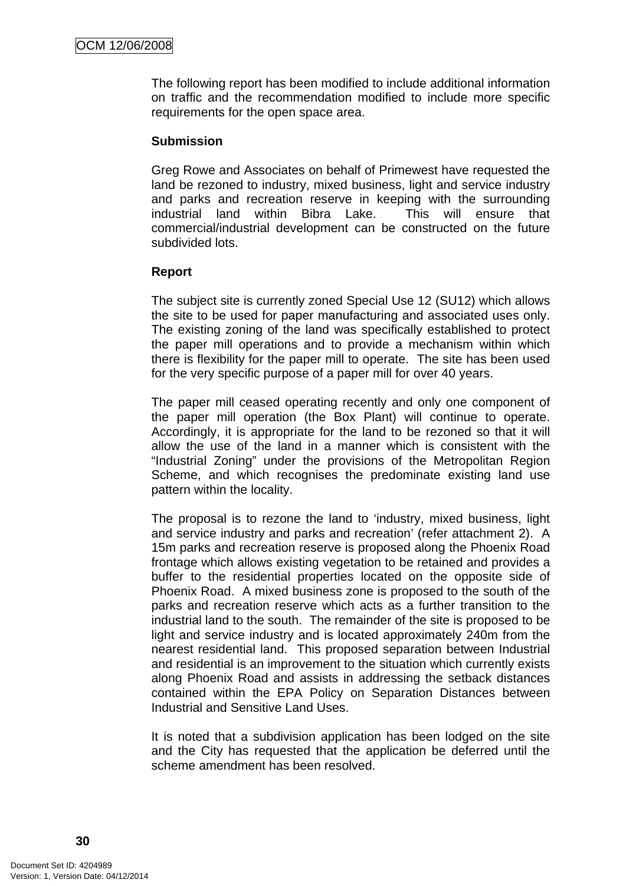The following report has been modified to include additional information on traffic and the recommendation modified to include more specific requirements for the open space area.

**Submission**

Greg Rowe and Associates on behalf of Primewest have requested the land be rezoned to industry, mixed business, light and service industry and parks and recreation reserve in keeping with the surrounding industrial land within Bibra Lake. This will ensure that commercial/industrial development can be constructed on the future subdivided lots.

**Report**

The subject site is currently zoned Special Use 12 (SU12) which allows the site to be used for paper manufacturing and associated uses only. The existing zoning of the land was specifically established to protect the paper mill operations and to provide a mechanism within which there is flexibility for the paper mill to operate. The site has been used for the very specific purpose of a paper mill for over 40 years.

The paper mill ceased operating recently and only one component of the paper mill operation (the Box Plant) will continue to operate. Accordingly, it is appropriate for the land to be rezoned so that it will allow the use of the land in a manner which is consistent with the "Industrial Zoning" under the provisions of the Metropolitan Region Scheme, and which recognises the predominate existing land use pattern within the locality.

The proposal is to rezone the land to 'industry, mixed business, light and service industry and parks and recreation' (refer attachment 2). A 15m parks and recreation reserve is proposed along the Phoenix Road frontage which allows existing vegetation to be retained and provides a buffer to the residential properties located on the opposite side of Phoenix Road. A mixed business zone is proposed to the south of the parks and recreation reserve which acts as a further transition to the industrial land to the south. The remainder of the site is proposed to be light and service industry and is located approximately 240m from the nearest residential land. This proposed separation between Industrial and residential is an improvement to the situation which currently exists along Phoenix Road and assists in addressing the setback distances contained within the EPA Policy on Separation Distances between Industrial and Sensitive Land Uses.

It is noted that a subdivision application has been lodged on the site and the City has requested that the application be deferred until the scheme amendment has been resolved.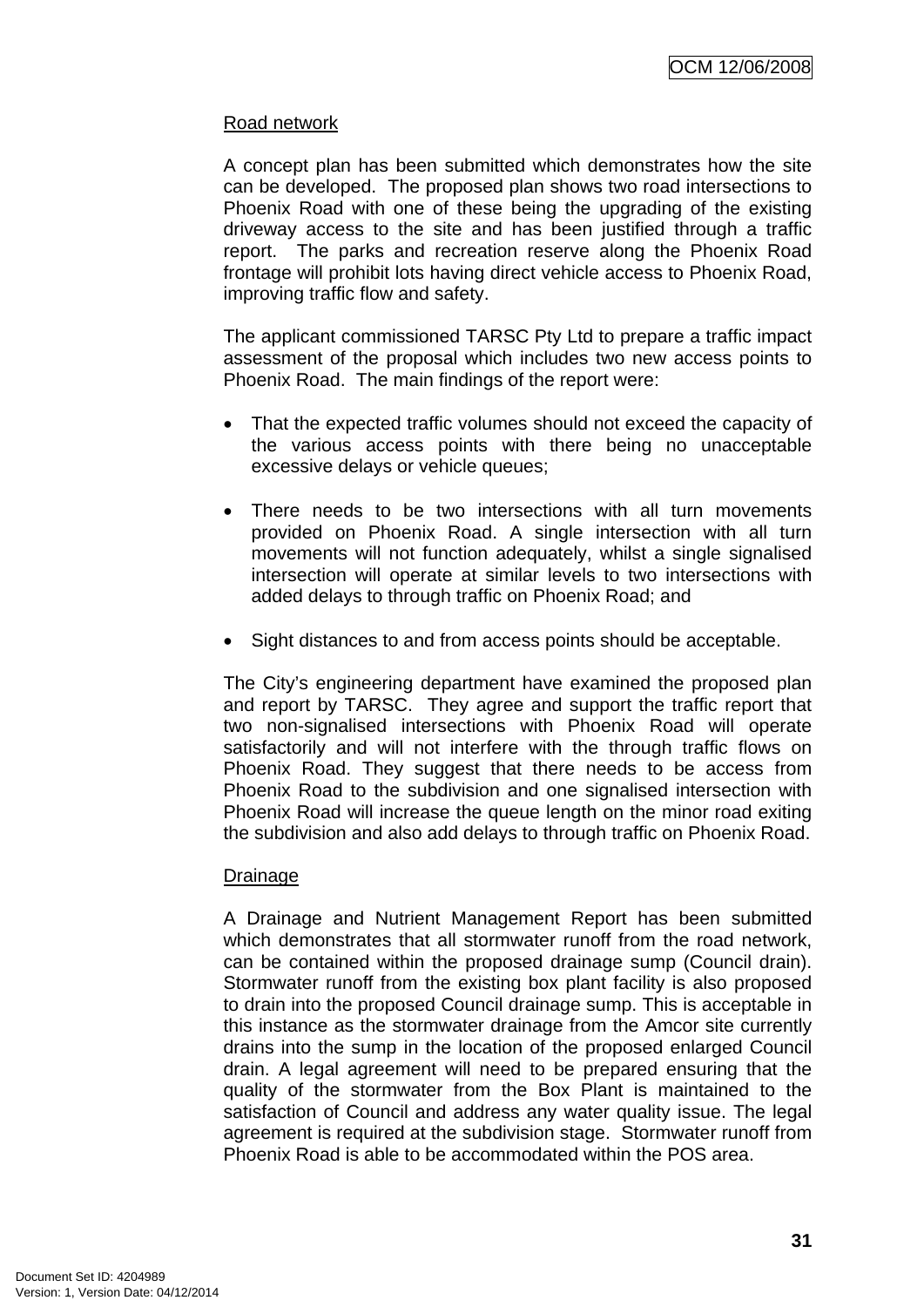Road network

A concept plan has been submitted which demonstrates how the site can be developed. The proposed plan shows two road intersections to Phoenix Road with one of these being the upgrading of the existing driveway access to the site and has been justified through a traffic report. The parks and recreation reserve along the Phoenix Road frontage will prohibit lots having direct vehicle access to Phoenix Road, improving traffic flow and safety.

The applicant commissioned TARSC Pty Ltd to prepare a traffic impact assessment of the proposal which includes two new access points to Phoenix Road. The main findings of the report were:

- That the expected traffic volumes should not exceed the capacity of the various access points with there being no unacceptable excessive delays or vehicle queues;

- There needs to be two intersections with all turn movements provided on Phoenix Road. A single intersection with all turn movements will not function adequately, whilst a single signalised intersection will operate at similar levels to two intersections with added delays to through traffic on Phoenix Road; and

- Sight distances to and from access points should be acceptable.

The City's engineering department have examined the proposed plan and report by TARSC. They agree and support the traffic report that two non-signalised intersections with Phoenix Road will operate satisfactorily and will not interfere with the through traffic flows on Phoenix Road. They suggest that there needs to be access from Phoenix Road to the subdivision and one signalised intersection with Phoenix Road will increase the queue length on the minor road exiting the subdivision and also add delays to through traffic on Phoenix Road.

Drainage

A Drainage and Nutrient Management Report has been submitted which demonstrates that all stormwater runoff from the road network, can be contained within the proposed drainage sump (Council drain). Stormwater runoff from the existing box plant facility is also proposed to drain into the proposed Council drainage sump. This is acceptable in this instance as the stormwater drainage from the Amcor site currently drains into the sump in the location of the proposed enlarged Council drain. A legal agreement will need to be prepared ensuring that the quality of the stormwater from the Box Plant is maintained to the satisfaction of Council and address any water quality issue. The legal agreement is required at the subdivision stage. Stormwater runoff from Phoenix Road is able to be accommodated within the POS area.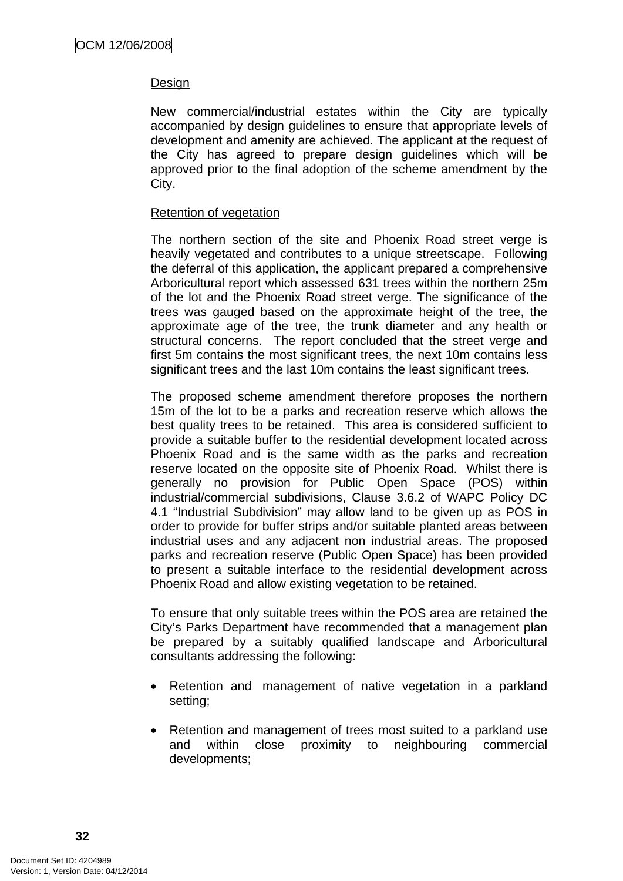Design

New commercial/industrial estates within the City are typically accompanied by design guidelines to ensure that appropriate levels of development and amenity are achieved. The applicant at the request of the City has agreed to prepare design guidelines which will be approved prior to the final adoption of the scheme amendment by the City.

Retention of vegetation

The northern section of the site and Phoenix Road street verge is heavily vegetated and contributes to a unique streetscape. Following the deferral of this application, the applicant prepared a comprehensive Arboricultural report which assessed 631 trees within the northern 25m of the lot and the Phoenix Road street verge. The significance of the trees was gauged based on the approximate height of the tree, the approximate age of the tree, the trunk diameter and any health or structural concerns. The report concluded that the street verge and first 5m contains the most significant trees, the next 10m contains less significant trees and the last 10m contains the least significant trees.

The proposed scheme amendment therefore proposes the northern 15m of the lot to be a parks and recreation reserve which allows the best quality trees to be retained. This area is considered sufficient to provide a suitable buffer to the residential development located across Phoenix Road and is the same width as the parks and recreation reserve located on the opposite site of Phoenix Road. Whilst there is generally no provision for Public Open Space (POS) within industrial/commercial subdivisions, Clause 3.6.2 of WAPC Policy DC 4.1 "Industrial Subdivision" may allow land to be given up as POS in order to provide for buffer strips and/or suitable planted areas between industrial uses and any adjacent non industrial areas. The proposed parks and recreation reserve (Public Open Space) has been provided to present a suitable interface to the residential development across Phoenix Road and allow existing vegetation to be retained.

To ensure that only suitable trees within the POS area are retained the City's Parks Department have recommended that a management plan be prepared by a suitably qualified landscape and Arboricultural consultants addressing the following:

- Retention and management of native vegetation in a parkland setting;
- Retention and management of trees most suited to a parkland use and within close proximity to neighbouring commercial developments;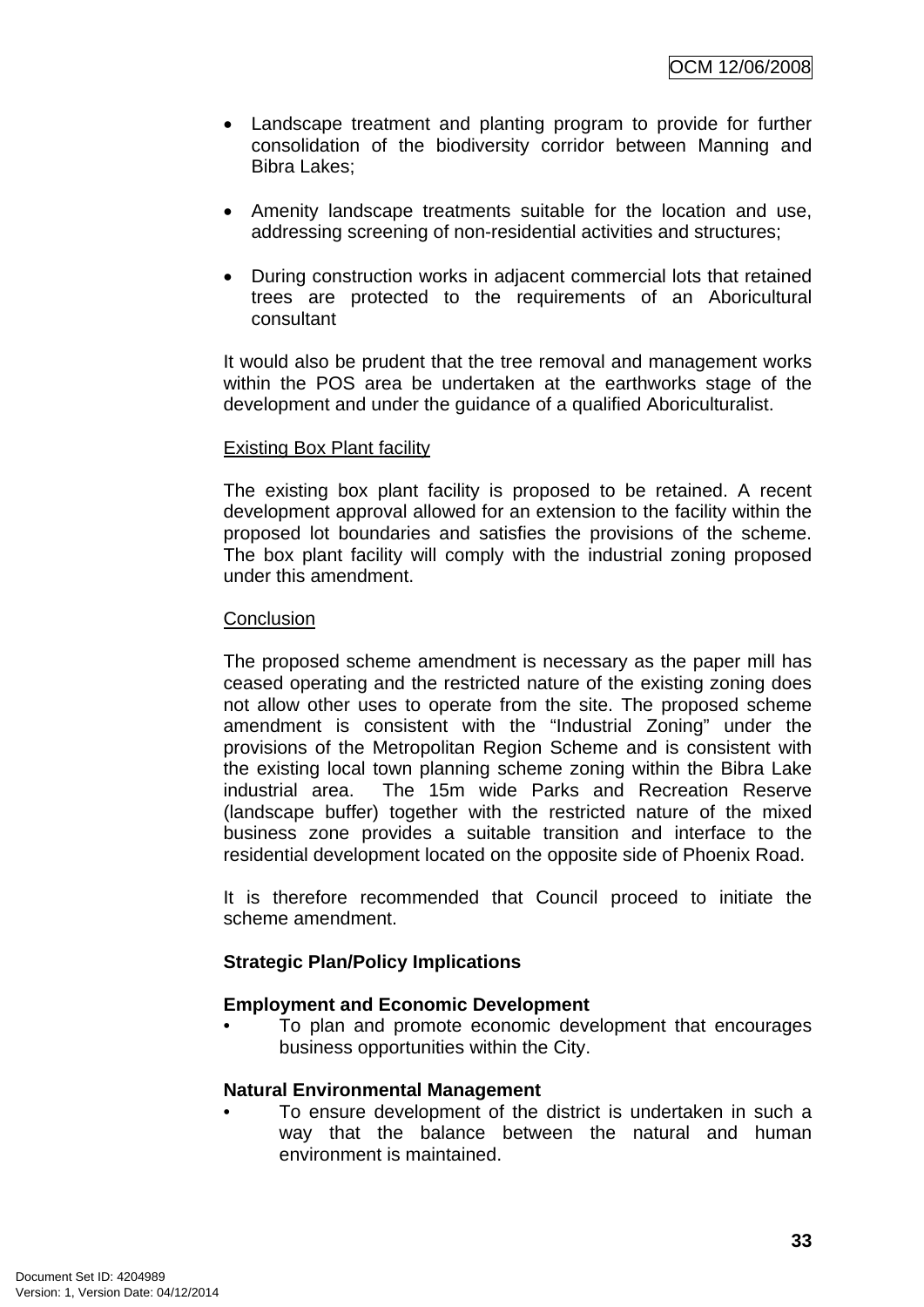- Landscape treatment and planting program to provide for further consolidation of the biodiversity corridor between Manning and Bibra Lakes;

- Amenity landscape treatments suitable for the location and use, addressing screening of non-residential activities and structures;

- During construction works in adjacent commercial lots that retained trees are protected to the requirements of an Aboricultural consultant

It would also be prudent that the tree removal and management works within the POS area be undertaken at the earthworks stage of the development and under the guidance of a qualified Aboriculturalist.

Existing Box Plant facility

The existing box plant facility is proposed to be retained. A recent development approval allowed for an extension to the facility within the proposed lot boundaries and satisfies the provisions of the scheme. The box plant facility will comply with the industrial zoning proposed under this amendment.

Conclusion

The proposed scheme amendment is necessary as the paper mill has ceased operating and the restricted nature of the existing zoning does not allow other uses to operate from the site. The proposed scheme amendment is consistent with the "Industrial Zoning" under the provisions of the Metropolitan Region Scheme and is consistent with the existing local town planning scheme zoning within the Bibra Lake industrial area. The 15m wide Parks and Recreation Reserve (landscape buffer) together with the restricted nature of the mixed business zone provides a suitable transition and interface to the residential development located on the opposite side of Phoenix Road.

It is therefore recommended that Council proceed to initiate the scheme amendment.

**Strategic Plan/Policy Implications**

**Employment and Economic Development**

- To plan and promote economic development that encourages business opportunities within the City.

**Natural Environmental Management**

- To ensure development of the district is undertaken in such a way that the balance between the natural and human environment is maintained.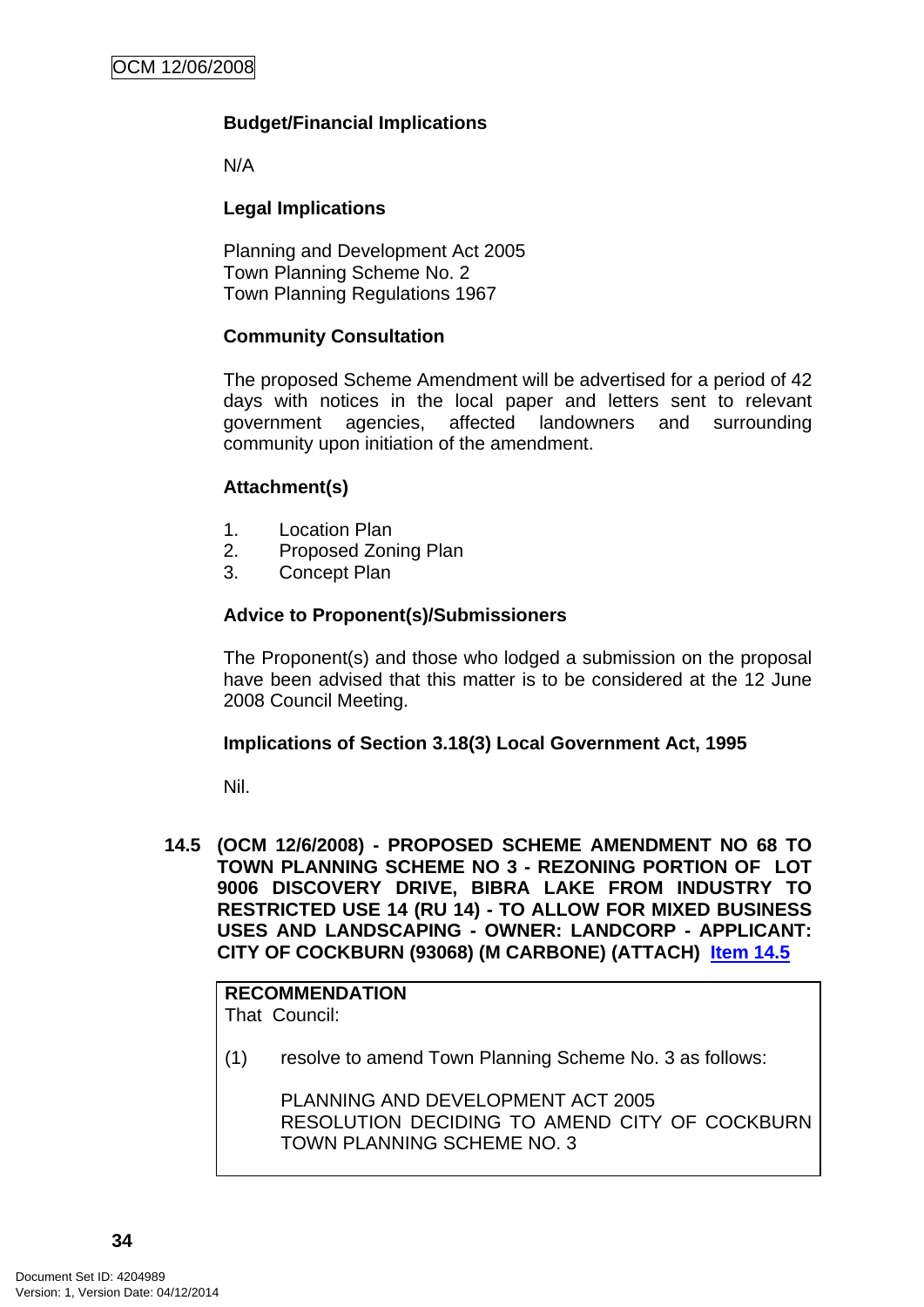**Budget/Financial Implications**

N/A

**Legal Implications**

Planning and Development Act 2005
Town Planning Scheme No. 2
Town Planning Regulations 1967

**Community Consultation**

The proposed Scheme Amendment will be advertised for a period of 42 days with notices in the local paper and letters sent to relevant government agencies, affected landowners and surrounding community upon initiation of the amendment.

**Attachment(s)**

1. Location Plan
2. Proposed Zoning Plan
3. Concept Plan

**Advice to Proponent(s)/Submissioners**

The Proponent(s) and those who lodged a submission on the proposal have been advised that this matter is to be considered at the 12 June 2008 Council Meeting.

**Implications of Section 3.18(3) Local Government Act, 1995**

Nil.

**14.5 (OCM 12/6/2008) - PROPOSED SCHEME AMENDMENT NO 68 TO TOWN PLANNING SCHEME NO 3 - REZONING PORTION OF LOT 9006 DISCOVERY DRIVE, BIBRA LAKE FROM INDUSTRY TO RESTRICTED USE 14 (RU 14) - TO ALLOW FOR MIXED BUSINESS USES AND LANDSCAPING - OWNER: LANDCORP - APPLICANT: CITY OF COCKBURN (93068) (M CARBONE) (ATTACH) Item 14.5**

**RECOMMENDATION**
That Council:

(1) resolve to amend Town Planning Scheme No. 3 as follows:

PLANNING AND DEVELOPMENT ACT 2005
RESOLUTION DECIDING TO AMEND CITY OF COCKBURN TOWN PLANNING SCHEME NO. 3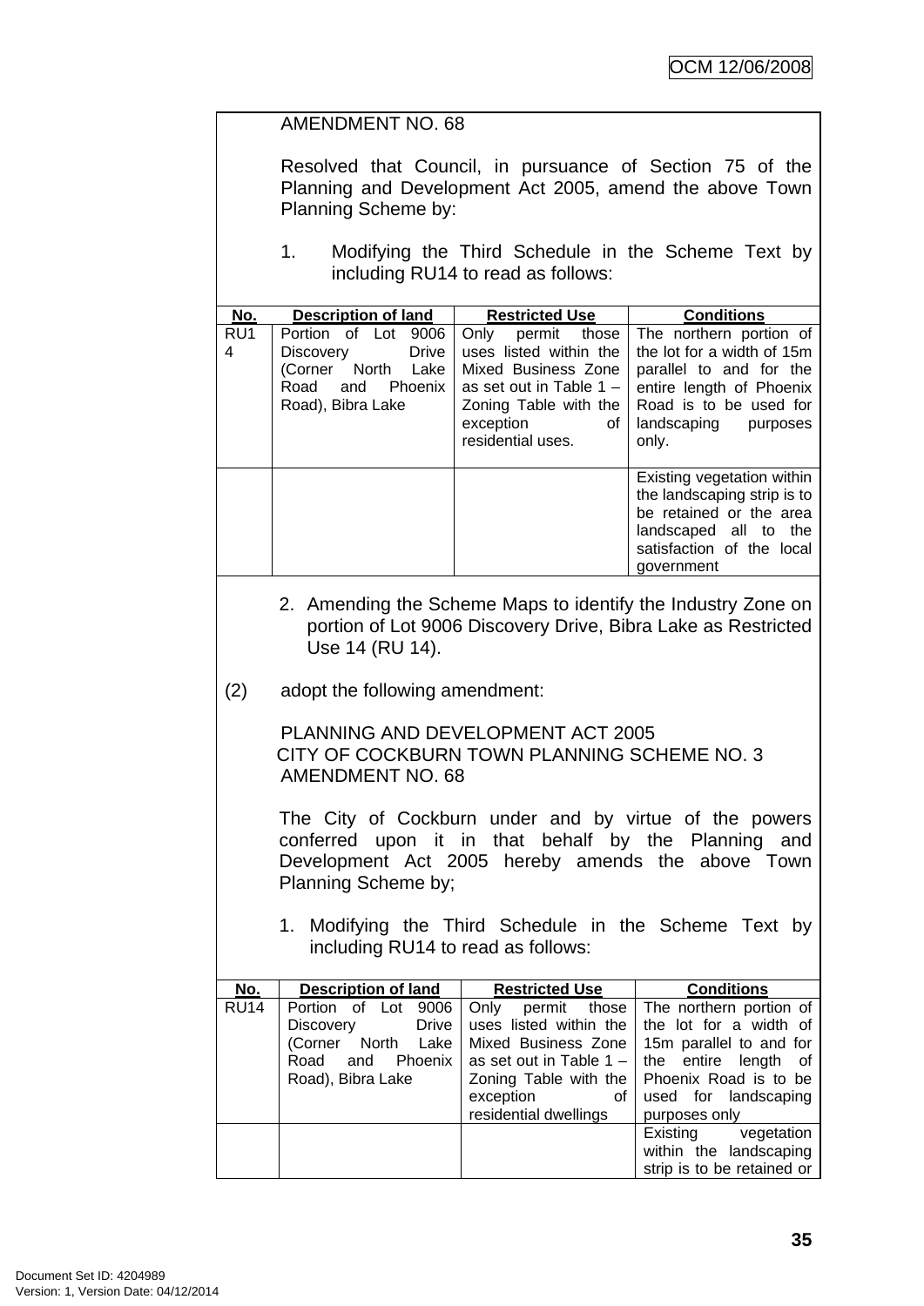AMENDMENT NO. 68

Resolved that Council, in pursuance of Section 75 of the Planning and Development Act 2005, amend the above Town Planning Scheme by:

1. Modifying the Third Schedule in the Scheme Text by including RU14 to read as follows:

| No. | Description of land | Restricted Use | Conditions |
|---|---|---|---|
| RU14 | Portion of Lot 9006 Discovery Drive (Corner North Lake Road and Phoenix Road), Bibra Lake | Only permit those uses listed within the Mixed Business Zone as set out in Table 1 – Zoning Table with the exception of residential uses. | The northern portion of the lot for a width of 15m parallel to and for the entire length of Phoenix Road is to be used for landscaping purposes only. |
| | | | Existing vegetation within the landscaping strip is to be retained or the area landscaped all to the satisfaction of the local government |

2. Amending the Scheme Maps to identify the Industry Zone on portion of Lot 9006 Discovery Drive, Bibra Lake as Restricted Use 14 (RU 14).

(2) adopt the following amendment:

PLANNING AND DEVELOPMENT ACT 2005
CITY OF COCKBURN TOWN PLANNING SCHEME NO. 3
AMENDMENT NO. 68

The City of Cockburn under and by virtue of the powers conferred upon it in that behalf by the Planning and Development Act 2005 hereby amends the above Town Planning Scheme by;

1. Modifying the Third Schedule in the Scheme Text by including RU14 to read as follows:

| No. | Description of land | Restricted Use | Conditions |
|---|---|---|---|
| RU14 | Portion of Lot 9006 Discovery Drive (Corner North Lake Road and Phoenix Road), Bibra Lake | Only permit those uses listed within the Mixed Business Zone as set out in Table 1 – Zoning Table with the exception of residential dwellings | The northern portion of the lot for a width of 15m parallel to and for the entire length of Phoenix Road is to be used for landscaping purposes only |
| | | | Existing vegetation within the landscaping strip is to be retained or |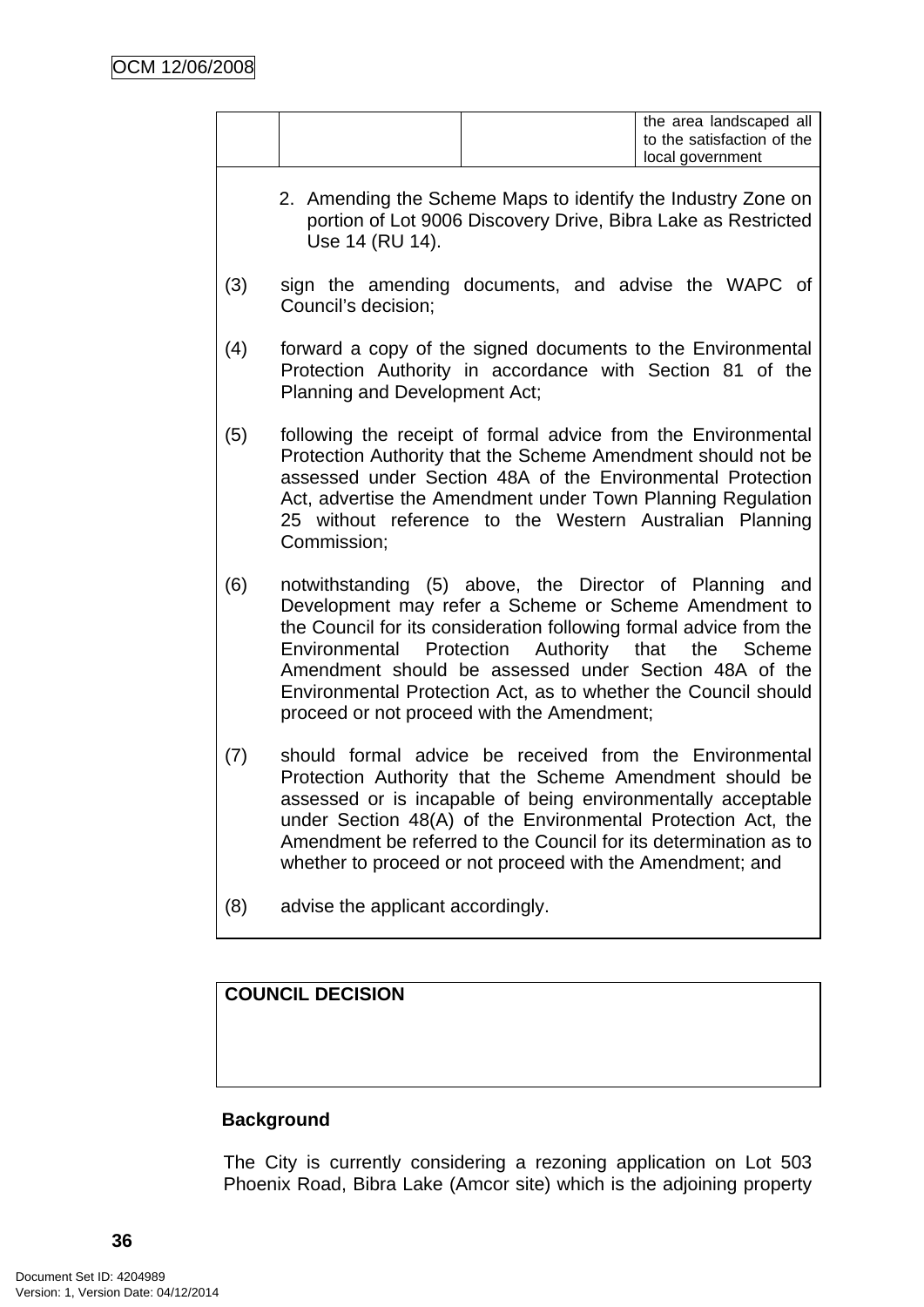| | | | the area landscaped all to the satisfaction of the local government |
|---|---|---|---|

2. Amending the Scheme Maps to identify the Industry Zone on portion of Lot 9006 Discovery Drive, Bibra Lake as Restricted Use 14 (RU 14).

(3) sign the amending documents, and advise the WAPC of Council's decision;

(4) forward a copy of the signed documents to the Environmental Protection Authority in accordance with Section 81 of the Planning and Development Act;

(5) following the receipt of formal advice from the Environmental Protection Authority that the Scheme Amendment should not be assessed under Section 48A of the Environmental Protection Act, advertise the Amendment under Town Planning Regulation 25 without reference to the Western Australian Planning Commission;

(6) notwithstanding (5) above, the Director of Planning and Development may refer a Scheme or Scheme Amendment to the Council for its consideration following formal advice from the Environmental Protection Authority that the Scheme Amendment should be assessed under Section 48A of the Environmental Protection Act, as to whether the Council should proceed or not proceed with the Amendment;

(7) should formal advice be received from the Environmental Protection Authority that the Scheme Amendment should be assessed or is incapable of being environmentally acceptable under Section 48(A) of the Environmental Protection Act, the Amendment be referred to the Council for its determination as to whether to proceed or not proceed with the Amendment; and

(8) advise the applicant accordingly.

**COUNCIL DECISION**

**Background**

The City is currently considering a rezoning application on Lot 503 Phoenix Road, Bibra Lake (Amcor site) which is the adjoining property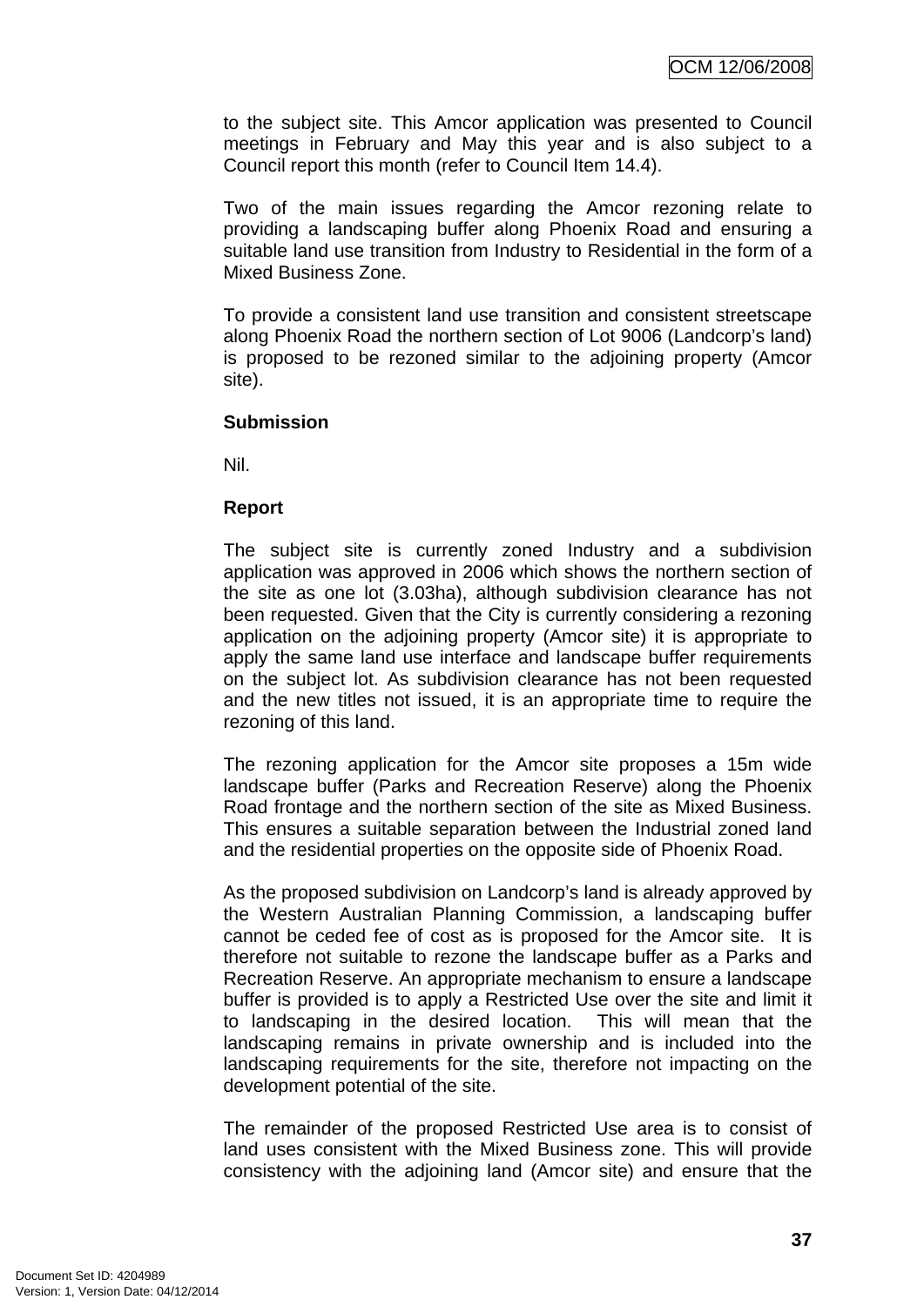to the subject site. This Amcor application was presented to Council meetings in February and May this year and is also subject to a Council report this month (refer to Council Item 14.4).

Two of the main issues regarding the Amcor rezoning relate to providing a landscaping buffer along Phoenix Road and ensuring a suitable land use transition from Industry to Residential in the form of a Mixed Business Zone.

To provide a consistent land use transition and consistent streetscape along Phoenix Road the northern section of Lot 9006 (Landcorp's land) is proposed to be rezoned similar to the adjoining property (Amcor site).

**Submission**

Nil.

**Report**

The subject site is currently zoned Industry and a subdivision application was approved in 2006 which shows the northern section of the site as one lot (3.03ha), although subdivision clearance has not been requested. Given that the City is currently considering a rezoning application on the adjoining property (Amcor site) it is appropriate to apply the same land use interface and landscape buffer requirements on the subject lot. As subdivision clearance has not been requested and the new titles not issued, it is an appropriate time to require the rezoning of this land.

The rezoning application for the Amcor site proposes a 15m wide landscape buffer (Parks and Recreation Reserve) along the Phoenix Road frontage and the northern section of the site as Mixed Business. This ensures a suitable separation between the Industrial zoned land and the residential properties on the opposite side of Phoenix Road.

As the proposed subdivision on Landcorp's land is already approved by the Western Australian Planning Commission, a landscaping buffer cannot be ceded fee of cost as is proposed for the Amcor site. It is therefore not suitable to rezone the landscape buffer as a Parks and Recreation Reserve. An appropriate mechanism to ensure a landscape buffer is provided is to apply a Restricted Use over the site and limit it to landscaping in the desired location. This will mean that the landscaping remains in private ownership and is included into the landscaping requirements for the site, therefore not impacting on the development potential of the site.

The remainder of the proposed Restricted Use area is to consist of land uses consistent with the Mixed Business zone. This will provide consistency with the adjoining land (Amcor site) and ensure that the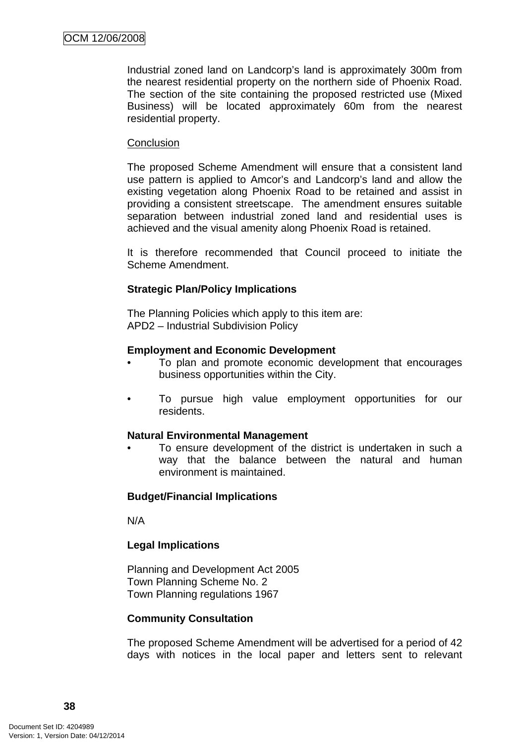Industrial zoned land on Landcorp's land is approximately 300m from the nearest residential property on the northern side of Phoenix Road. The section of the site containing the proposed restricted use (Mixed Business) will be located approximately 60m from the nearest residential property.

Conclusion

The proposed Scheme Amendment will ensure that a consistent land use pattern is applied to Amcor's and Landcorp's land and allow the existing vegetation along Phoenix Road to be retained and assist in providing a consistent streetscape. The amendment ensures suitable separation between industrial zoned land and residential uses is achieved and the visual amenity along Phoenix Road is retained.

It is therefore recommended that Council proceed to initiate the Scheme Amendment.

**Strategic Plan/Policy Implications**

The Planning Policies which apply to this item are:
APD2 – Industrial Subdivision Policy

**Employment and Economic Development**

- To plan and promote economic development that encourages business opportunities within the City.

- To pursue high value employment opportunities for our residents.

**Natural Environmental Management**

- To ensure development of the district is undertaken in such a way that the balance between the natural and human environment is maintained.

**Budget/Financial Implications**

N/A

**Legal Implications**

Planning and Development Act 2005
Town Planning Scheme No. 2
Town Planning regulations 1967

**Community Consultation**

The proposed Scheme Amendment will be advertised for a period of 42 days with notices in the local paper and letters sent to relevant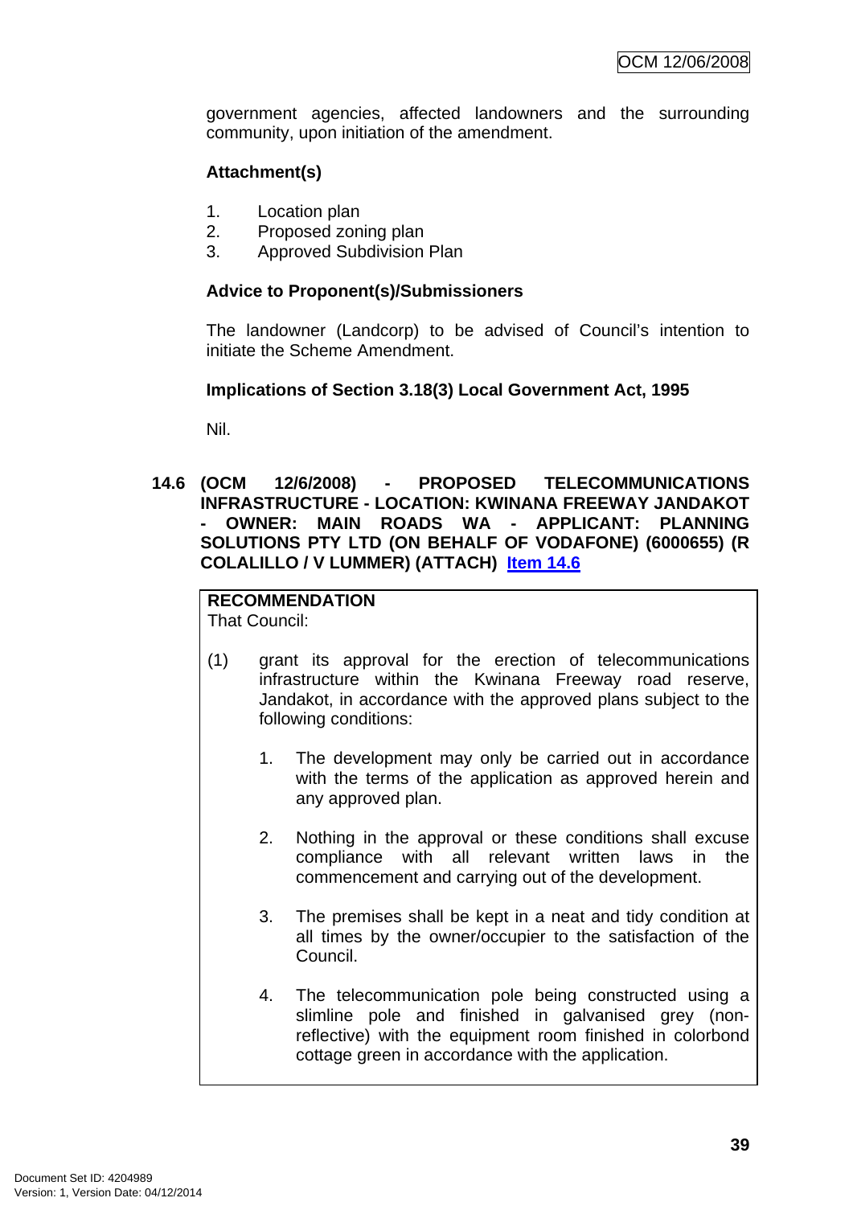government agencies, affected landowners and the surrounding community, upon initiation of the amendment.

**Attachment(s)**

1. Location plan
2. Proposed zoning plan
3. Approved Subdivision Plan

**Advice to Proponent(s)/Submissioners**

The landowner (Landcorp) to be advised of Council's intention to initiate the Scheme Amendment.

**Implications of Section 3.18(3) Local Government Act, 1995**

Nil.

## 14.6 (OCM 12/6/2008) - PROPOSED TELECOMMUNICATIONS INFRASTRUCTURE - LOCATION: KWINANA FREEWAY JANDAKOT - OWNER: MAIN ROADS WA - APPLICANT: PLANNING SOLUTIONS PTY LTD (ON BEHALF OF VODAFONE) (6000655) (R COLALILLO / V LUMMER) (ATTACH) Item 14.6

**RECOMMENDATION**
That Council:

(1) grant its approval for the erection of telecommunications infrastructure within the Kwinana Freeway road reserve, Jandakot, in accordance with the approved plans subject to the following conditions:

1. The development may only be carried out in accordance with the terms of the application as approved herein and any approved plan.

2. Nothing in the approval or these conditions shall excuse compliance with all relevant written laws in the commencement and carrying out of the development.

3. The premises shall be kept in a neat and tidy condition at all times by the owner/occupier to the satisfaction of the Council.

4. The telecommunication pole being constructed using a slimline pole and finished in galvanised grey (non-reflective) with the equipment room finished in colorbond cottage green in accordance with the application.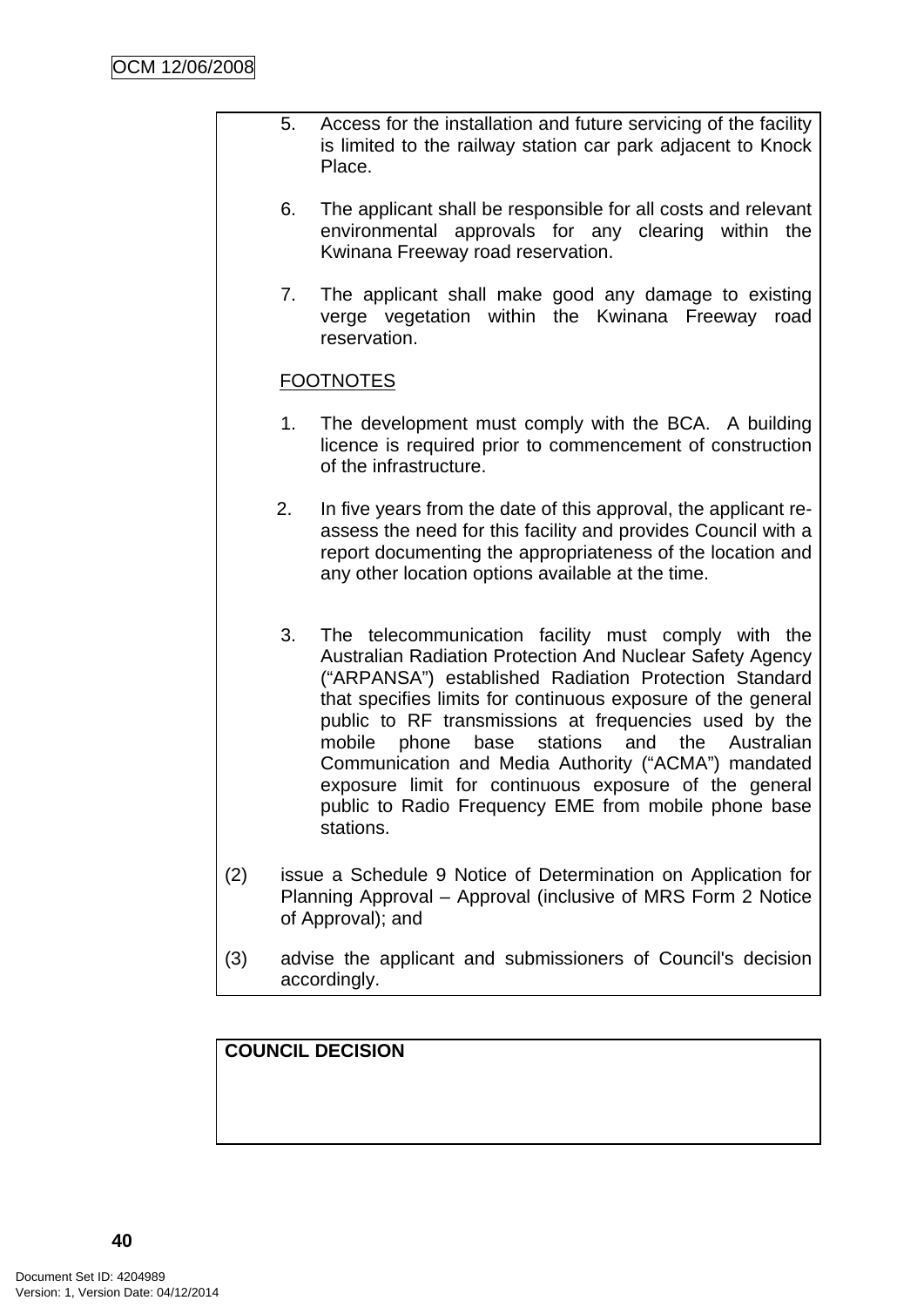5. Access for the installation and future servicing of the facility is limited to the railway station car park adjacent to Knock Place.

6. The applicant shall be responsible for all costs and relevant environmental approvals for any clearing within the Kwinana Freeway road reservation.

7. The applicant shall make good any damage to existing verge vegetation within the Kwinana Freeway road reservation.

FOOTNOTES

1. The development must comply with the BCA. A building licence is required prior to commencement of construction of the infrastructure.

2. In five years from the date of this approval, the applicant re-assess the need for this facility and provides Council with a report documenting the appropriateness of the location and any other location options available at the time.

3. The telecommunication facility must comply with the Australian Radiation Protection And Nuclear Safety Agency ("ARPANSA") established Radiation Protection Standard that specifies limits for continuous exposure of the general public to RF transmissions at frequencies used by the mobile phone base stations and the Australian Communication and Media Authority ("ACMA") mandated exposure limit for continuous exposure of the general public to Radio Frequency EME from mobile phone base stations.

(2) issue a Schedule 9 Notice of Determination on Application for Planning Approval – Approval (inclusive of MRS Form 2 Notice of Approval); and

(3) advise the applicant and submissioners of Council's decision accordingly.

**COUNCIL DECISION**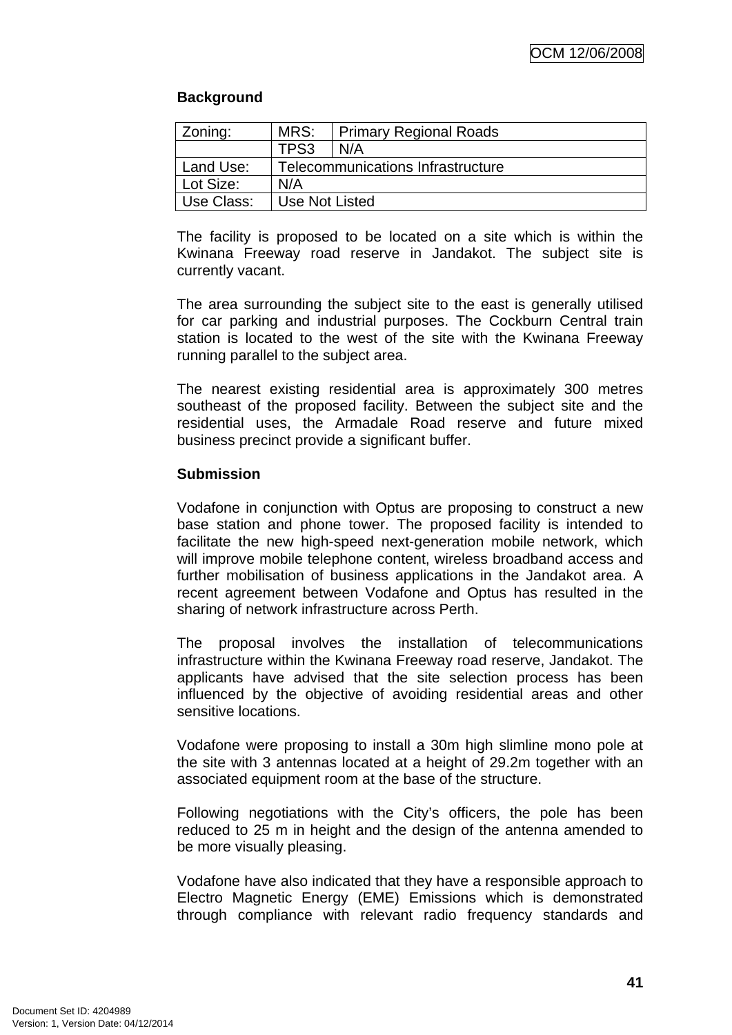**Background**

| Zoning: | MRS: | Primary Regional Roads |
|---|---|---|
| | TPS3 | N/A |
| Land Use: | Telecommunications Infrastructure | |
| Lot Size: | N/A | |
| Use Class: | Use Not Listed | |

The facility is proposed to be located on a site which is within the Kwinana Freeway road reserve in Jandakot. The subject site is currently vacant.

The area surrounding the subject site to the east is generally utilised for car parking and industrial purposes. The Cockburn Central train station is located to the west of the site with the Kwinana Freeway running parallel to the subject area.

The nearest existing residential area is approximately 300 metres southeast of the proposed facility. Between the subject site and the residential uses, the Armadale Road reserve and future mixed business precinct provide a significant buffer.

**Submission**

Vodafone in conjunction with Optus are proposing to construct a new base station and phone tower. The proposed facility is intended to facilitate the new high-speed next-generation mobile network, which will improve mobile telephone content, wireless broadband access and further mobilisation of business applications in the Jandakot area. A recent agreement between Vodafone and Optus has resulted in the sharing of network infrastructure across Perth.

The proposal involves the installation of telecommunications infrastructure within the Kwinana Freeway road reserve, Jandakot. The applicants have advised that the site selection process has been influenced by the objective of avoiding residential areas and other sensitive locations.

Vodafone were proposing to install a 30m high slimline mono pole at the site with 3 antennas located at a height of 29.2m together with an associated equipment room at the base of the structure.

Following negotiations with the City's officers, the pole has been reduced to 25 m in height and the design of the antenna amended to be more visually pleasing.

Vodafone have also indicated that they have a responsible approach to Electro Magnetic Energy (EME) Emissions which is demonstrated through compliance with relevant radio frequency standards and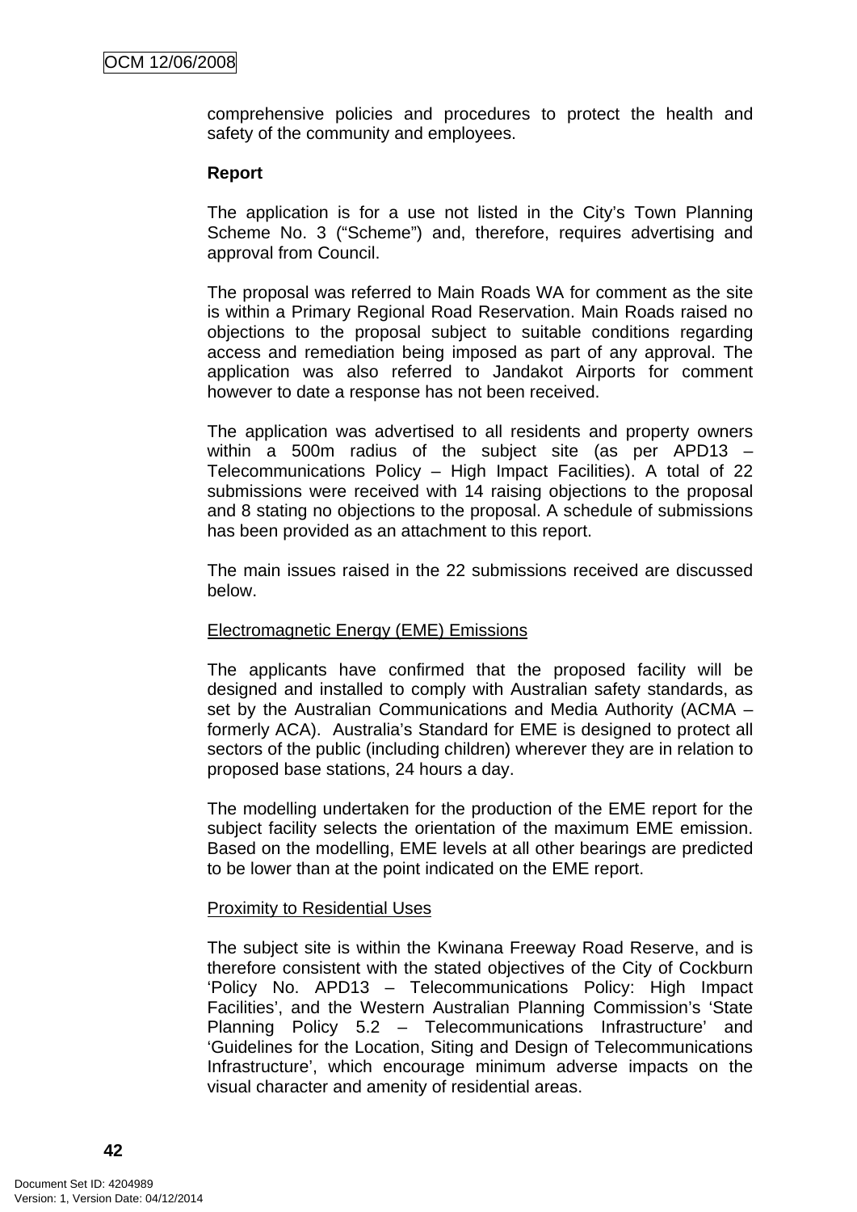comprehensive policies and procedures to protect the health and safety of the community and employees.

**Report**

The application is for a use not listed in the City's Town Planning Scheme No. 3 ("Scheme") and, therefore, requires advertising and approval from Council.

The proposal was referred to Main Roads WA for comment as the site is within a Primary Regional Road Reservation. Main Roads raised no objections to the proposal subject to suitable conditions regarding access and remediation being imposed as part of any approval. The application was also referred to Jandakot Airports for comment however to date a response has not been received.

The application was advertised to all residents and property owners within a 500m radius of the subject site (as per APD13 – Telecommunications Policy – High Impact Facilities). A total of 22 submissions were received with 14 raising objections to the proposal and 8 stating no objections to the proposal. A schedule of submissions has been provided as an attachment to this report.

The main issues raised in the 22 submissions received are discussed below.

Electromagnetic Energy (EME) Emissions

The applicants have confirmed that the proposed facility will be designed and installed to comply with Australian safety standards, as set by the Australian Communications and Media Authority (ACMA – formerly ACA). Australia's Standard for EME is designed to protect all sectors of the public (including children) wherever they are in relation to proposed base stations, 24 hours a day.

The modelling undertaken for the production of the EME report for the subject facility selects the orientation of the maximum EME emission. Based on the modelling, EME levels at all other bearings are predicted to be lower than at the point indicated on the EME report.

Proximity to Residential Uses

The subject site is within the Kwinana Freeway Road Reserve, and is therefore consistent with the stated objectives of the City of Cockburn 'Policy No. APD13 – Telecommunications Policy: High Impact Facilities', and the Western Australian Planning Commission's 'State Planning Policy 5.2 – Telecommunications Infrastructure' and 'Guidelines for the Location, Siting and Design of Telecommunications Infrastructure', which encourage minimum adverse impacts on the visual character and amenity of residential areas.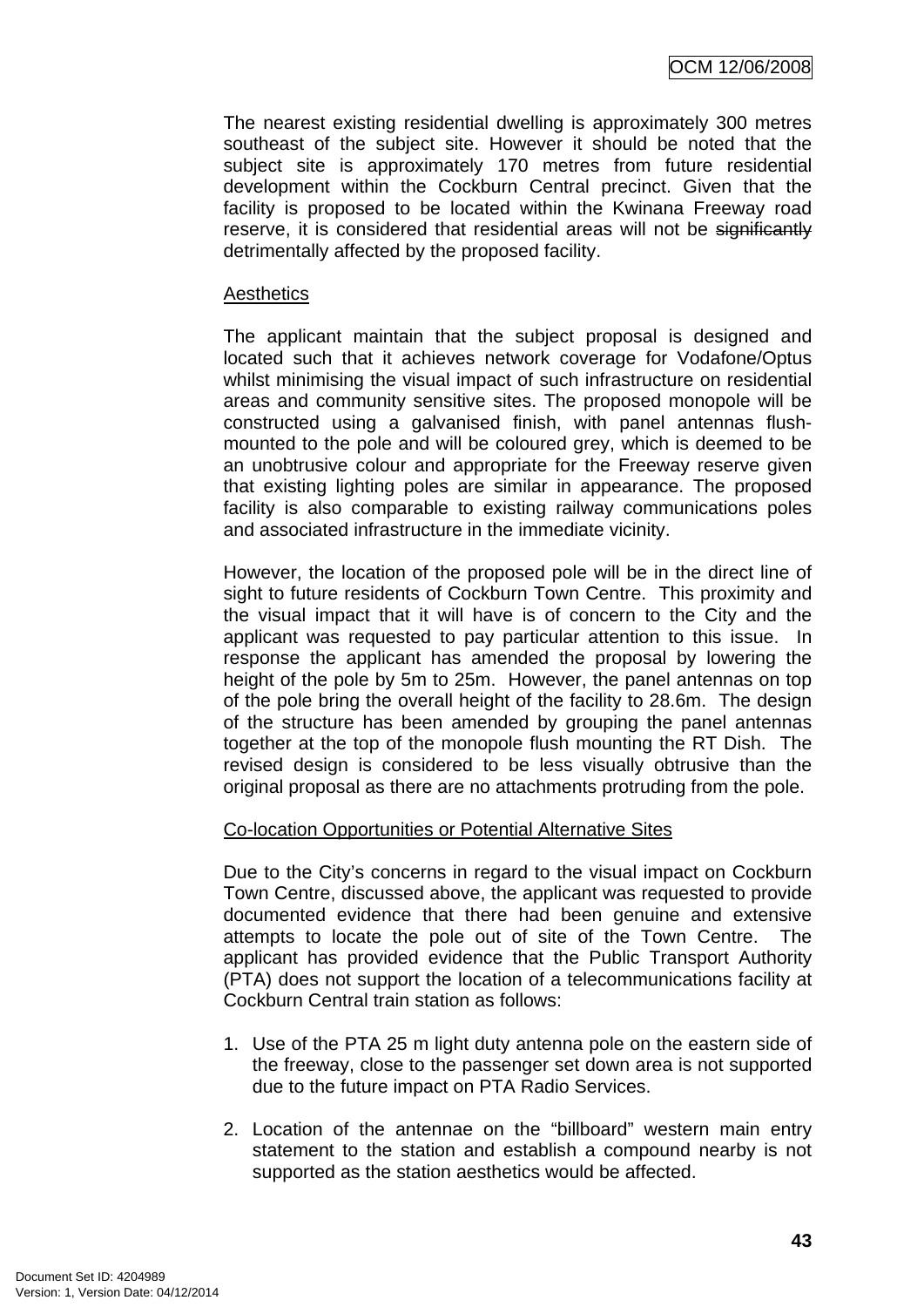The nearest existing residential dwelling is approximately 300 metres southeast of the subject site. However it should be noted that the subject site is approximately 170 metres from future residential development within the Cockburn Central precinct. Given that the facility is proposed to be located within the Kwinana Freeway road reserve, it is considered that residential areas will not be ~~significantly~~ detrimentally affected by the proposed facility.

Aesthetics

The applicant maintain that the subject proposal is designed and located such that it achieves network coverage for Vodafone/Optus whilst minimising the visual impact of such infrastructure on residential areas and community sensitive sites. The proposed monopole will be constructed using a galvanised finish, with panel antennas flush-mounted to the pole and will be coloured grey, which is deemed to be an unobtrusive colour and appropriate for the Freeway reserve given that existing lighting poles are similar in appearance. The proposed facility is also comparable to existing railway communications poles and associated infrastructure in the immediate vicinity.

However, the location of the proposed pole will be in the direct line of sight to future residents of Cockburn Town Centre. This proximity and the visual impact that it will have is of concern to the City and the applicant was requested to pay particular attention to this issue. In response the applicant has amended the proposal by lowering the height of the pole by 5m to 25m. However, the panel antennas on top of the pole bring the overall height of the facility to 28.6m. The design of the structure has been amended by grouping the panel antennas together at the top of the monopole flush mounting the RT Dish. The revised design is considered to be less visually obtrusive than the original proposal as there are no attachments protruding from the pole.

Co-location Opportunities or Potential Alternative Sites

Due to the City's concerns in regard to the visual impact on Cockburn Town Centre, discussed above, the applicant was requested to provide documented evidence that there had been genuine and extensive attempts to locate the pole out of site of the Town Centre. The applicant has provided evidence that the Public Transport Authority (PTA) does not support the location of a telecommunications facility at Cockburn Central train station as follows:

1. Use of the PTA 25 m light duty antenna pole on the eastern side of the freeway, close to the passenger set down area is not supported due to the future impact on PTA Radio Services.

2. Location of the antennae on the "billboard" western main entry statement to the station and establish a compound nearby is not supported as the station aesthetics would be affected.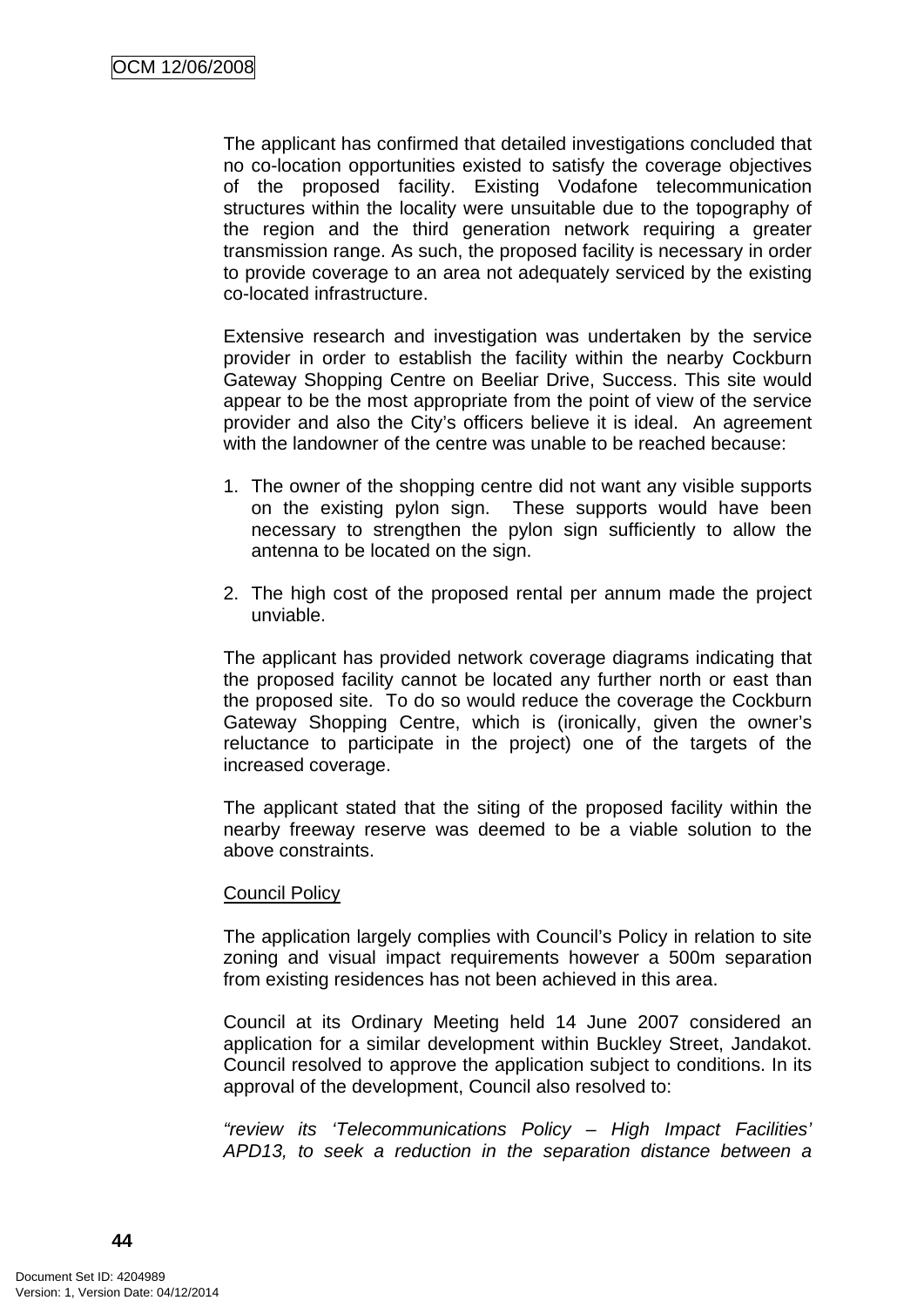The applicant has confirmed that detailed investigations concluded that no co-location opportunities existed to satisfy the coverage objectives of the proposed facility. Existing Vodafone telecommunication structures within the locality were unsuitable due to the topography of the region and the third generation network requiring a greater transmission range. As such, the proposed facility is necessary in order to provide coverage to an area not adequately serviced by the existing co-located infrastructure.

Extensive research and investigation was undertaken by the service provider in order to establish the facility within the nearby Cockburn Gateway Shopping Centre on Beeliar Drive, Success. This site would appear to be the most appropriate from the point of view of the service provider and also the City's officers believe it is ideal. An agreement with the landowner of the centre was unable to be reached because:

1. The owner of the shopping centre did not want any visible supports on the existing pylon sign. These supports would have been necessary to strengthen the pylon sign sufficiently to allow the antenna to be located on the sign.

2. The high cost of the proposed rental per annum made the project unviable.

The applicant has provided network coverage diagrams indicating that the proposed facility cannot be located any further north or east than the proposed site. To do so would reduce the coverage the Cockburn Gateway Shopping Centre, which is (ironically, given the owner's reluctance to participate in the project) one of the targets of the increased coverage.

The applicant stated that the siting of the proposed facility within the nearby freeway reserve was deemed to be a viable solution to the above constraints.

<u>Council Policy</u>

The application largely complies with Council's Policy in relation to site zoning and visual impact requirements however a 500m separation from existing residences has not been achieved in this area.

Council at its Ordinary Meeting held 14 June 2007 considered an application for a similar development within Buckley Street, Jandakot. Council resolved to approve the application subject to conditions. In its approval of the development, Council also resolved to:

*"review its 'Telecommunications Policy – High Impact Facilities' APD13, to seek a reduction in the separation distance between a*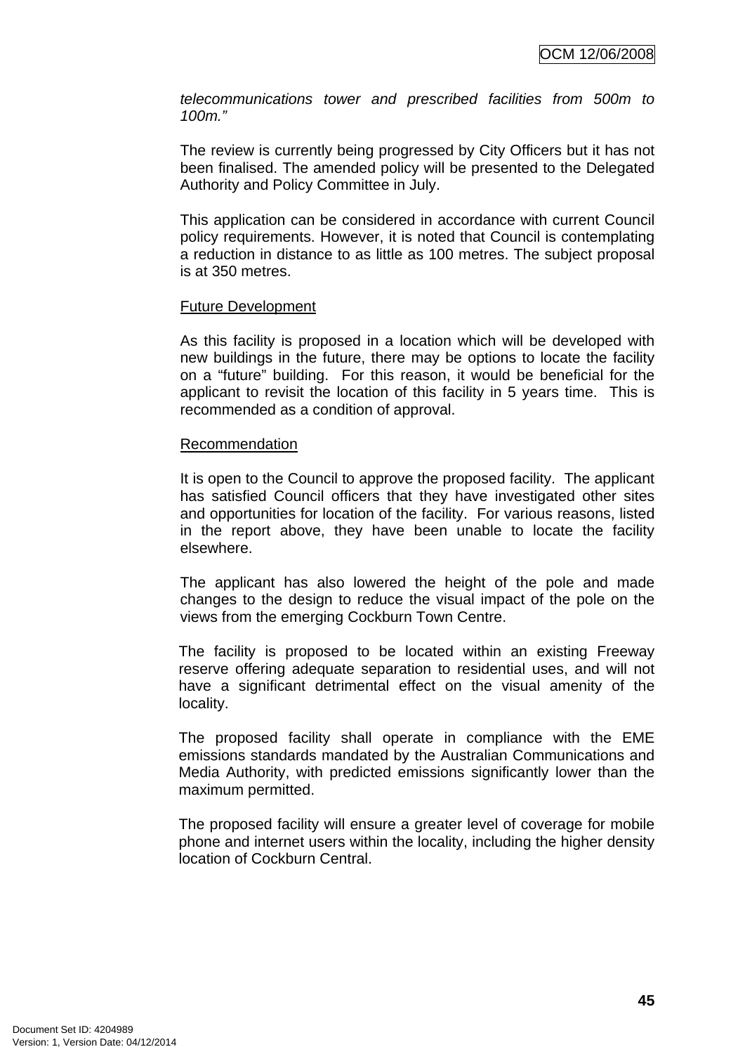*telecommunications tower and prescribed facilities from 500m to 100m."*

The review is currently being progressed by City Officers but it has not been finalised. The amended policy will be presented to the Delegated Authority and Policy Committee in July.

This application can be considered in accordance with current Council policy requirements. However, it is noted that Council is contemplating a reduction in distance to as little as 100 metres. The subject proposal is at 350 metres.

<u>Future Development</u>

As this facility is proposed in a location which will be developed with new buildings in the future, there may be options to locate the facility on a "future" building. For this reason, it would be beneficial for the applicant to revisit the location of this facility in 5 years time. This is recommended as a condition of approval.

<u>Recommendation</u>

It is open to the Council to approve the proposed facility. The applicant has satisfied Council officers that they have investigated other sites and opportunities for location of the facility. For various reasons, listed in the report above, they have been unable to locate the facility elsewhere.

The applicant has also lowered the height of the pole and made changes to the design to reduce the visual impact of the pole on the views from the emerging Cockburn Town Centre.

The facility is proposed to be located within an existing Freeway reserve offering adequate separation to residential uses, and will not have a significant detrimental effect on the visual amenity of the locality.

The proposed facility shall operate in compliance with the EME emissions standards mandated by the Australian Communications and Media Authority, with predicted emissions significantly lower than the maximum permitted.

The proposed facility will ensure a greater level of coverage for mobile phone and internet users within the locality, including the higher density location of Cockburn Central.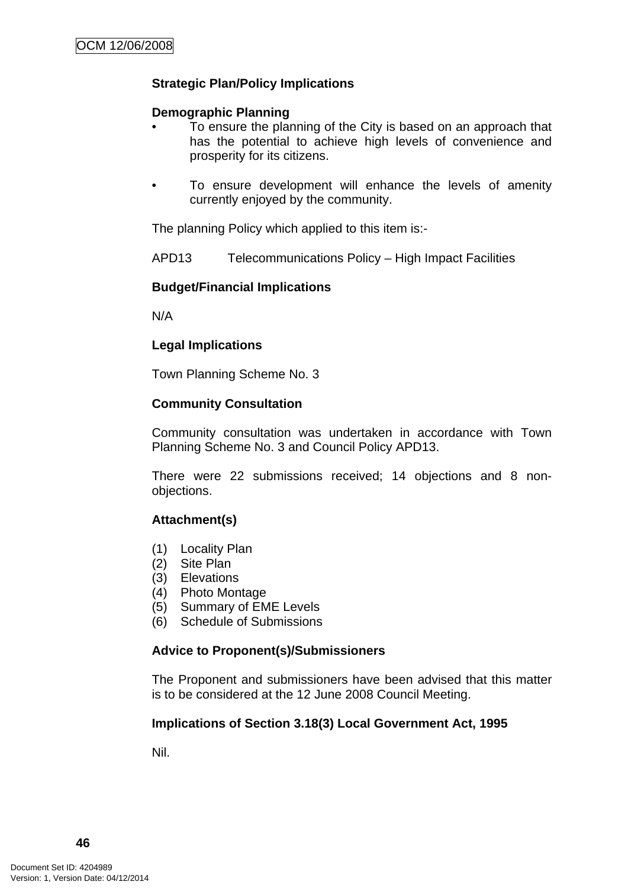**Strategic Plan/Policy Implications**

**Demographic Planning**

- To ensure the planning of the City is based on an approach that has the potential to achieve high levels of convenience and prosperity for its citizens.

- To ensure development will enhance the levels of amenity currently enjoyed by the community.

The planning Policy which applied to this item is:-

APD13 Telecommunications Policy – High Impact Facilities

**Budget/Financial Implications**

N/A

**Legal Implications**

Town Planning Scheme No. 3

**Community Consultation**

Community consultation was undertaken in accordance with Town Planning Scheme No. 3 and Council Policy APD13.

There were 22 submissions received; 14 objections and 8 non-objections.

**Attachment(s)**

(1) Locality Plan
(2) Site Plan
(3) Elevations
(4) Photo Montage
(5) Summary of EME Levels
(6) Schedule of Submissions

**Advice to Proponent(s)/Submissioners**

The Proponent and submissioners have been advised that this matter is to be considered at the 12 June 2008 Council Meeting.

**Implications of Section 3.18(3) Local Government Act, 1995**

Nil.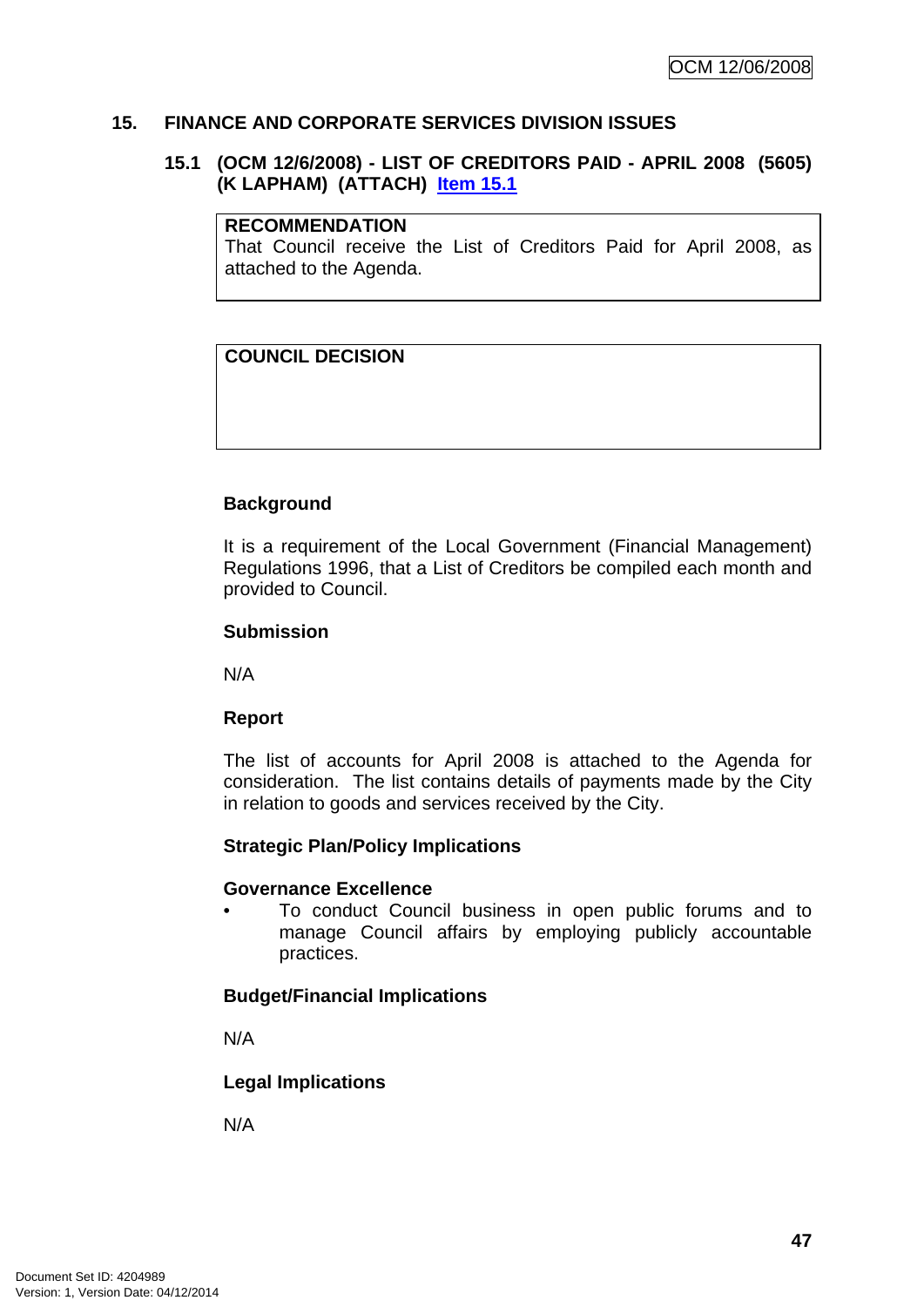# 15. FINANCE AND CORPORATE SERVICES DIVISION ISSUES

## 15.1 (OCM 12/6/2008) - LIST OF CREDITORS PAID - APRIL 2008 (5605) (K LAPHAM) (ATTACH) Item 15.1

| **RECOMMENDATION** |
|---|
| That Council receive the List of Creditors Paid for April 2008, as attached to the Agenda. |

| **COUNCIL DECISION** |
|---|
| |

**Background**

It is a requirement of the Local Government (Financial Management) Regulations 1996, that a List of Creditors be compiled each month and provided to Council.

**Submission**

N/A

**Report**

The list of accounts for April 2008 is attached to the Agenda for consideration. The list contains details of payments made by the City in relation to goods and services received by the City.

**Strategic Plan/Policy Implications**

**Governance Excellence**

- To conduct Council business in open public forums and to manage Council affairs by employing publicly accountable practices.

**Budget/Financial Implications**

N/A

**Legal Implications**

N/A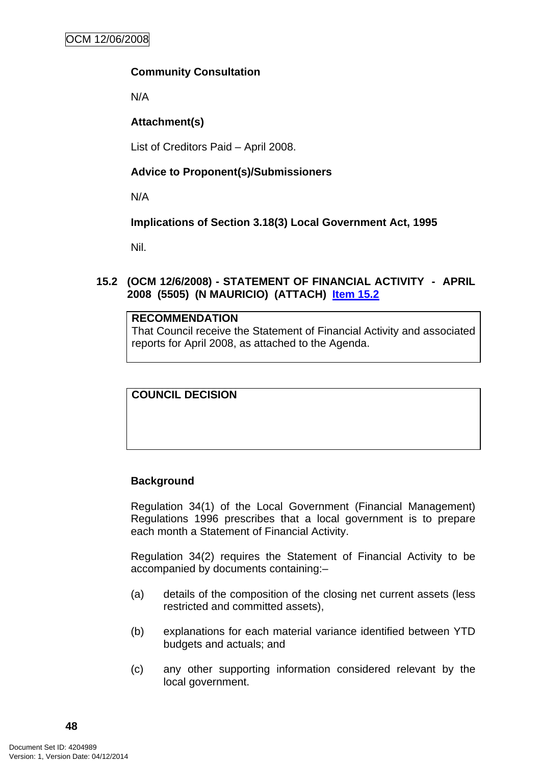**Community Consultation**

N/A

**Attachment(s)**

List of Creditors Paid – April 2008.

**Advice to Proponent(s)/Submissioners**

N/A

**Implications of Section 3.18(3) Local Government Act, 1995**

Nil.

## 15.2 (OCM 12/6/2008) - STATEMENT OF FINANCIAL ACTIVITY - APRIL 2008 (5505) (N MAURICIO) (ATTACH) [Item 15.2]

| **RECOMMENDATION** |
|---|
| That Council receive the Statement of Financial Activity and associated reports for April 2008, as attached to the Agenda. |

| **COUNCIL DECISION** |
|---|
| |

**Background**

Regulation 34(1) of the Local Government (Financial Management) Regulations 1996 prescribes that a local government is to prepare each month a Statement of Financial Activity.

Regulation 34(2) requires the Statement of Financial Activity to be accompanied by documents containing:–

(a) details of the composition of the closing net current assets (less restricted and committed assets),

(b) explanations for each material variance identified between YTD budgets and actuals; and

(c) any other supporting information considered relevant by the local government.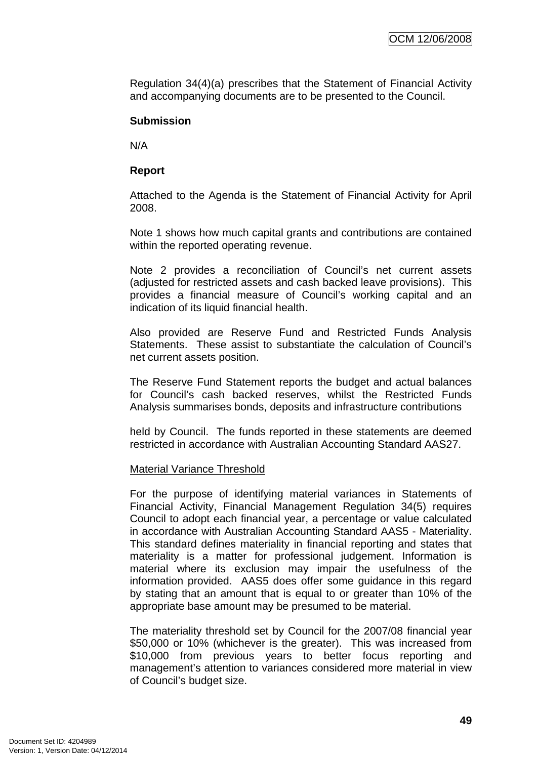Regulation 34(4)(a) prescribes that the Statement of Financial Activity and accompanying documents are to be presented to the Council.

**Submission**

N/A

**Report**

Attached to the Agenda is the Statement of Financial Activity for April 2008.

Note 1 shows how much capital grants and contributions are contained within the reported operating revenue.

Note 2 provides a reconciliation of Council's net current assets (adjusted for restricted assets and cash backed leave provisions). This provides a financial measure of Council's working capital and an indication of its liquid financial health.

Also provided are Reserve Fund and Restricted Funds Analysis Statements. These assist to substantiate the calculation of Council's net current assets position.

The Reserve Fund Statement reports the budget and actual balances for Council's cash backed reserves, whilst the Restricted Funds Analysis summarises bonds, deposits and infrastructure contributions

held by Council. The funds reported in these statements are deemed restricted in accordance with Australian Accounting Standard AAS27.

<u>Material Variance Threshold</u>

For the purpose of identifying material variances in Statements of Financial Activity, Financial Management Regulation 34(5) requires Council to adopt each financial year, a percentage or value calculated in accordance with Australian Accounting Standard AAS5 - Materiality. This standard defines materiality in financial reporting and states that materiality is a matter for professional judgement. Information is material where its exclusion may impair the usefulness of the information provided. AAS5 does offer some guidance in this regard by stating that an amount that is equal to or greater than 10% of the appropriate base amount may be presumed to be material.

The materiality threshold set by Council for the 2007/08 financial year $50,000 or 10% (whichever is the greater). This was increased from $10,000 from previous years to better focus reporting and management's attention to variances considered more material in view of Council's budget size.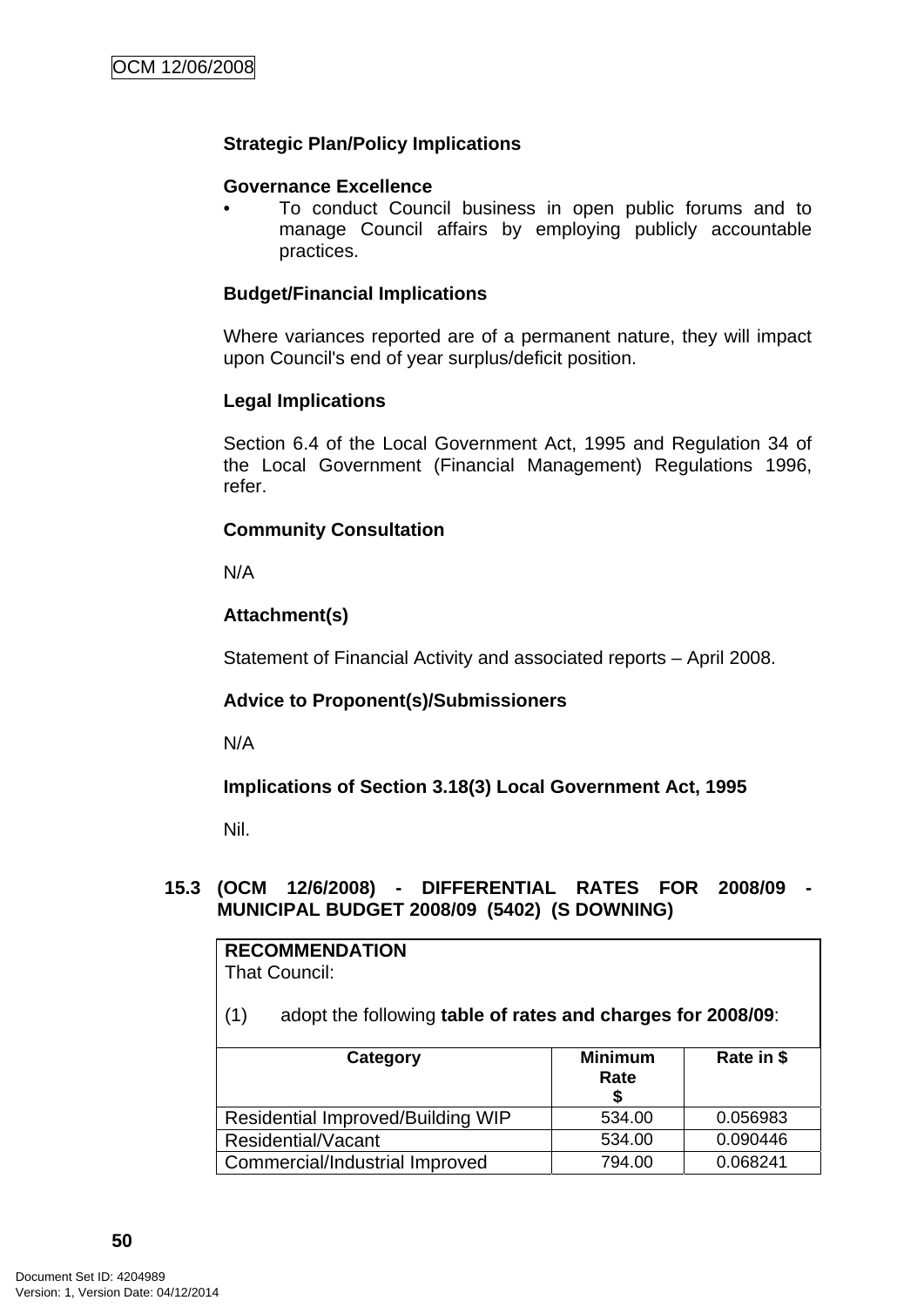**Strategic Plan/Policy Implications**

**Governance Excellence**

- To conduct Council business in open public forums and to manage Council affairs by employing publicly accountable practices.

**Budget/Financial Implications**

Where variances reported are of a permanent nature, they will impact upon Council's end of year surplus/deficit position.

**Legal Implications**

Section 6.4 of the Local Government Act, 1995 and Regulation 34 of the Local Government (Financial Management) Regulations 1996, refer.

**Community Consultation**

N/A

**Attachment(s)**

Statement of Financial Activity and associated reports – April 2008.

**Advice to Proponent(s)/Submissioners**

N/A

**Implications of Section 3.18(3) Local Government Act, 1995**

Nil.

## 15.3 (OCM 12/6/2008) - DIFFERENTIAL RATES FOR 2008/09 - MUNICIPAL BUDGET 2008/09 (5402) (S DOWNING)

**RECOMMENDATION**

That Council:

(1) adopt the following **table of rates and charges for 2008/09**:

| Category | Minimum Rate $ | Rate in $ |
|---|---|---|
| Residential Improved/Building WIP | 534.00 | 0.056983 |
| Residential/Vacant | 534.00 | 0.090446 |
| Commercial/Industrial Improved | 794.00 | 0.068241 |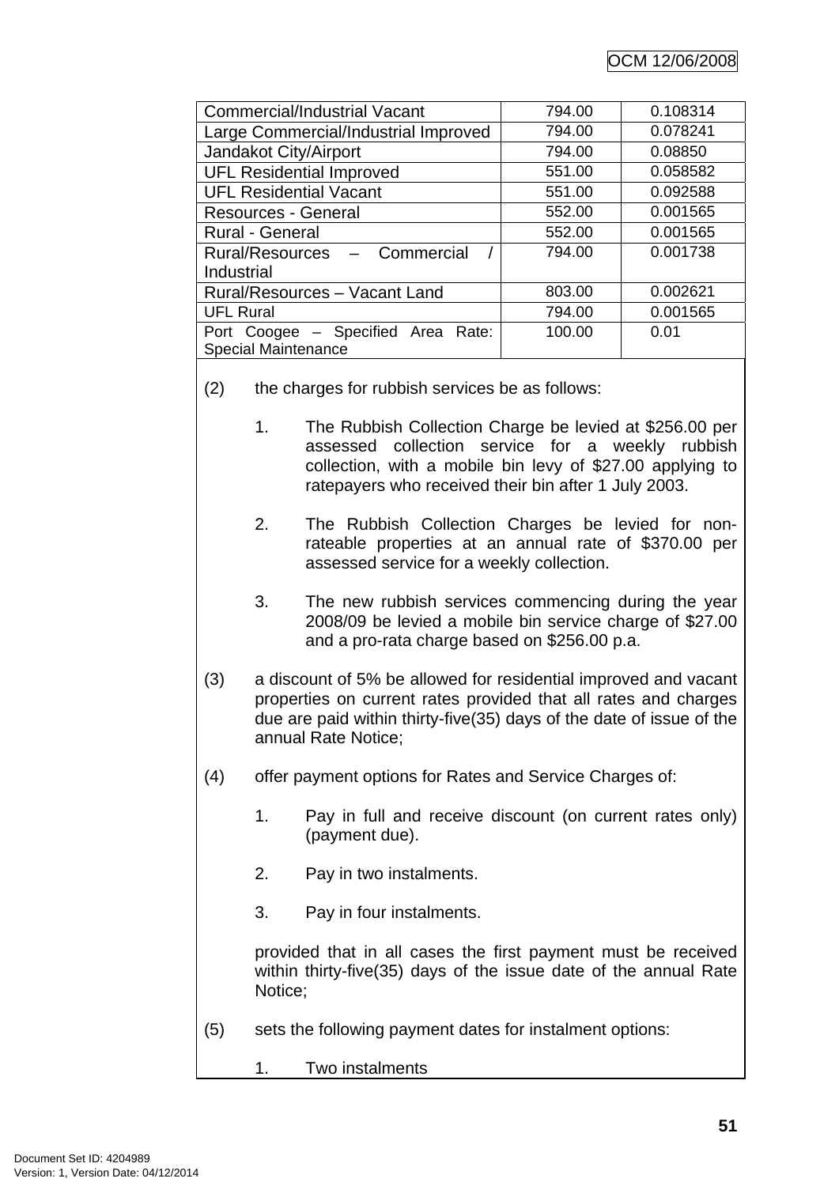| Commercial/Industrial Vacant | 794.00 | 0.108314 |
|---|---|---|
| Large Commercial/Industrial Improved | 794.00 | 0.078241 |
| Jandakot City/Airport | 794.00 | 0.08850 |
| UFL Residential Improved | 551.00 | 0.058582 |
| UFL Residential Vacant | 551.00 | 0.092588 |
| Resources - General | 552.00 | 0.001565 |
| Rural - General | 552.00 | 0.001565 |
| Rural/Resources – Commercial / Industrial | 794.00 | 0.001738 |
| Rural/Resources – Vacant Land | 803.00 | 0.002621 |
| UFL Rural | 794.00 | 0.001565 |
| Port Coogee – Specified Area Rate: Special Maintenance | 100.00 | 0.01 |

(2) the charges for rubbish services be as follows:

1. The Rubbish Collection Charge be levied at $256.00 per assessed collection service for a weekly rubbish collection, with a mobile bin levy of $27.00 applying to ratepayers who received their bin after 1 July 2003.

2. The Rubbish Collection Charges be levied for non-rateable properties at an annual rate of $370.00 per assessed service for a weekly collection.

3. The new rubbish services commencing during the year 2008/09 be levied a mobile bin service charge of $27.00 and a pro-rata charge based on $256.00 p.a.

(3) a discount of 5% be allowed for residential improved and vacant properties on current rates provided that all rates and charges due are paid within thirty-five(35) days of the date of issue of the annual Rate Notice;

(4) offer payment options for Rates and Service Charges of:

1. Pay in full and receive discount (on current rates only) (payment due).

2. Pay in two instalments.

3. Pay in four instalments.

provided that in all cases the first payment must be received within thirty-five(35) days of the issue date of the annual Rate Notice;

(5) sets the following payment dates for instalment options:

1. Two instalments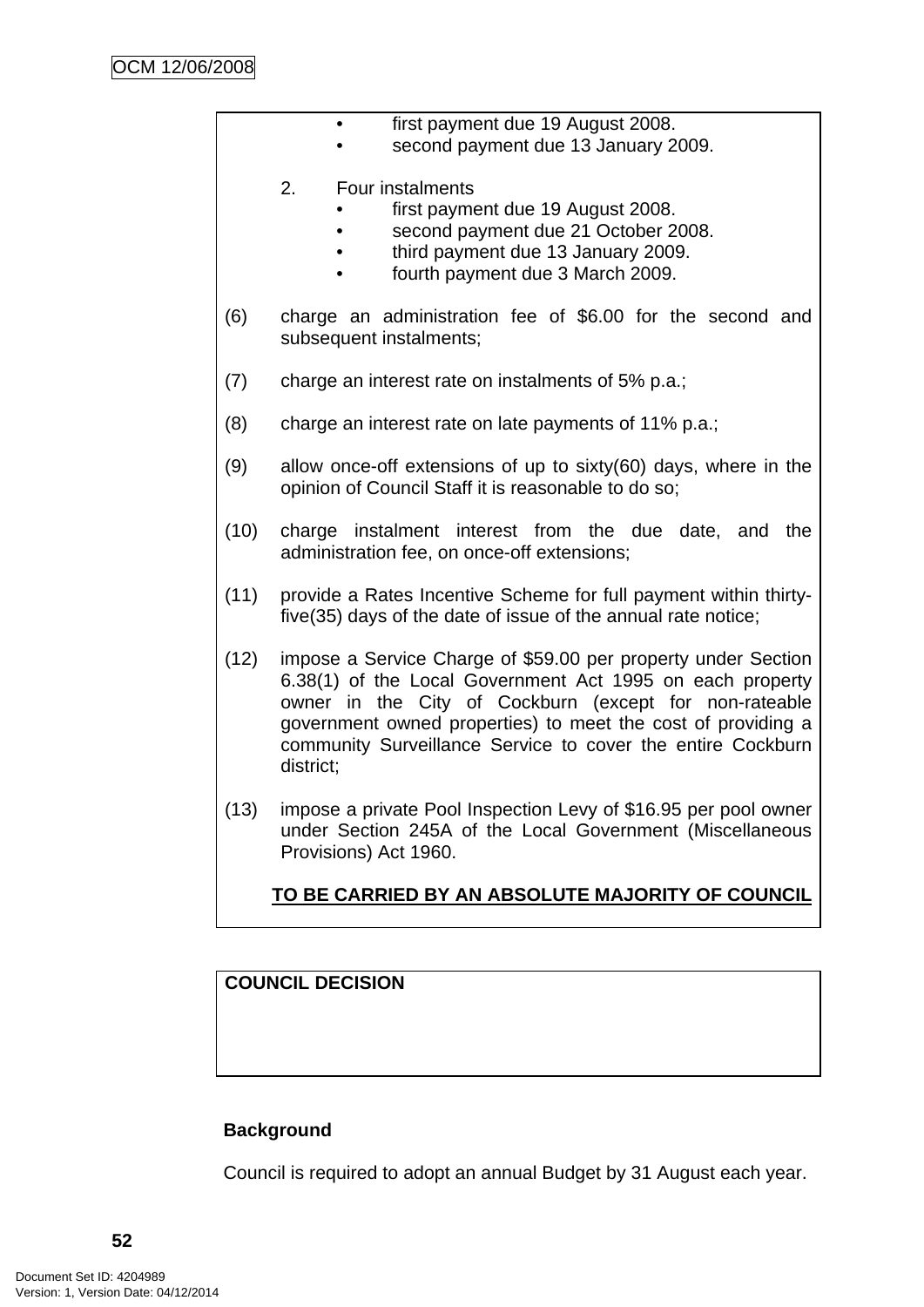- first payment due 19 August 2008.
- second payment due 13 January 2009.

2. Four instalments
   - first payment due 19 August 2008.
   - second payment due 21 October 2008.
   - third payment due 13 January 2009.
   - fourth payment due 3 March 2009.

(6) charge an administration fee of $6.00 for the second and subsequent instalments;

(7) charge an interest rate on instalments of 5% p.a.;

(8) charge an interest rate on late payments of 11% p.a.;

(9) allow once-off extensions of up to sixty(60) days, where in the opinion of Council Staff it is reasonable to do so;

(10) charge instalment interest from the due date, and the administration fee, on once-off extensions;

(11) provide a Rates Incentive Scheme for full payment within thirty-five(35) days of the date of issue of the annual rate notice;

(12) impose a Service Charge of $59.00 per property under Section 6.38(1) of the Local Government Act 1995 on each property owner in the City of Cockburn (except for non-rateable government owned properties) to meet the cost of providing a community Surveillance Service to cover the entire Cockburn district;

(13) impose a private Pool Inspection Levy of $16.95 per pool owner under Section 245A of the Local Government (Miscellaneous Provisions) Act 1960.

**TO BE CARRIED BY AN ABSOLUTE MAJORITY OF COUNCIL**

**COUNCIL DECISION**

**Background**

Council is required to adopt an annual Budget by 31 August each year.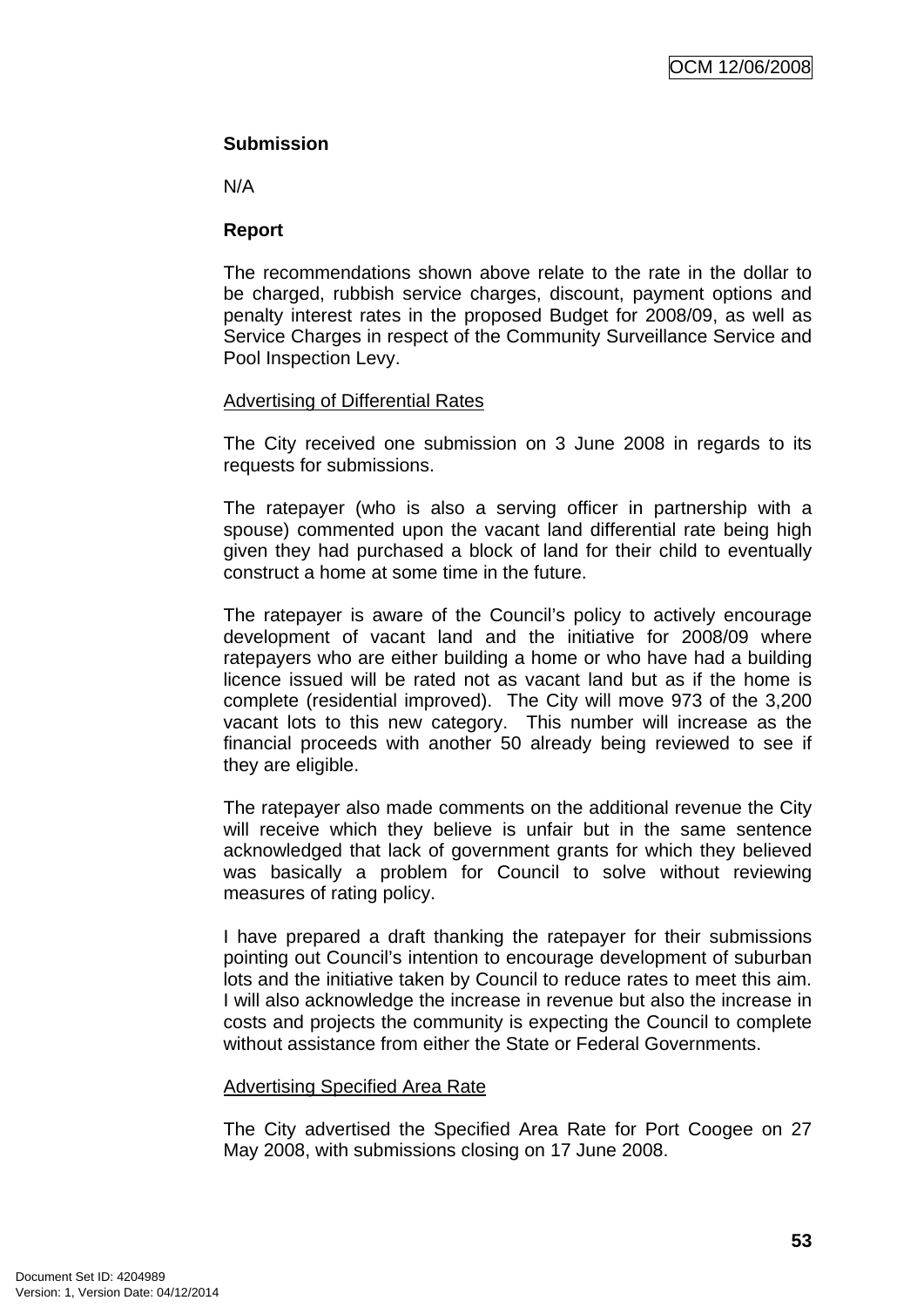**Submission**

N/A

**Report**

The recommendations shown above relate to the rate in the dollar to be charged, rubbish service charges, discount, payment options and penalty interest rates in the proposed Budget for 2008/09, as well as Service Charges in respect of the Community Surveillance Service and Pool Inspection Levy.

Advertising of Differential Rates

The City received one submission on 3 June 2008 in regards to its requests for submissions.

The ratepayer (who is also a serving officer in partnership with a spouse) commented upon the vacant land differential rate being high given they had purchased a block of land for their child to eventually construct a home at some time in the future.

The ratepayer is aware of the Council's policy to actively encourage development of vacant land and the initiative for 2008/09 where ratepayers who are either building a home or who have had a building licence issued will be rated not as vacant land but as if the home is complete (residential improved). The City will move 973 of the 3,200 vacant lots to this new category. This number will increase as the financial proceeds with another 50 already being reviewed to see if they are eligible.

The ratepayer also made comments on the additional revenue the City will receive which they believe is unfair but in the same sentence acknowledged that lack of government grants for which they believed was basically a problem for Council to solve without reviewing measures of rating policy.

I have prepared a draft thanking the ratepayer for their submissions pointing out Council's intention to encourage development of suburban lots and the initiative taken by Council to reduce rates to meet this aim. I will also acknowledge the increase in revenue but also the increase in costs and projects the community is expecting the Council to complete without assistance from either the State or Federal Governments.

Advertising Specified Area Rate

The City advertised the Specified Area Rate for Port Coogee on 27 May 2008, with submissions closing on 17 June 2008.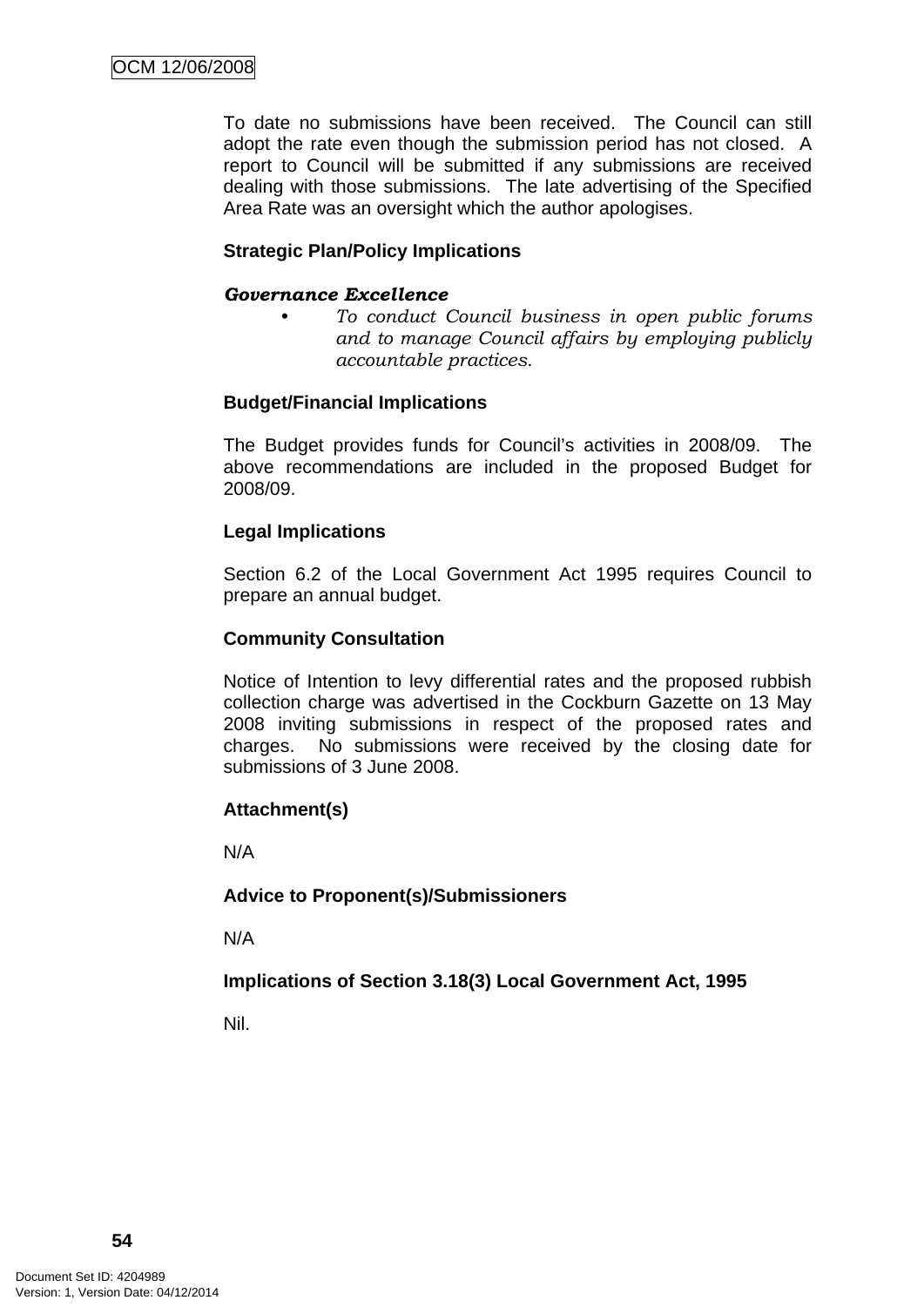To date no submissions have been received. The Council can still adopt the rate even though the submission period has not closed. A report to Council will be submitted if any submissions are received dealing with those submissions. The late advertising of the Specified Area Rate was an oversight which the author apologises.

**Strategic Plan/Policy Implications**

***Governance Excellence***

- *To conduct Council business in open public forums and to manage Council affairs by employing publicly accountable practices.*

**Budget/Financial Implications**

The Budget provides funds for Council's activities in 2008/09. The above recommendations are included in the proposed Budget for 2008/09.

**Legal Implications**

Section 6.2 of the Local Government Act 1995 requires Council to prepare an annual budget.

**Community Consultation**

Notice of Intention to levy differential rates and the proposed rubbish collection charge was advertised in the Cockburn Gazette on 13 May 2008 inviting submissions in respect of the proposed rates and charges. No submissions were received by the closing date for submissions of 3 June 2008.

**Attachment(s)**

N/A

**Advice to Proponent(s)/Submissioners**

N/A

**Implications of Section 3.18(3) Local Government Act, 1995**

Nil.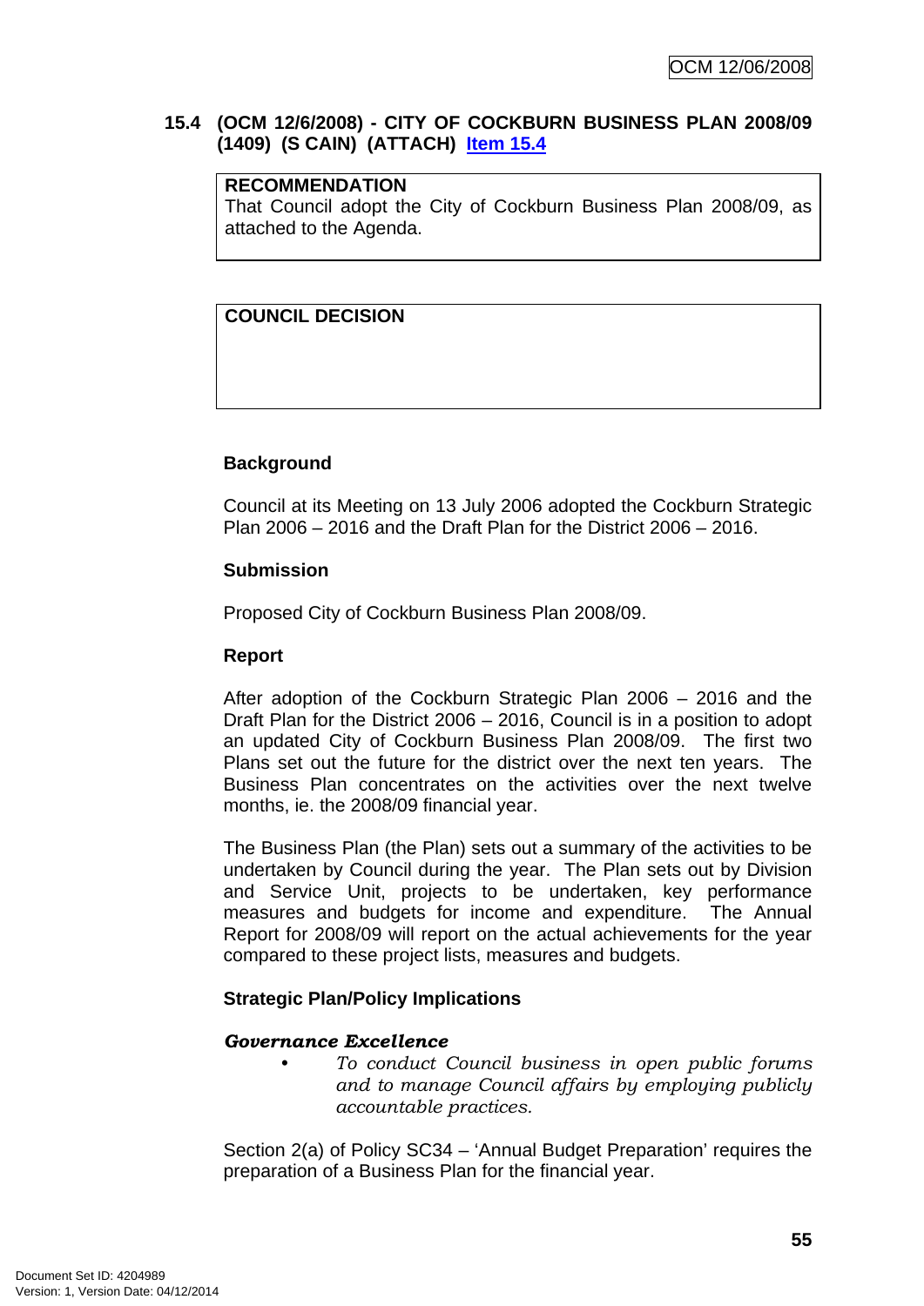### 15.4 (OCM 12/6/2008) - CITY OF COCKBURN BUSINESS PLAN 2008/09 (1409) (S CAIN) (ATTACH) Item 15.4

| **RECOMMENDATION** |
| --- |
| That Council adopt the City of Cockburn Business Plan 2008/09, as attached to the Agenda. |

| **COUNCIL DECISION** |
| --- |
| |

**Background**

Council at its Meeting on 13 July 2006 adopted the Cockburn Strategic Plan 2006 – 2016 and the Draft Plan for the District 2006 – 2016.

**Submission**

Proposed City of Cockburn Business Plan 2008/09.

**Report**

After adoption of the Cockburn Strategic Plan 2006 – 2016 and the Draft Plan for the District 2006 – 2016, Council is in a position to adopt an updated City of Cockburn Business Plan 2008/09. The first two Plans set out the future for the district over the next ten years. The Business Plan concentrates on the activities over the next twelve months, ie. the 2008/09 financial year.

The Business Plan (the Plan) sets out a summary of the activities to be undertaken by Council during the year. The Plan sets out by Division and Service Unit, projects to be undertaken, key performance measures and budgets for income and expenditure. The Annual Report for 2008/09 will report on the actual achievements for the year compared to these project lists, measures and budgets.

**Strategic Plan/Policy Implications**

***Governance Excellence***

- *To conduct Council business in open public forums and to manage Council affairs by employing publicly accountable practices.*

Section 2(a) of Policy SC34 – 'Annual Budget Preparation' requires the preparation of a Business Plan for the financial year.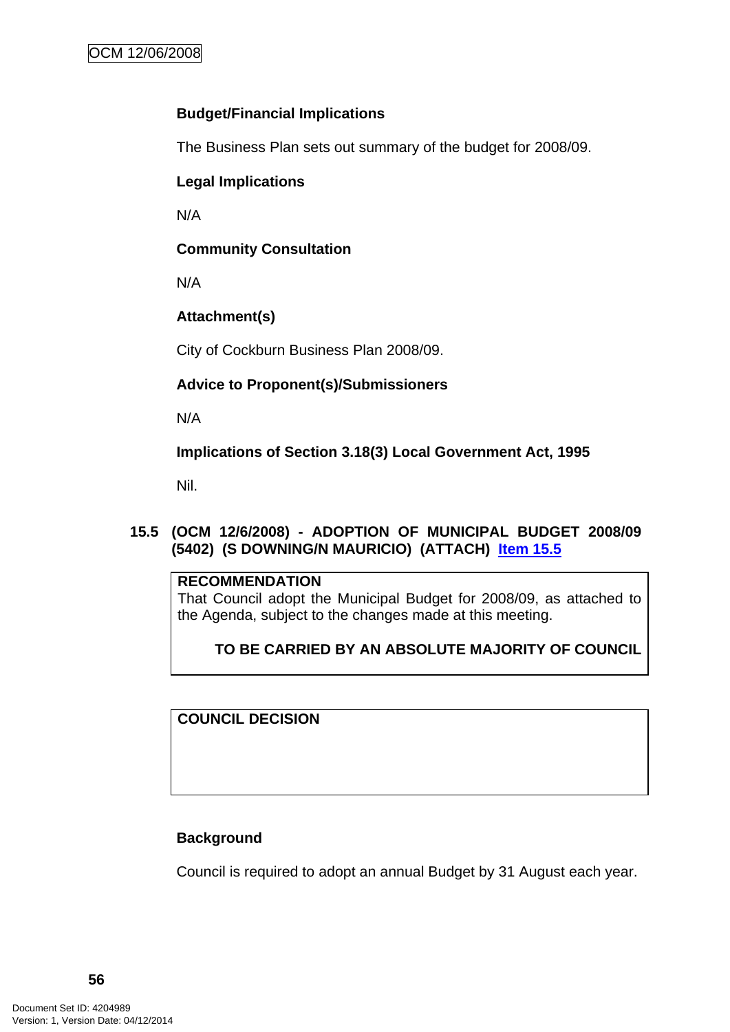**Budget/Financial Implications**

The Business Plan sets out summary of the budget for 2008/09.

**Legal Implications**

N/A

**Community Consultation**

N/A

**Attachment(s)**

City of Cockburn Business Plan 2008/09.

**Advice to Proponent(s)/Submissioners**

N/A

**Implications of Section 3.18(3) Local Government Act, 1995**

Nil.

## 15.5 (OCM 12/6/2008) - ADOPTION OF MUNICIPAL BUDGET 2008/09 (5402) (S DOWNING/N MAURICIO) (ATTACH) Item 15.5

**RECOMMENDATION**
That Council adopt the Municipal Budget for 2008/09, as attached to the Agenda, subject to the changes made at this meeting.

**TO BE CARRIED BY AN ABSOLUTE MAJORITY OF COUNCIL**

**COUNCIL DECISION**

**Background**

Council is required to adopt an annual Budget by 31 August each year.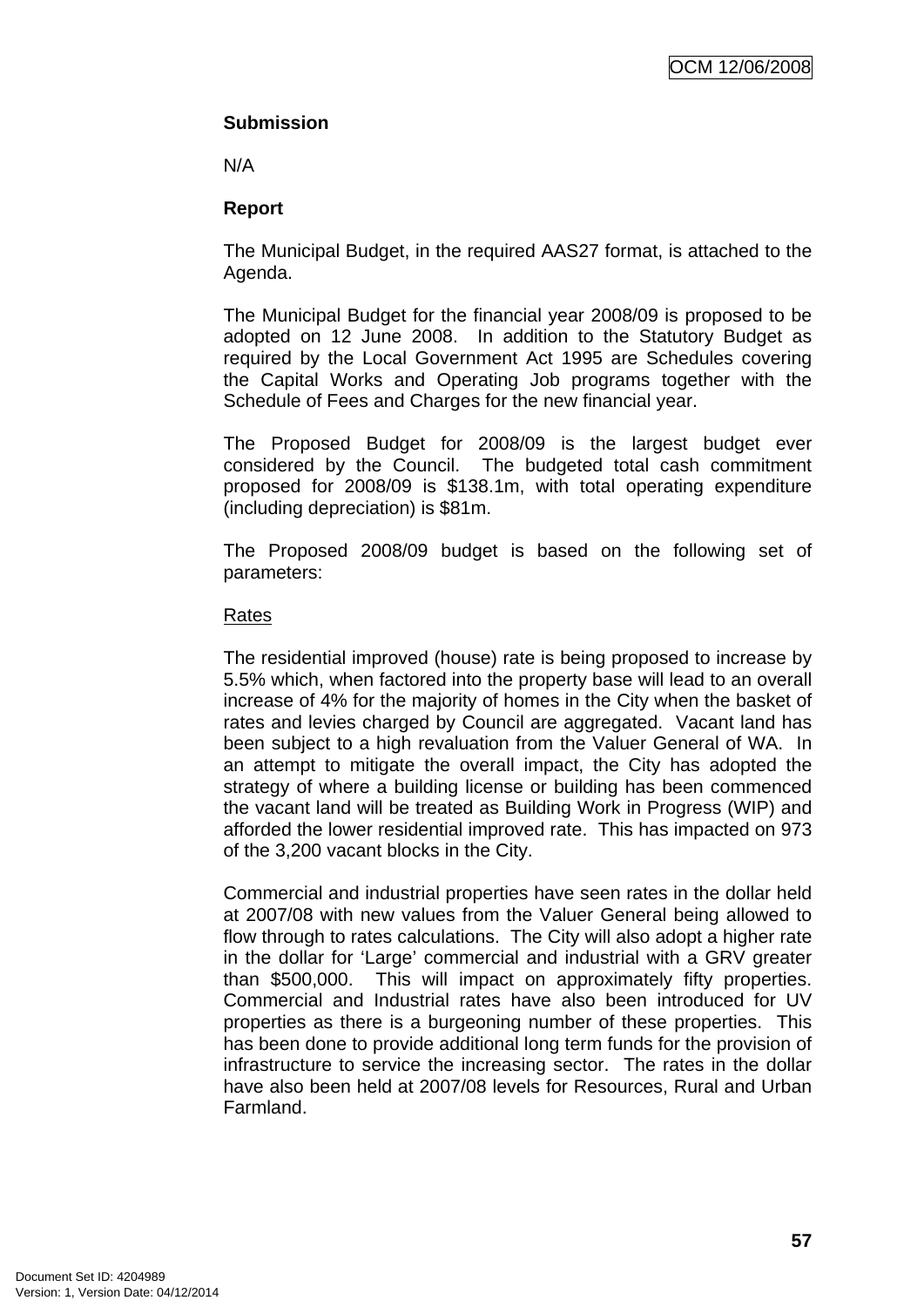**Submission**

N/A

**Report**

The Municipal Budget, in the required AAS27 format, is attached to the Agenda.

The Municipal Budget for the financial year 2008/09 is proposed to be adopted on 12 June 2008. In addition to the Statutory Budget as required by the Local Government Act 1995 are Schedules covering the Capital Works and Operating Job programs together with the Schedule of Fees and Charges for the new financial year.

The Proposed Budget for 2008/09 is the largest budget ever considered by the Council. The budgeted total cash commitment proposed for 2008/09 is $138.1m, with total operating expenditure (including depreciation) is $81m.

The Proposed 2008/09 budget is based on the following set of parameters:

Rates

The residential improved (house) rate is being proposed to increase by 5.5% which, when factored into the property base will lead to an overall increase of 4% for the majority of homes in the City when the basket of rates and levies charged by Council are aggregated. Vacant land has been subject to a high revaluation from the Valuer General of WA. In an attempt to mitigate the overall impact, the City has adopted the strategy of where a building license or building has been commenced the vacant land will be treated as Building Work in Progress (WIP) and afforded the lower residential improved rate. This has impacted on 973 of the 3,200 vacant blocks in the City.

Commercial and industrial properties have seen rates in the dollar held at 2007/08 with new values from the Valuer General being allowed to flow through to rates calculations. The City will also adopt a higher rate in the dollar for 'Large' commercial and industrial with a GRV greater than $500,000. This will impact on approximately fifty properties. Commercial and Industrial rates have also been introduced for UV properties as there is a burgeoning number of these properties. This has been done to provide additional long term funds for the provision of infrastructure to service the increasing sector. The rates in the dollar have also been held at 2007/08 levels for Resources, Rural and Urban Farmland.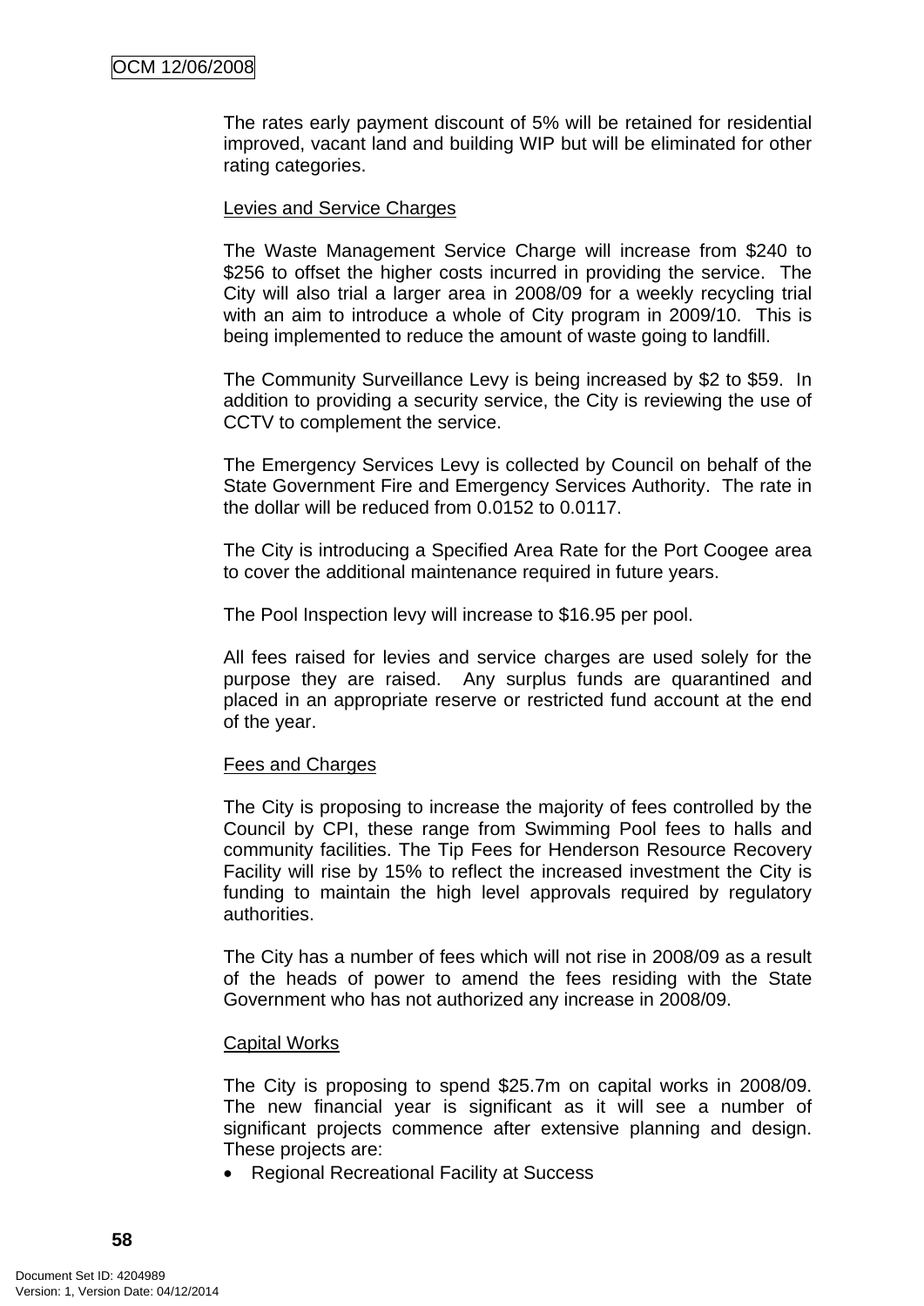The rates early payment discount of 5% will be retained for residential improved, vacant land and building WIP but will be eliminated for other rating categories.

### Levies and Service Charges

The Waste Management Service Charge will increase from $240 to $256 to offset the higher costs incurred in providing the service. The City will also trial a larger area in 2008/09 for a weekly recycling trial with an aim to introduce a whole of City program in 2009/10. This is being implemented to reduce the amount of waste going to landfill.

The Community Surveillance Levy is being increased by $2 to $59. In addition to providing a security service, the City is reviewing the use of CCTV to complement the service.

The Emergency Services Levy is collected by Council on behalf of the State Government Fire and Emergency Services Authority. The rate in the dollar will be reduced from 0.0152 to 0.0117.

The City is introducing a Specified Area Rate for the Port Coogee area to cover the additional maintenance required in future years.

The Pool Inspection levy will increase to $16.95 per pool.

All fees raised for levies and service charges are used solely for the purpose they are raised. Any surplus funds are quarantined and placed in an appropriate reserve or restricted fund account at the end of the year.

### Fees and Charges

The City is proposing to increase the majority of fees controlled by the Council by CPI, these range from Swimming Pool fees to halls and community facilities. The Tip Fees for Henderson Resource Recovery Facility will rise by 15% to reflect the increased investment the City is funding to maintain the high level approvals required by regulatory authorities.

The City has a number of fees which will not rise in 2008/09 as a result of the heads of power to amend the fees residing with the State Government who has not authorized any increase in 2008/09.

### Capital Works

The City is proposing to spend $25.7m on capital works in 2008/09. The new financial year is significant as it will see a number of significant projects commence after extensive planning and design. These projects are:

- Regional Recreational Facility at Success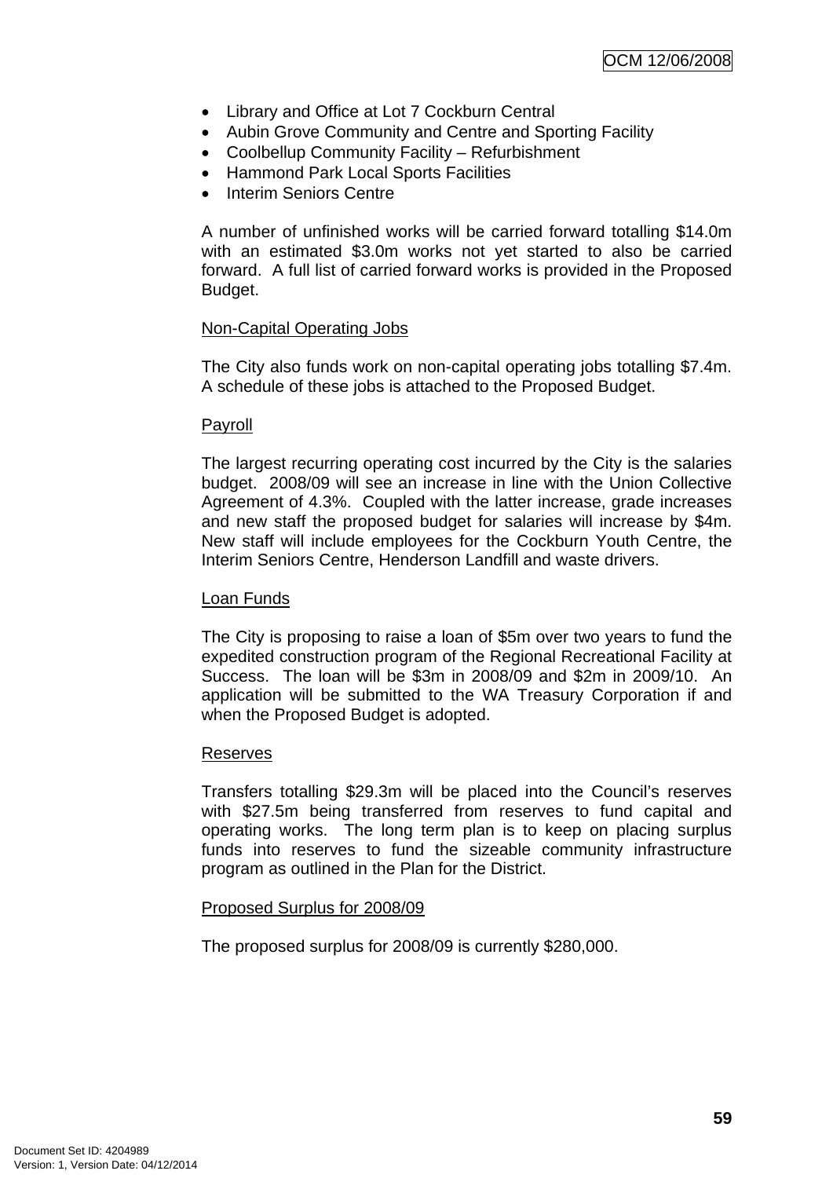- Library and Office at Lot 7 Cockburn Central
- Aubin Grove Community and Centre and Sporting Facility
- Coolbellup Community Facility – Refurbishment
- Hammond Park Local Sports Facilities
- Interim Seniors Centre

A number of unfinished works will be carried forward totalling $14.0m with an estimated $3.0m works not yet started to also be carried forward. A full list of carried forward works is provided in the Proposed Budget.

<u>Non-Capital Operating Jobs</u>

The City also funds work on non-capital operating jobs totalling $7.4m. A schedule of these jobs is attached to the Proposed Budget.

<u>Payroll</u>

The largest recurring operating cost incurred by the City is the salaries budget. 2008/09 will see an increase in line with the Union Collective Agreement of 4.3%. Coupled with the latter increase, grade increases and new staff the proposed budget for salaries will increase by $4m. New staff will include employees for the Cockburn Youth Centre, the Interim Seniors Centre, Henderson Landfill and waste drivers.

<u>Loan Funds</u>

The City is proposing to raise a loan of $5m over two years to fund the expedited construction program of the Regional Recreational Facility at Success. The loan will be $3m in 2008/09 and $2m in 2009/10. An application will be submitted to the WA Treasury Corporation if and when the Proposed Budget is adopted.

<u>Reserves</u>

Transfers totalling $29.3m will be placed into the Council's reserves with $27.5m being transferred from reserves to fund capital and operating works. The long term plan is to keep on placing surplus funds into reserves to fund the sizeable community infrastructure program as outlined in the Plan for the District.

<u>Proposed Surplus for 2008/09</u>

The proposed surplus for 2008/09 is currently $280,000.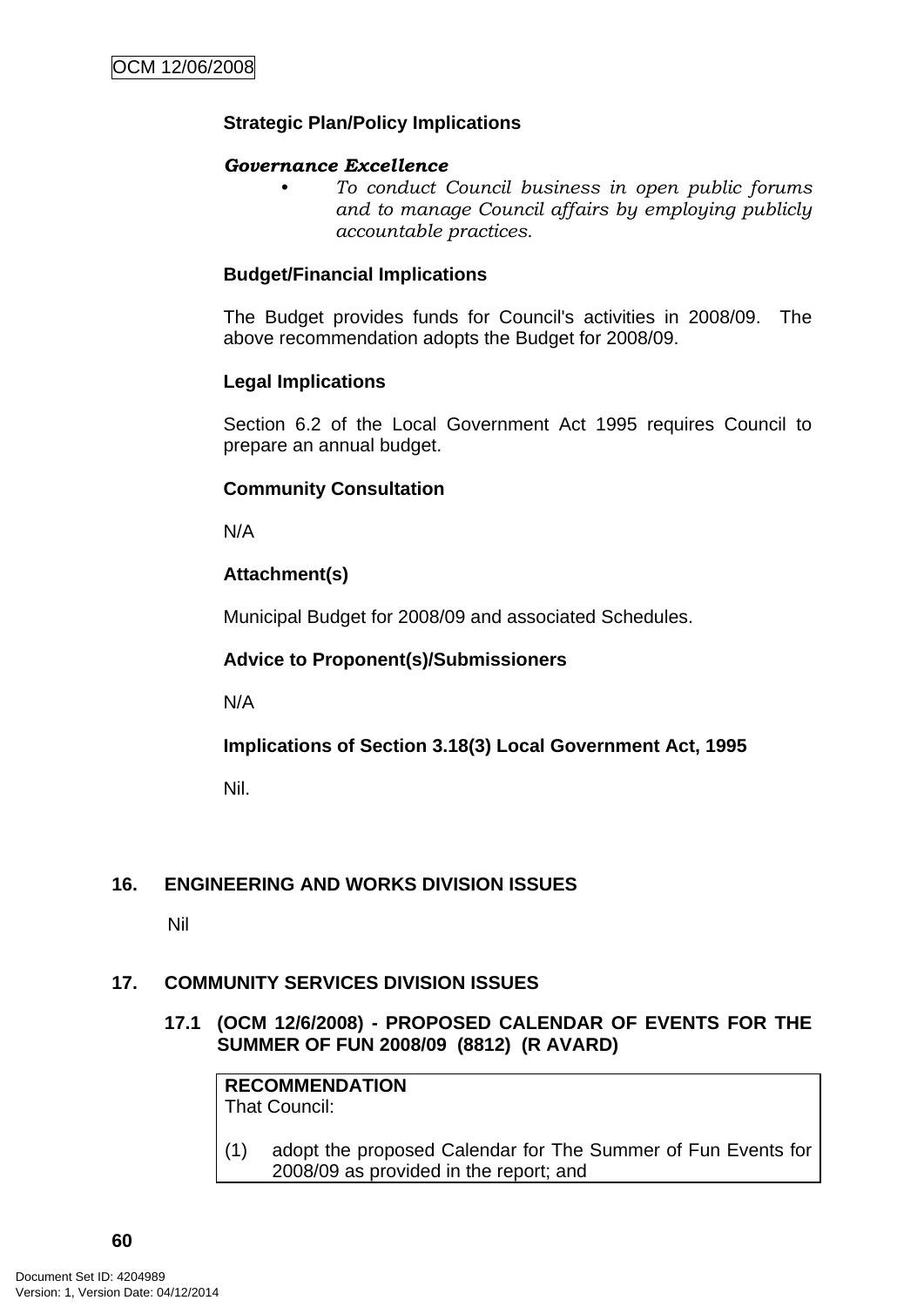**Strategic Plan/Policy Implications**

***Governance Excellence***

- *To conduct Council business in open public forums and to manage Council affairs by employing publicly accountable practices.*

**Budget/Financial Implications**

The Budget provides funds for Council's activities in 2008/09. The above recommendation adopts the Budget for 2008/09.

**Legal Implications**

Section 6.2 of the Local Government Act 1995 requires Council to prepare an annual budget.

**Community Consultation**

N/A

**Attachment(s)**

Municipal Budget for 2008/09 and associated Schedules.

**Advice to Proponent(s)/Submissioners**

N/A

**Implications of Section 3.18(3) Local Government Act, 1995**

Nil.

## 16. ENGINEERING AND WORKS DIVISION ISSUES

Nil

## 17. COMMUNITY SERVICES DIVISION ISSUES

### 17.1 (OCM 12/6/2008) - PROPOSED CALENDAR OF EVENTS FOR THE SUMMER OF FUN 2008/09 (8812) (R AVARD)

**RECOMMENDATION**
That Council:

(1) adopt the proposed Calendar for The Summer of Fun Events for 2008/09 as provided in the report; and

Document Set ID: 4204989
Version: 1, Version Date: 04/12/2014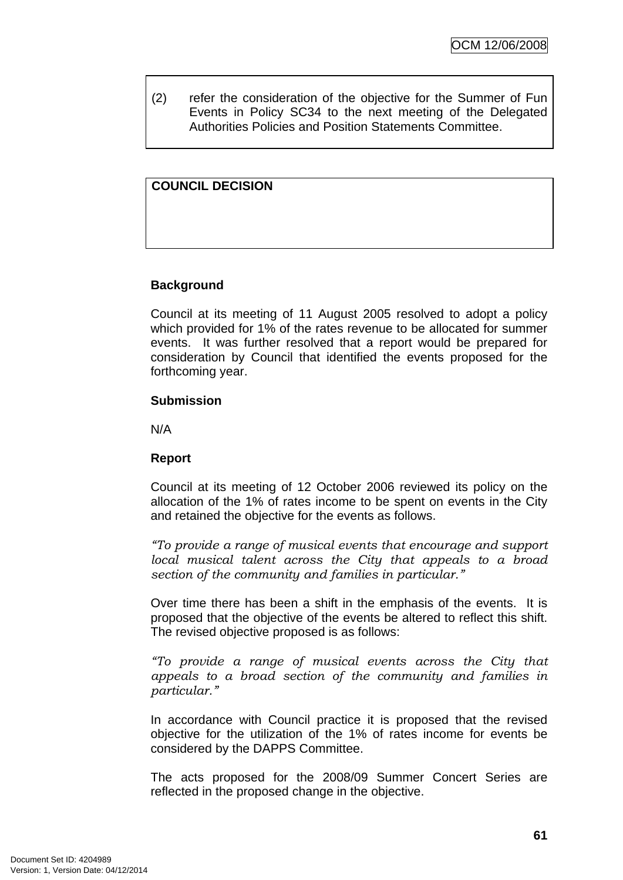(2) refer the consideration of the objective for the Summer of Fun Events in Policy SC34 to the next meeting of the Delegated Authorities Policies and Position Statements Committee.

**COUNCIL DECISION**

**Background**

Council at its meeting of 11 August 2005 resolved to adopt a policy which provided for 1% of the rates revenue to be allocated for summer events. It was further resolved that a report would be prepared for consideration by Council that identified the events proposed for the forthcoming year.

**Submission**

N/A

**Report**

Council at its meeting of 12 October 2006 reviewed its policy on the allocation of the 1% of rates income to be spent on events in the City and retained the objective for the events as follows.

*"To provide a range of musical events that encourage and support local musical talent across the City that appeals to a broad section of the community and families in particular."*

Over time there has been a shift in the emphasis of the events. It is proposed that the objective of the events be altered to reflect this shift. The revised objective proposed is as follows:

*"To provide a range of musical events across the City that appeals to a broad section of the community and families in particular."*

In accordance with Council practice it is proposed that the revised objective for the utilization of the 1% of rates income for events be considered by the DAPPS Committee.

The acts proposed for the 2008/09 Summer Concert Series are reflected in the proposed change in the objective.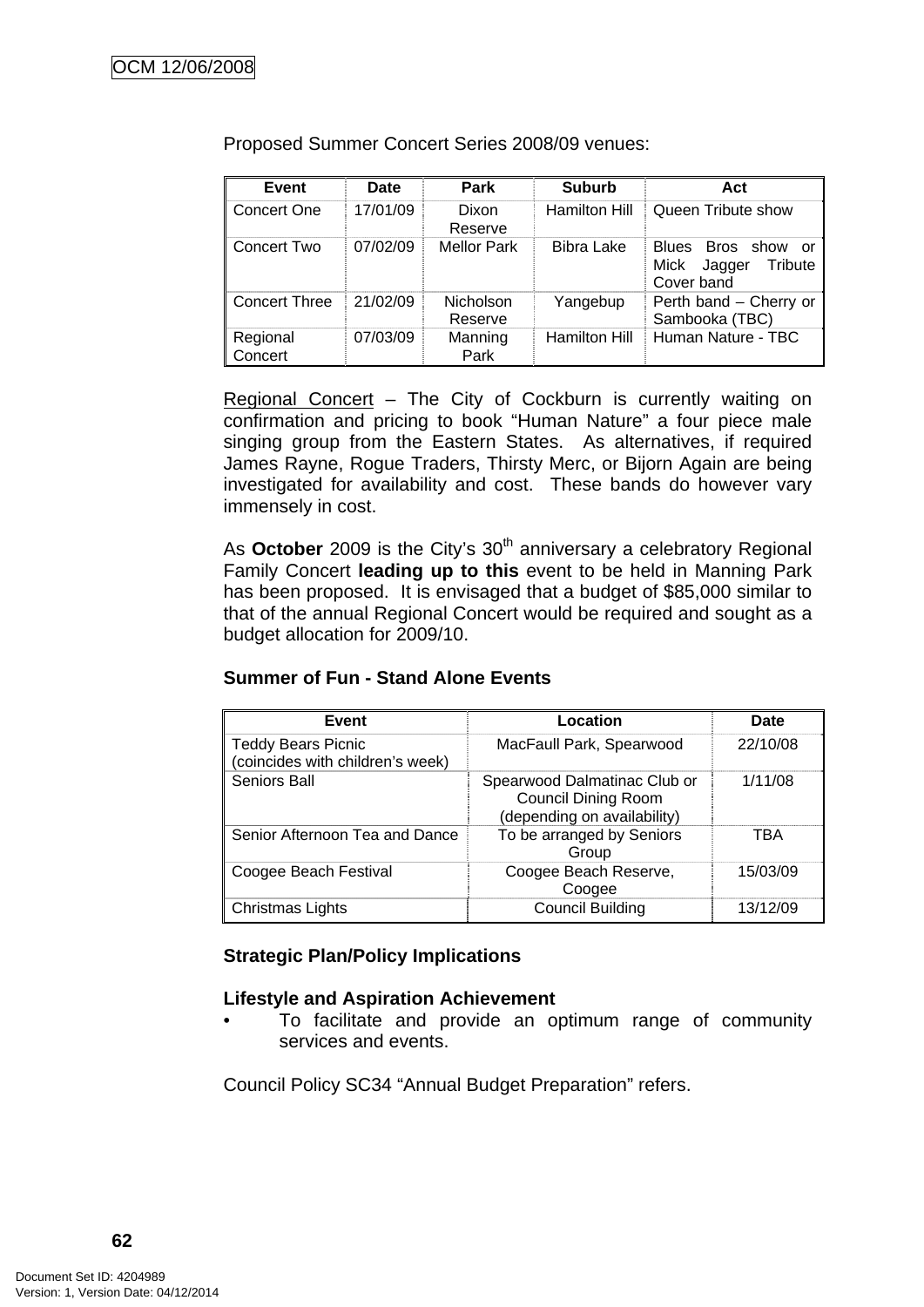Proposed Summer Concert Series 2008/09 venues:

| Event | Date | Park | Suburb | Act |
|---|---|---|---|---|
| Concert One | 17/01/09 | Dixon Reserve | Hamilton Hill | Queen Tribute show |
| Concert Two | 07/02/09 | Mellor Park | Bibra Lake | Blues Bros show or Mick Jagger Tribute Cover band |
| Concert Three | 21/02/09 | Nicholson Reserve | Yangebup | Perth band – Cherry or Sambooka (TBC) |
| Regional Concert | 07/03/09 | Manning Park | Hamilton Hill | Human Nature - TBC |

Regional Concert – The City of Cockburn is currently waiting on confirmation and pricing to book "Human Nature" a four piece male singing group from the Eastern States. As alternatives, if required James Rayne, Rogue Traders, Thirsty Merc, or Bijorn Again are being investigated for availability and cost. These bands do however vary immensely in cost.

As **October** 2009 is the City's 30th anniversary a celebratory Regional Family Concert **leading up to this** event to be held in Manning Park has been proposed. It is envisaged that a budget of $85,000 similar to that of the annual Regional Concert would be required and sought as a budget allocation for 2009/10.

**Summer of Fun - Stand Alone Events**

| Event | Location | Date |
|---|---|---|
| Teddy Bears Picnic (coincides with children's week) | MacFaull Park, Spearwood | 22/10/08 |
| Seniors Ball | Spearwood Dalmatinac Club or Council Dining Room (depending on availability) | 1/11/08 |
| Senior Afternoon Tea and Dance | To be arranged by Seniors Group | TBA |
| Coogee Beach Festival | Coogee Beach Reserve, Coogee | 15/03/09 |
| Christmas Lights | Council Building | 13/12/09 |

**Strategic Plan/Policy Implications**

**Lifestyle and Aspiration Achievement**

- To facilitate and provide an optimum range of community services and events.

Council Policy SC34 "Annual Budget Preparation" refers.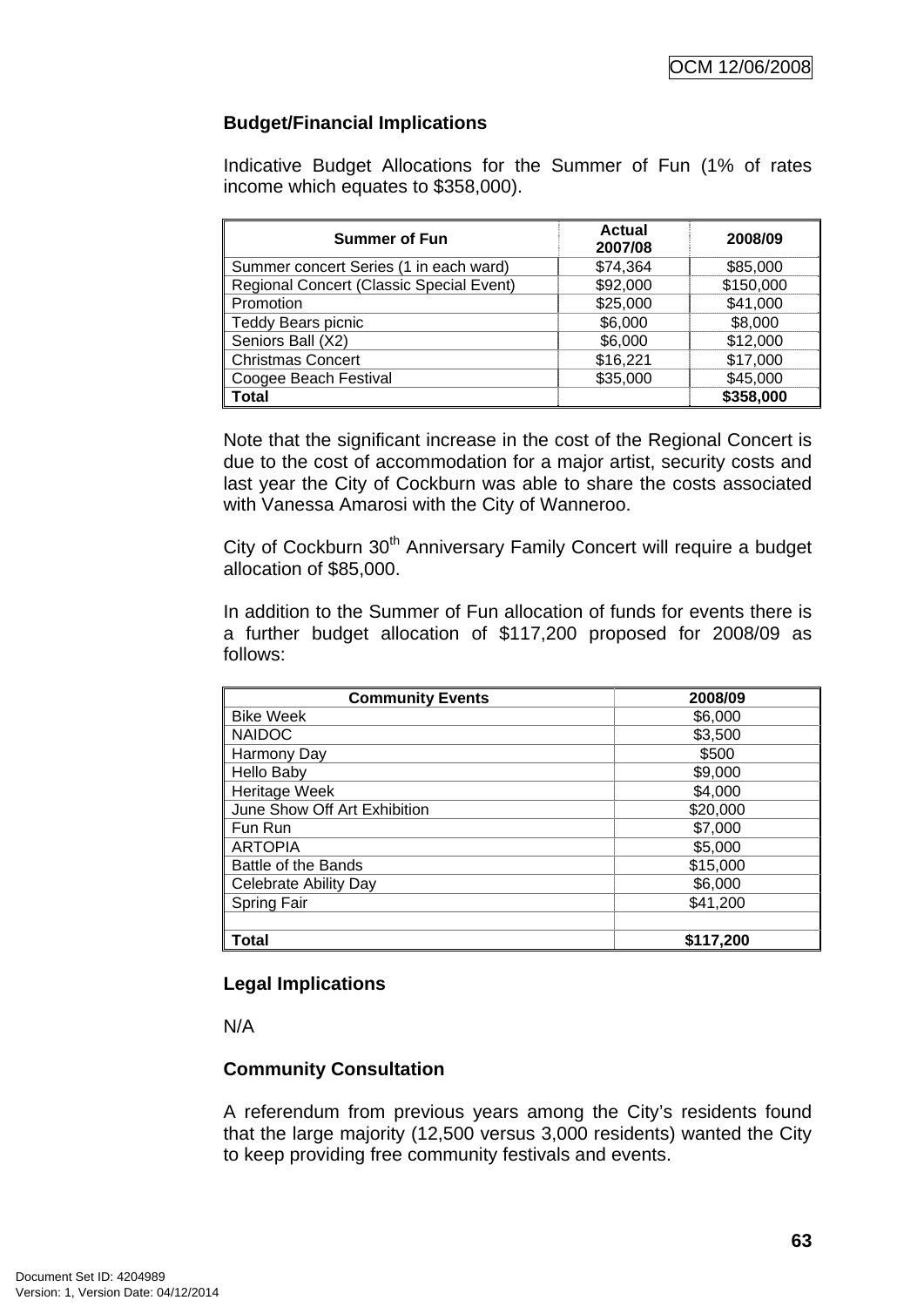**Budget/Financial Implications**

Indicative Budget Allocations for the Summer of Fun (1% of rates income which equates to $358,000).

| Summer of Fun | Actual 2007/08 | 2008/09 |
|---|---|---|
| Summer concert Series (1 in each ward) | $74,364 | $85,000 |
| Regional Concert (Classic Special Event) | $92,000 | $150,000 |
| Promotion | $25,000 | $41,000 |
| Teddy Bears picnic | $6,000 | $8,000 |
| Seniors Ball (X2) | $6,000 | $12,000 |
| Christmas Concert | $16,221 | $17,000 |
| Coogee Beach Festival | $35,000 | $45,000 |
| **Total** | | **$358,000** |

Note that the significant increase in the cost of the Regional Concert is due to the cost of accommodation for a major artist, security costs and last year the City of Cockburn was able to share the costs associated with Vanessa Amarosi with the City of Wanneroo.

City of Cockburn 30th Anniversary Family Concert will require a budget allocation of $85,000.

In addition to the Summer of Fun allocation of funds for events there is a further budget allocation of $117,200 proposed for 2008/09 as follows:

| Community Events | 2008/09 |
|---|---|
| Bike Week | $6,000 |
| NAIDOC | $3,500 |
| Harmony Day | $500 |
| Hello Baby | $9,000 |
| Heritage Week | $4,000 |
| June Show Off Art Exhibition | $20,000 |
| Fun Run | $7,000 |
| ARTOPIA | $5,000 |
| Battle of the Bands | $15,000 |
| Celebrate Ability Day | $6,000 |
| Spring Fair | $41,200 |
| | |
| **Total** | **$117,200** |

**Legal Implications**

N/A

**Community Consultation**

A referendum from previous years among the City's residents found that the large majority (12,500 versus 3,000 residents) wanted the City to keep providing free community festivals and events.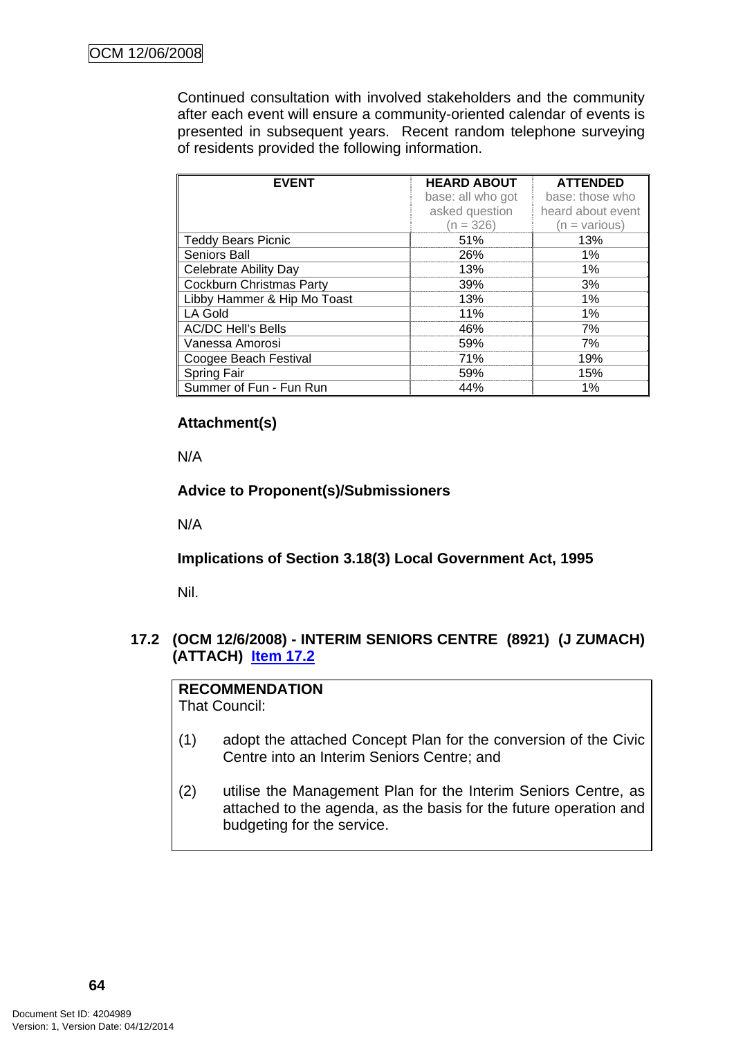Continued consultation with involved stakeholders and the community after each event will ensure a community-oriented calendar of events is presented in subsequent years. Recent random telephone surveying of residents provided the following information.

| EVENT | HEARD ABOUT base: all who got asked question (n = 326) | ATTENDED base: those who heard about event (n = various) |
|---|---|---|
| Teddy Bears Picnic | 51% | 13% |
| Seniors Ball | 26% | 1% |
| Celebrate Ability Day | 13% | 1% |
| Cockburn Christmas Party | 39% | 3% |
| Libby Hammer & Hip Mo Toast | 13% | 1% |
| LA Gold | 11% | 1% |
| AC/DC Hell's Bells | 46% | 7% |
| Vanessa Amorosi | 59% | 7% |
| Coogee Beach Festival | 71% | 19% |
| Spring Fair | 59% | 15% |
| Summer of Fun - Fun Run | 44% | 1% |

**Attachment(s)**

N/A

**Advice to Proponent(s)/Submissioners**

N/A

**Implications of Section 3.18(3) Local Government Act, 1995**

Nil.

## 17.2 (OCM 12/6/2008) - INTERIM SENIORS CENTRE (8921) (J ZUMACH) (ATTACH) Item 17.2

**RECOMMENDATION**
That Council:

(1) adopt the attached Concept Plan for the conversion of the Civic Centre into an Interim Seniors Centre; and

(2) utilise the Management Plan for the Interim Seniors Centre, as attached to the agenda, as the basis for the future operation and budgeting for the service.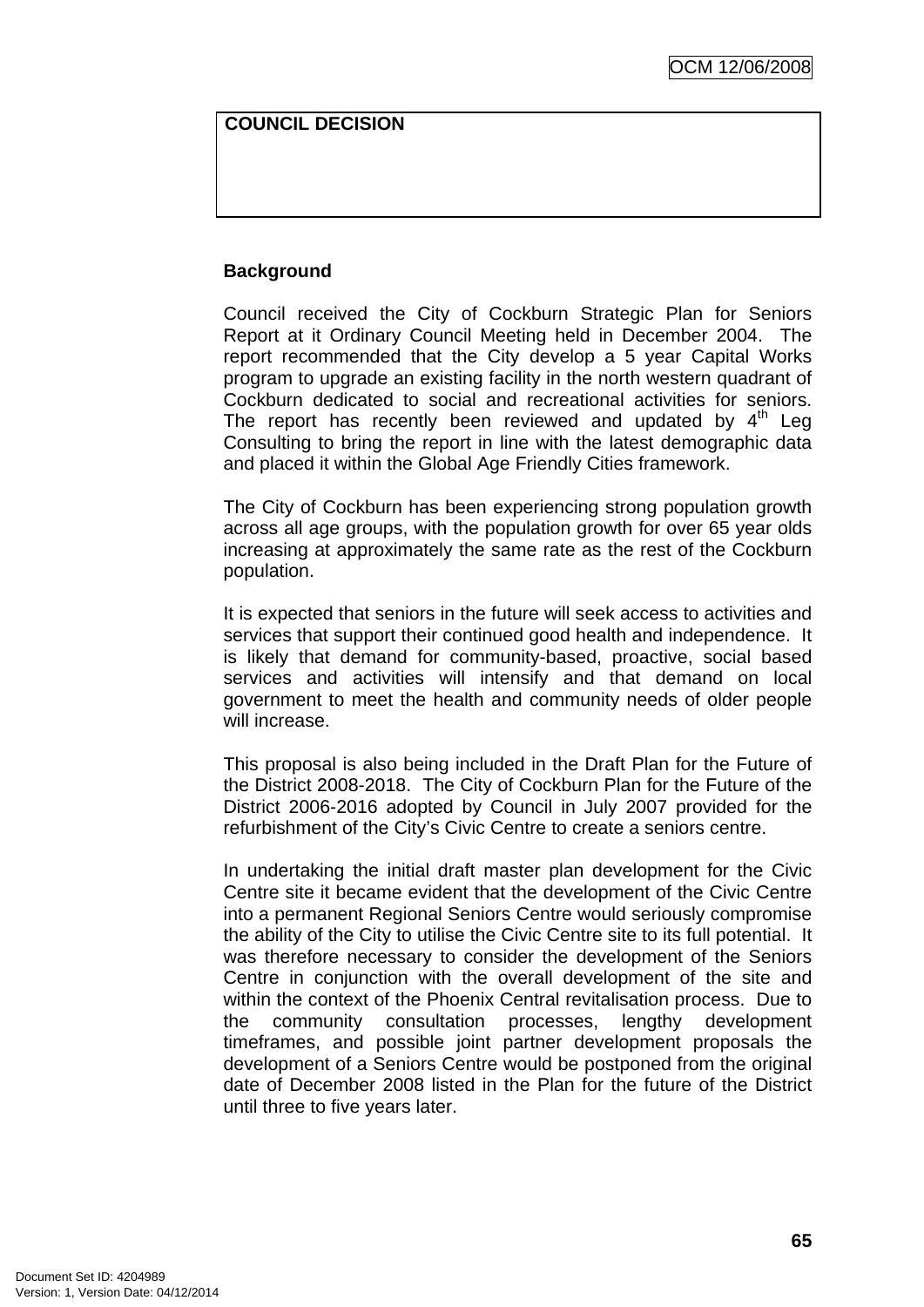| COUNCIL DECISION |
|---|
| |

**Background**

Council received the City of Cockburn Strategic Plan for Seniors Report at it Ordinary Council Meeting held in December 2004. The report recommended that the City develop a 5 year Capital Works program to upgrade an existing facility in the north western quadrant of Cockburn dedicated to social and recreational activities for seniors. The report has recently been reviewed and updated by 4th Leg Consulting to bring the report in line with the latest demographic data and placed it within the Global Age Friendly Cities framework.

The City of Cockburn has been experiencing strong population growth across all age groups, with the population growth for over 65 year olds increasing at approximately the same rate as the rest of the Cockburn population.

It is expected that seniors in the future will seek access to activities and services that support their continued good health and independence. It is likely that demand for community-based, proactive, social based services and activities will intensify and that demand on local government to meet the health and community needs of older people will increase.

This proposal is also being included in the Draft Plan for the Future of the District 2008-2018. The City of Cockburn Plan for the Future of the District 2006-2016 adopted by Council in July 2007 provided for the refurbishment of the City's Civic Centre to create a seniors centre.

In undertaking the initial draft master plan development for the Civic Centre site it became evident that the development of the Civic Centre into a permanent Regional Seniors Centre would seriously compromise the ability of the City to utilise the Civic Centre site to its full potential. It was therefore necessary to consider the development of the Seniors Centre in conjunction with the overall development of the site and within the context of the Phoenix Central revitalisation process. Due to the community consultation processes, lengthy development timeframes, and possible joint partner development proposals the development of a Seniors Centre would be postponed from the original date of December 2008 listed in the Plan for the future of the District until three to five years later.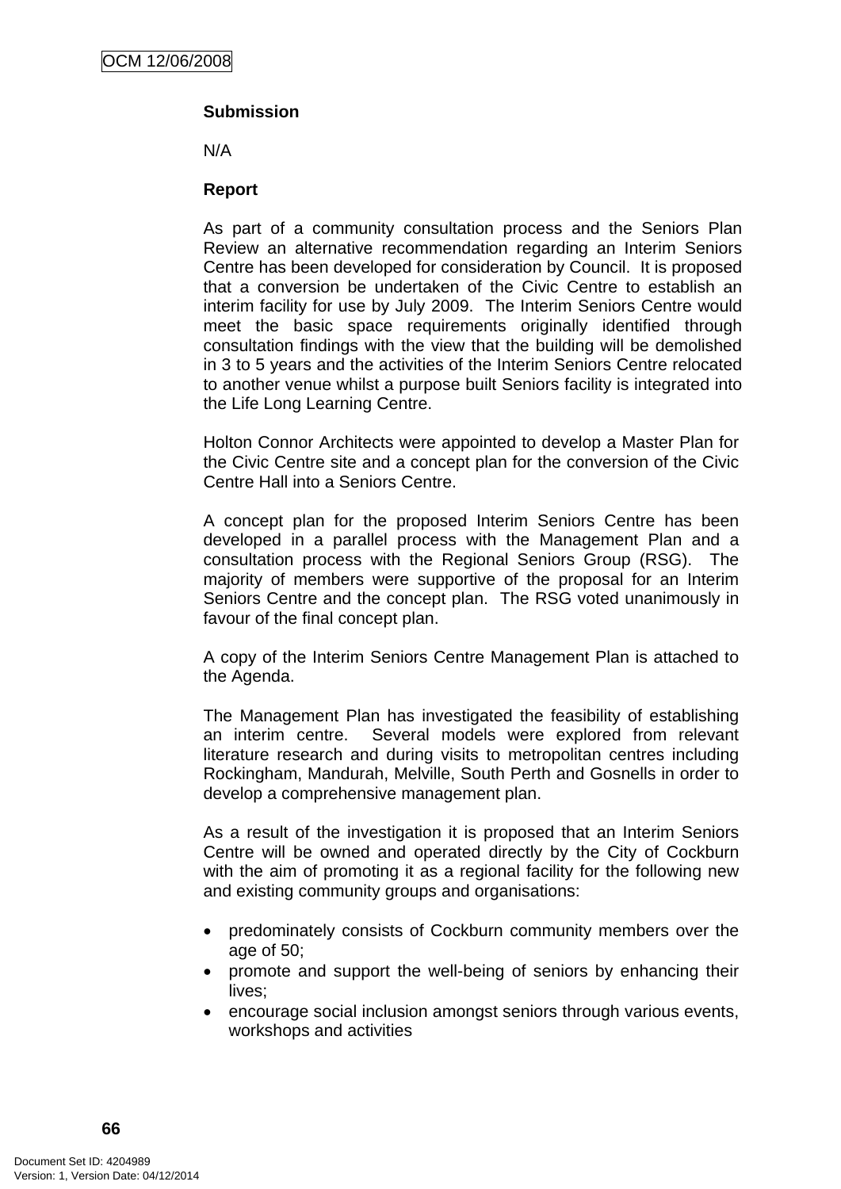**Submission**

N/A

**Report**

As part of a community consultation process and the Seniors Plan Review an alternative recommendation regarding an Interim Seniors Centre has been developed for consideration by Council. It is proposed that a conversion be undertaken of the Civic Centre to establish an interim facility for use by July 2009. The Interim Seniors Centre would meet the basic space requirements originally identified through consultation findings with the view that the building will be demolished in 3 to 5 years and the activities of the Interim Seniors Centre relocated to another venue whilst a purpose built Seniors facility is integrated into the Life Long Learning Centre.

Holton Connor Architects were appointed to develop a Master Plan for the Civic Centre site and a concept plan for the conversion of the Civic Centre Hall into a Seniors Centre.

A concept plan for the proposed Interim Seniors Centre has been developed in a parallel process with the Management Plan and a consultation process with the Regional Seniors Group (RSG). The majority of members were supportive of the proposal for an Interim Seniors Centre and the concept plan. The RSG voted unanimously in favour of the final concept plan.

A copy of the Interim Seniors Centre Management Plan is attached to the Agenda.

The Management Plan has investigated the feasibility of establishing an interim centre. Several models were explored from relevant literature research and during visits to metropolitan centres including Rockingham, Mandurah, Melville, South Perth and Gosnells in order to develop a comprehensive management plan.

As a result of the investigation it is proposed that an Interim Seniors Centre will be owned and operated directly by the City of Cockburn with the aim of promoting it as a regional facility for the following new and existing community groups and organisations:

- predominately consists of Cockburn community members over the age of 50;
- promote and support the well-being of seniors by enhancing their lives;
- encourage social inclusion amongst seniors through various events, workshops and activities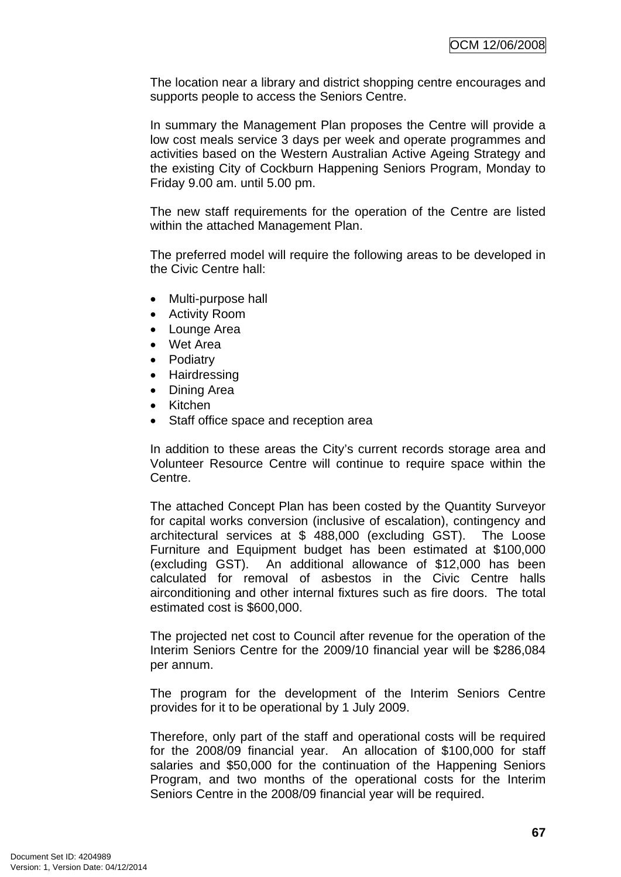The location near a library and district shopping centre encourages and supports people to access the Seniors Centre.

In summary the Management Plan proposes the Centre will provide a low cost meals service 3 days per week and operate programmes and activities based on the Western Australian Active Ageing Strategy and the existing City of Cockburn Happening Seniors Program, Monday to Friday 9.00 am. until 5.00 pm.

The new staff requirements for the operation of the Centre are listed within the attached Management Plan.

The preferred model will require the following areas to be developed in the Civic Centre hall:

- Multi-purpose hall
- Activity Room
- Lounge Area
- Wet Area
- Podiatry
- Hairdressing
- Dining Area
- Kitchen
- Staff office space and reception area

In addition to these areas the City's current records storage area and Volunteer Resource Centre will continue to require space within the Centre.

The attached Concept Plan has been costed by the Quantity Surveyor for capital works conversion (inclusive of escalation), contingency and architectural services at $ 488,000 (excluding GST). The Loose Furniture and Equipment budget has been estimated at $100,000 (excluding GST). An additional allowance of $12,000 has been calculated for removal of asbestos in the Civic Centre halls airconditioning and other internal fixtures such as fire doors. The total estimated cost is $600,000.

The projected net cost to Council after revenue for the operation of the Interim Seniors Centre for the 2009/10 financial year will be $286,084 per annum.

The program for the development of the Interim Seniors Centre provides for it to be operational by 1 July 2009.

Therefore, only part of the staff and operational costs will be required for the 2008/09 financial year. An allocation of $100,000 for staff salaries and $50,000 for the continuation of the Happening Seniors Program, and two months of the operational costs for the Interim Seniors Centre in the 2008/09 financial year will be required.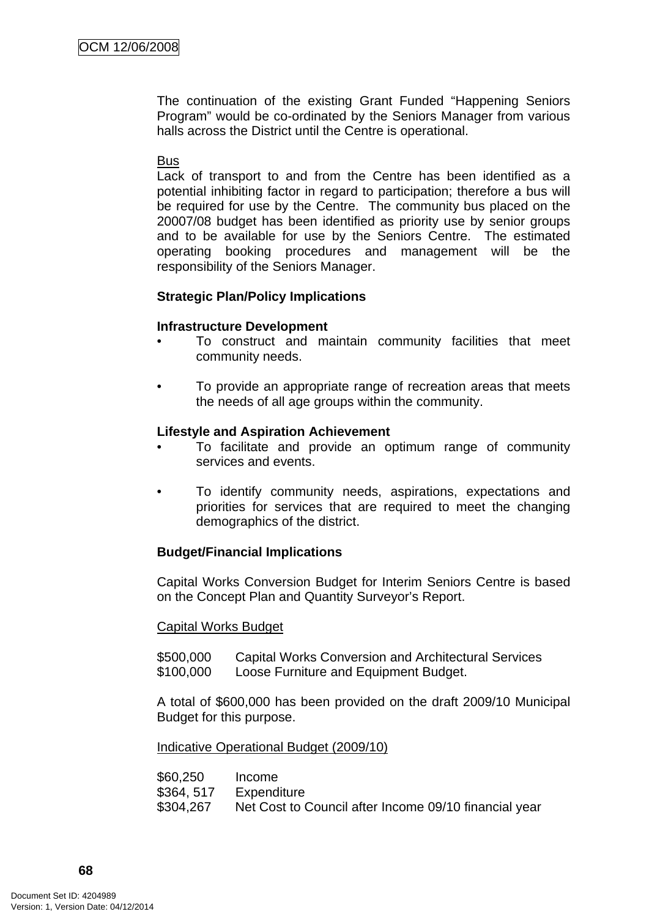The continuation of the existing Grant Funded "Happening Seniors Program" would be co-ordinated by the Seniors Manager from various halls across the District until the Centre is operational.

Bus

Lack of transport to and from the Centre has been identified as a potential inhibiting factor in regard to participation; therefore a bus will be required for use by the Centre. The community bus placed on the 20007/08 budget has been identified as priority use by senior groups and to be available for use by the Seniors Centre. The estimated operating booking procedures and management will be the responsibility of the Seniors Manager.

**Strategic Plan/Policy Implications**

**Infrastructure Development**

- To construct and maintain community facilities that meet community needs.
- To provide an appropriate range of recreation areas that meets the needs of all age groups within the community.

**Lifestyle and Aspiration Achievement**

- To facilitate and provide an optimum range of community services and events.
- To identify community needs, aspirations, expectations and priorities for services that are required to meet the changing demographics of the district.

**Budget/Financial Implications**

Capital Works Conversion Budget for Interim Seniors Centre is based on the Concept Plan and Quantity Surveyor's Report.

Capital Works Budget

$500,000 Capital Works Conversion and Architectural Services
$100,000 Loose Furniture and Equipment Budget.

A total of $600,000 has been provided on the draft 2009/10 Municipal Budget for this purpose.

Indicative Operational Budget (2009/10)

$60,250 Income
$364, 517 Expenditure
$304,267 Net Cost to Council after Income 09/10 financial year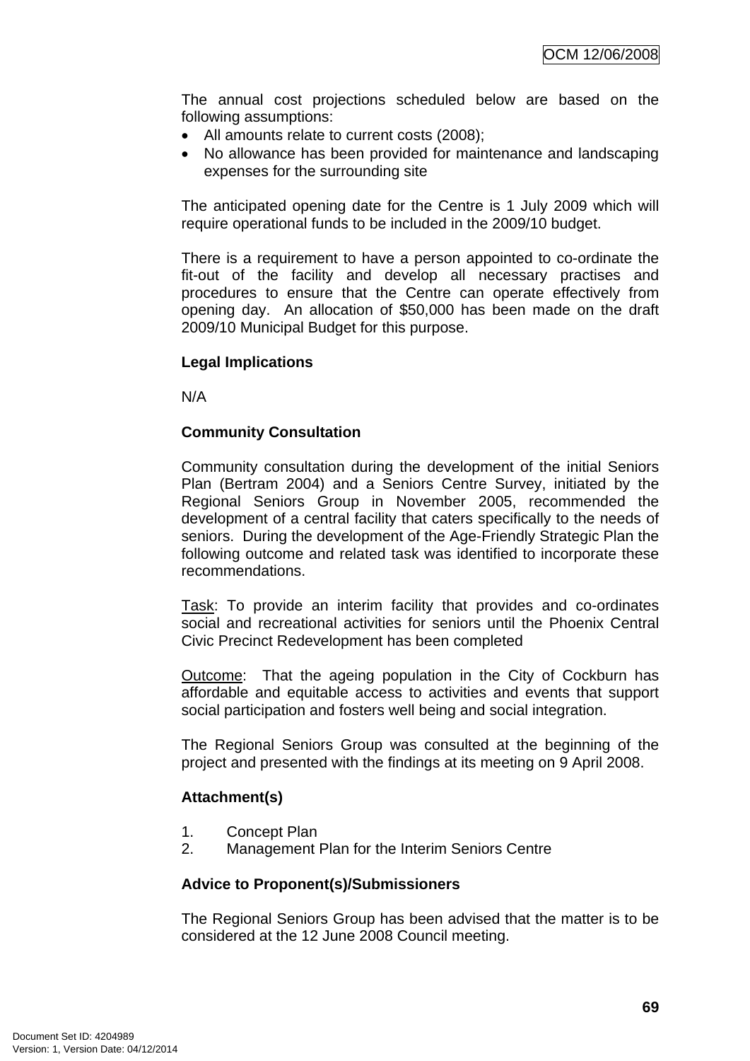The annual cost projections scheduled below are based on the following assumptions:

- All amounts relate to current costs (2008);
- No allowance has been provided for maintenance and landscaping expenses for the surrounding site

The anticipated opening date for the Centre is 1 July 2009 which will require operational funds to be included in the 2009/10 budget.

There is a requirement to have a person appointed to co-ordinate the fit-out of the facility and develop all necessary practises and procedures to ensure that the Centre can operate effectively from opening day. An allocation of $50,000 has been made on the draft 2009/10 Municipal Budget for this purpose.

**Legal Implications**

N/A

**Community Consultation**

Community consultation during the development of the initial Seniors Plan (Bertram 2004) and a Seniors Centre Survey, initiated by the Regional Seniors Group in November 2005, recommended the development of a central facility that caters specifically to the needs of seniors. During the development of the Age-Friendly Strategic Plan the following outcome and related task was identified to incorporate these recommendations.

<u>Task</u>: To provide an interim facility that provides and co-ordinates social and recreational activities for seniors until the Phoenix Central Civic Precinct Redevelopment has been completed

<u>Outcome</u>: That the ageing population in the City of Cockburn has affordable and equitable access to activities and events that support social participation and fosters well being and social integration.

The Regional Seniors Group was consulted at the beginning of the project and presented with the findings at its meeting on 9 April 2008.

**Attachment(s)**

1. Concept Plan
2. Management Plan for the Interim Seniors Centre

**Advice to Proponent(s)/Submissioners**

The Regional Seniors Group has been advised that the matter is to be considered at the 12 June 2008 Council meeting.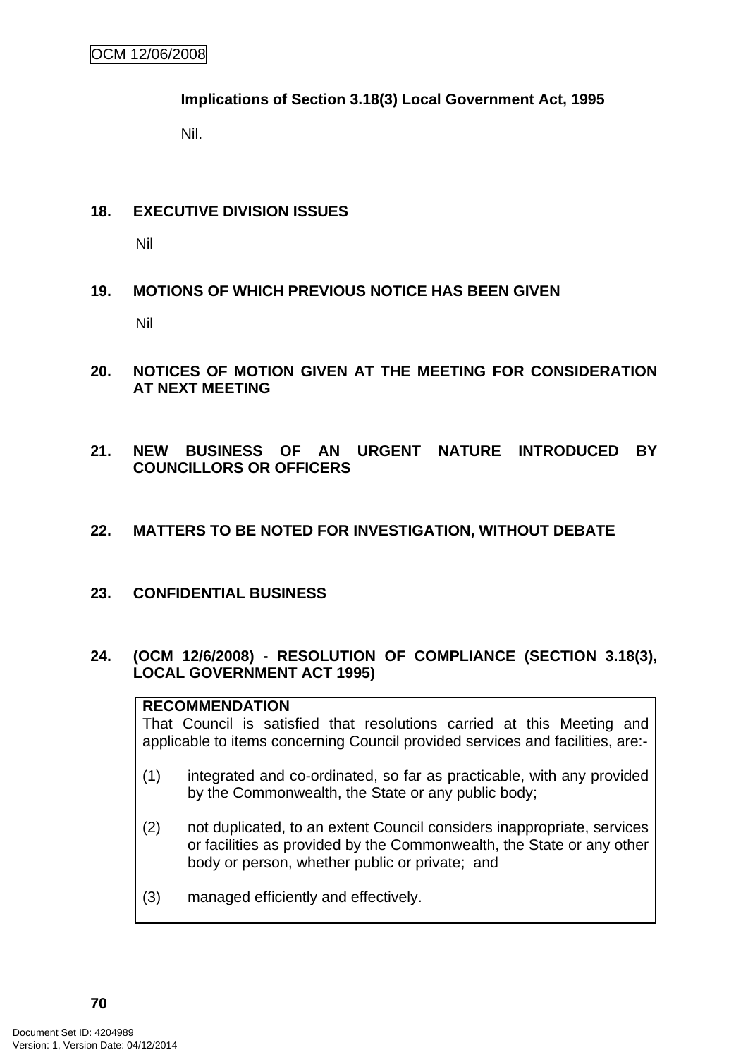**Implications of Section 3.18(3) Local Government Act, 1995**

Nil.

## 18. EXECUTIVE DIVISION ISSUES

Nil

## 19. MOTIONS OF WHICH PREVIOUS NOTICE HAS BEEN GIVEN

Nil

## 20. NOTICES OF MOTION GIVEN AT THE MEETING FOR CONSIDERATION AT NEXT MEETING

## 21. NEW BUSINESS OF AN URGENT NATURE INTRODUCED BY COUNCILLORS OR OFFICERS

## 22. MATTERS TO BE NOTED FOR INVESTIGATION, WITHOUT DEBATE

## 23. CONFIDENTIAL BUSINESS

## 24. (OCM 12/6/2008) - RESOLUTION OF COMPLIANCE (SECTION 3.18(3), LOCAL GOVERNMENT ACT 1995)

**RECOMMENDATION**

That Council is satisfied that resolutions carried at this Meeting and applicable to items concerning Council provided services and facilities, are:-

(1) integrated and co-ordinated, so far as practicable, with any provided by the Commonwealth, the State or any public body;

(2) not duplicated, to an extent Council considers inappropriate, services or facilities as provided by the Commonwealth, the State or any other body or person, whether public or private; and

(3) managed efficiently and effectively.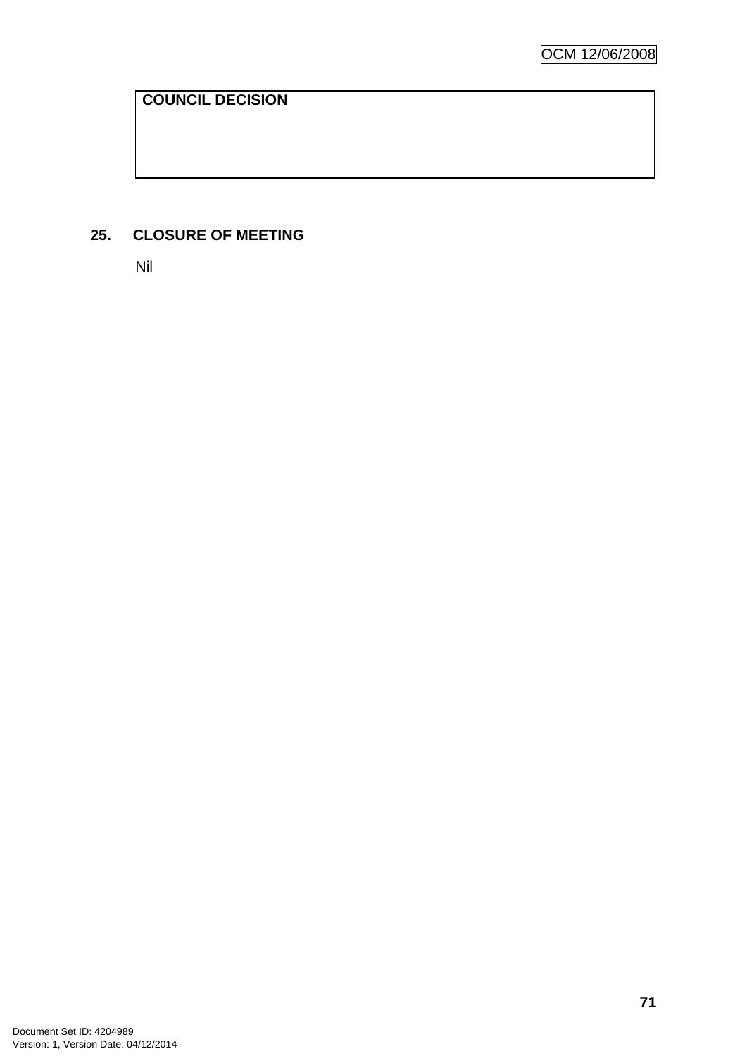| COUNCIL DECISION |
| --- |
| |

## 25. CLOSURE OF MEETING

Nil